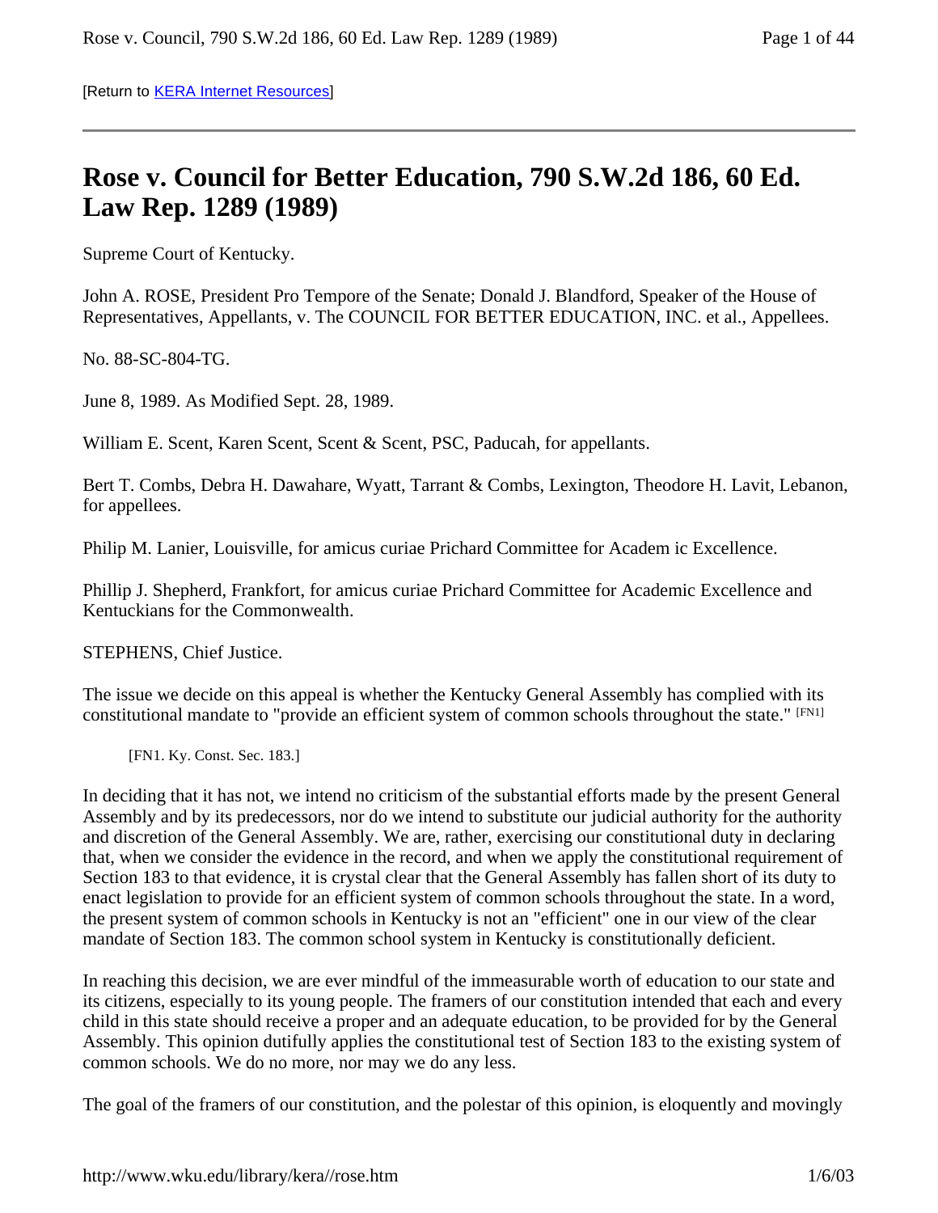[Return to KERA Internet Resources]

---

# Rose v. Council for Better Education, 790 S.W.2d 186, 60 Ed. Law Rep. 1289 (1989)

Supreme Court of Kentucky.

John A. ROSE, President Pro Tempore of the Senate; Donald J. Blandford, Speaker of the House of Representatives, Appellants, v. The COUNCIL FOR BETTER EDUCATION, INC. et al., Appellees.

No. 88-SC-804-TG.

June 8, 1989. As Modified Sept. 28, 1989.

William E. Scent, Karen Scent, Scent & Scent, PSC, Paducah, for appellants.

Bert T. Combs, Debra H. Dawahare, Wyatt, Tarrant & Combs, Lexington, Theodore H. Lavit, Lebanon, for appellees.

Philip M. Lanier, Louisville, for amicus curiae Prichard Committee for Academ ic Excellence.

Phillip J. Shepherd, Frankfort, for amicus curiae Prichard Committee for Academic Excellence and Kentuckians for the Commonwealth.

STEPHENS, Chief Justice.

The issue we decide on this appeal is whether the Kentucky General Assembly has complied with its constitutional mandate to "provide an efficient system of common schools throughout the state." [FN1]

> [FN1. Ky. Const. Sec. 183.]

In deciding that it has not, we intend no criticism of the substantial efforts made by the present General Assembly and by its predecessors, nor do we intend to substitute our judicial authority for the authority and discretion of the General Assembly. We are, rather, exercising our constitutional duty in declaring that, when we consider the evidence in the record, and when we apply the constitutional requirement of Section 183 to that evidence, it is crystal clear that the General Assembly has fallen short of its duty to enact legislation to provide for an efficient system of common schools throughout the state. In a word, the present system of common schools in Kentucky is not an "efficient" one in our view of the clear mandate of Section 183. The common school system in Kentucky is constitutionally deficient.

In reaching this decision, we are ever mindful of the immeasurable worth of education to our state and its citizens, especially to its young people. The framers of our constitution intended that each and every child in this state should receive a proper and an adequate education, to be provided for by the General Assembly. This opinion dutifully applies the constitutional test of Section 183 to the existing system of common schools. We do no more, nor may we do any less.

The goal of the framers of our constitution, and the polestar of this opinion, is eloquently and movingly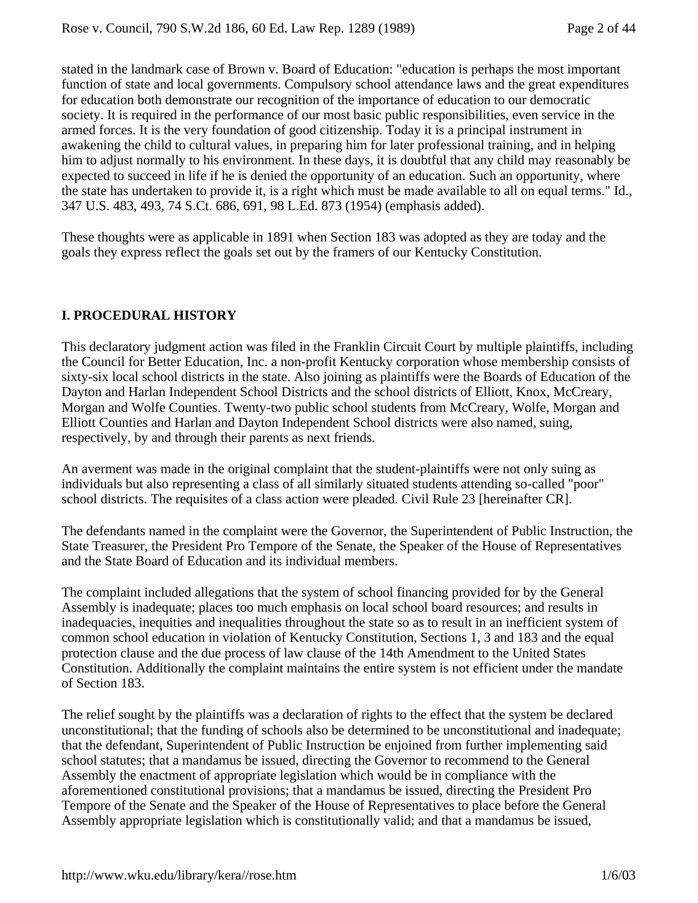stated in the landmark case of Brown v. Board of Education: "education is perhaps the most important function of state and local governments. Compulsory school attendance laws and the great expenditures for education both demonstrate our recognition of the importance of education to our democratic society. It is required in the performance of our most basic public responsibilities, even service in the armed forces. It is the very foundation of good citizenship. Today it is a principal instrument in awakening the child to cultural values, in preparing him for later professional training, and in helping him to adjust normally to his environment. In these days, it is doubtful that any child may reasonably be expected to succeed in life if he is denied the opportunity of an education. Such an opportunity, where the state has undertaken to provide it, is a right which must be made available to all on equal terms." Id., 347 U.S. 483, 493, 74 S.Ct. 686, 691, 98 L.Ed. 873 (1954) (emphasis added).

These thoughts were as applicable in 1891 when Section 183 was adopted as they are today and the goals they express reflect the goals set out by the framers of our Kentucky Constitution.

## I. PROCEDURAL HISTORY

This declaratory judgment action was filed in the Franklin Circuit Court by multiple plaintiffs, including the Council for Better Education, Inc. a non-profit Kentucky corporation whose membership consists of sixty-six local school districts in the state. Also joining as plaintiffs were the Boards of Education of the Dayton and Harlan Independent School Districts and the school districts of Elliott, Knox, McCreary, Morgan and Wolfe Counties. Twenty-two public school students from McCreary, Wolfe, Morgan and Elliott Counties and Harlan and Dayton Independent School districts were also named, suing, respectively, by and through their parents as next friends.

An averment was made in the original complaint that the student-plaintiffs were not only suing as individuals but also representing a class of all similarly situated students attending so-called "poor" school districts. The requisites of a class action were pleaded. Civil Rule 23 [hereinafter CR].

The defendants named in the complaint were the Governor, the Superintendent of Public Instruction, the State Treasurer, the President Pro Tempore of the Senate, the Speaker of the House of Representatives and the State Board of Education and its individual members.

The complaint included allegations that the system of school financing provided for by the General Assembly is inadequate; places too much emphasis on local school board resources; and results in inadequacies, inequities and inequalities throughout the state so as to result in an inefficient system of common school education in violation of Kentucky Constitution, Sections 1, 3 and 183 and the equal protection clause and the due process of law clause of the 14th Amendment to the United States Constitution. Additionally the complaint maintains the entire system is not efficient under the mandate of Section 183.

The relief sought by the plaintiffs was a declaration of rights to the effect that the system be declared unconstitutional; that the funding of schools also be determined to be unconstitutional and inadequate; that the defendant, Superintendent of Public Instruction be enjoined from further implementing said school statutes; that a mandamus be issued, directing the Governor to recommend to the General Assembly the enactment of appropriate legislation which would be in compliance with the aforementioned constitutional provisions; that a mandamus be issued, directing the President Pro Tempore of the Senate and the Speaker of the House of Representatives to place before the General Assembly appropriate legislation which is constitutionally valid; and that a mandamus be issued,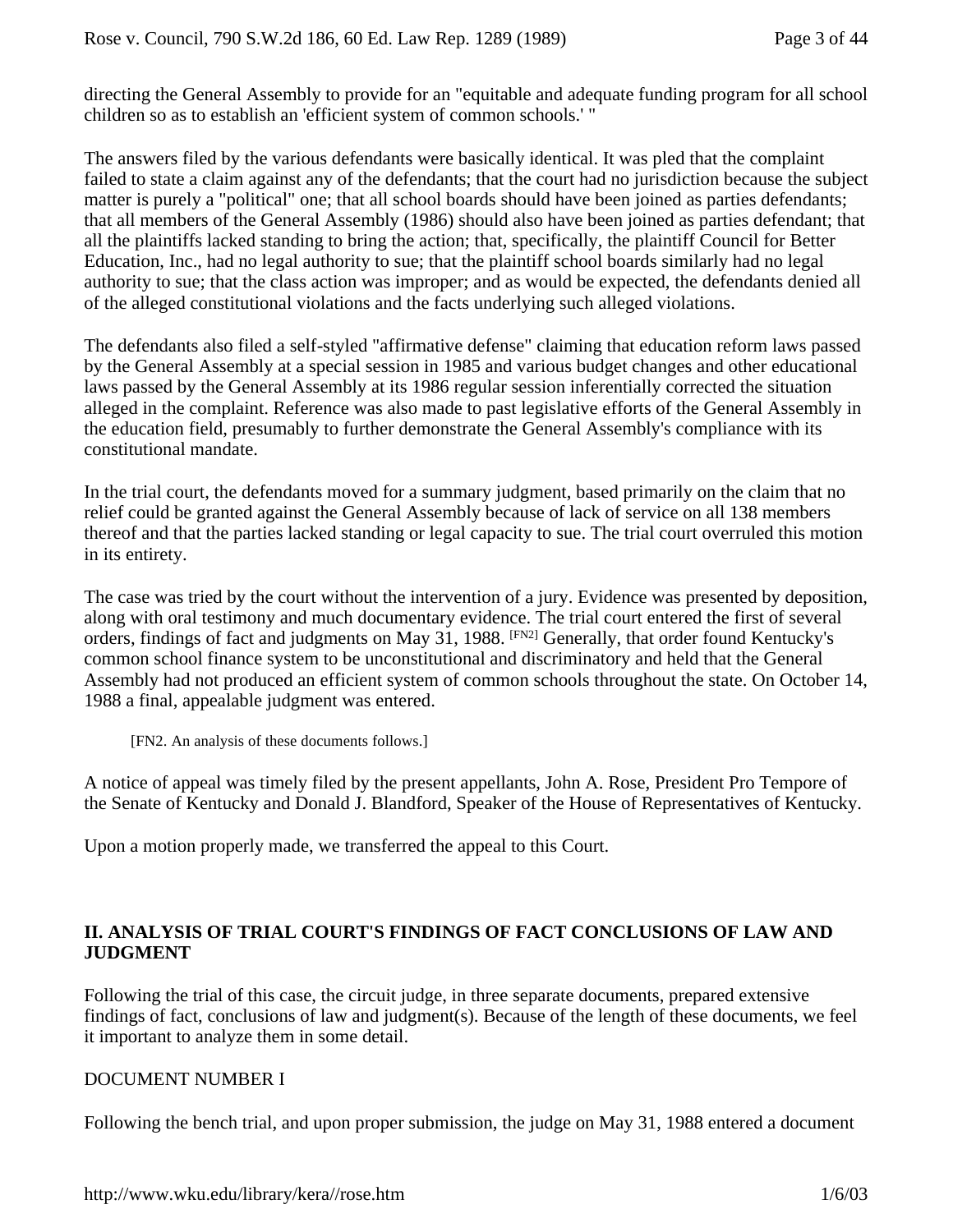directing the General Assembly to provide for an "equitable and adequate funding program for all school children so as to establish an 'efficient system of common schools.' "

The answers filed by the various defendants were basically identical. It was pled that the complaint failed to state a claim against any of the defendants; that the court had no jurisdiction because the subject matter is purely a "political" one; that all school boards should have been joined as parties defendants; that all members of the General Assembly (1986) should also have been joined as parties defendant; that all the plaintiffs lacked standing to bring the action; that, specifically, the plaintiff Council for Better Education, Inc., had no legal authority to sue; that the plaintiff school boards similarly had no legal authority to sue; that the class action was improper; and as would be expected, the defendants denied all of the alleged constitutional violations and the facts underlying such alleged violations.

The defendants also filed a self-styled "affirmative defense" claiming that education reform laws passed by the General Assembly at a special session in 1985 and various budget changes and other educational laws passed by the General Assembly at its 1986 regular session inferentially corrected the situation alleged in the complaint. Reference was also made to past legislative efforts of the General Assembly in the education field, presumably to further demonstrate the General Assembly's compliance with its constitutional mandate.

In the trial court, the defendants moved for a summary judgment, based primarily on the claim that no relief could be granted against the General Assembly because of lack of service on all 138 members thereof and that the parties lacked standing or legal capacity to sue. The trial court overruled this motion in its entirety.

The case was tried by the court without the intervention of a jury. Evidence was presented by deposition, along with oral testimony and much documentary evidence. The trial court entered the first of several orders, findings of fact and judgments on May 31, 1988. [FN2] Generally, that order found Kentucky's common school finance system to be unconstitutional and discriminatory and held that the General Assembly had not produced an efficient system of common schools throughout the state. On October 14, 1988 a final, appealable judgment was entered.

[FN2. An analysis of these documents follows.]

A notice of appeal was timely filed by the present appellants, John A. Rose, President Pro Tempore of the Senate of Kentucky and Donald J. Blandford, Speaker of the House of Representatives of Kentucky.

Upon a motion properly made, we transferred the appeal to this Court.

## II. ANALYSIS OF TRIAL COURT'S FINDINGS OF FACT CONCLUSIONS OF LAW AND JUDGMENT

Following the trial of this case, the circuit judge, in three separate documents, prepared extensive findings of fact, conclusions of law and judgment(s). Because of the length of these documents, we feel it important to analyze them in some detail.

DOCUMENT NUMBER I

Following the bench trial, and upon proper submission, the judge on May 31, 1988 entered a document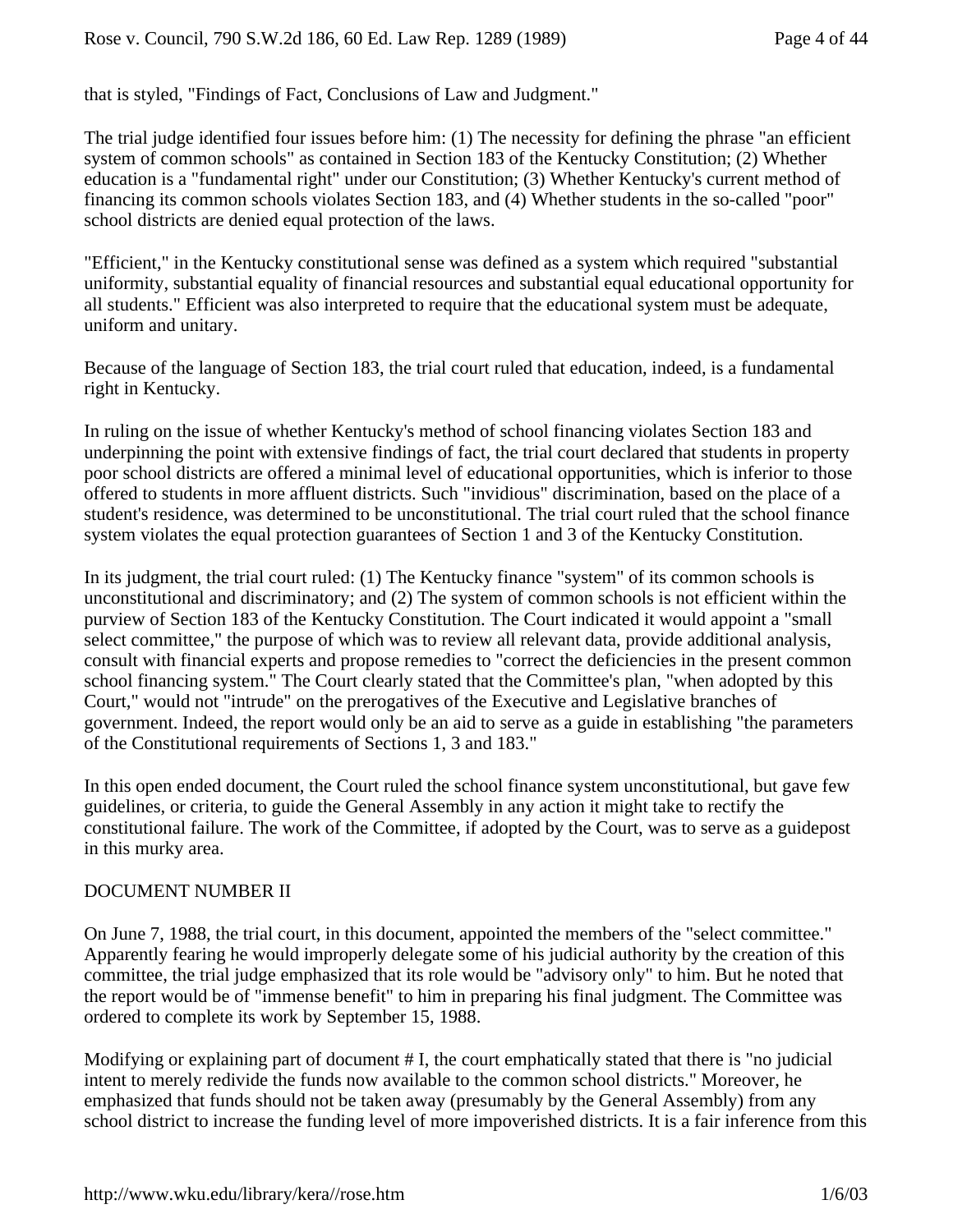that is styled, "Findings of Fact, Conclusions of Law and Judgment."

The trial judge identified four issues before him: (1) The necessity for defining the phrase "an efficient system of common schools" as contained in Section 183 of the Kentucky Constitution; (2) Whether education is a "fundamental right" under our Constitution; (3) Whether Kentucky's current method of financing its common schools violates Section 183, and (4) Whether students in the so-called "poor" school districts are denied equal protection of the laws.

"Efficient," in the Kentucky constitutional sense was defined as a system which required "substantial uniformity, substantial equality of financial resources and substantial equal educational opportunity for all students." Efficient was also interpreted to require that the educational system must be adequate, uniform and unitary.

Because of the language of Section 183, the trial court ruled that education, indeed, is a fundamental right in Kentucky.

In ruling on the issue of whether Kentucky's method of school financing violates Section 183 and underpinning the point with extensive findings of fact, the trial court declared that students in property poor school districts are offered a minimal level of educational opportunities, which is inferior to those offered to students in more affluent districts. Such "invidious" discrimination, based on the place of a student's residence, was determined to be unconstitutional. The trial court ruled that the school finance system violates the equal protection guarantees of Section 1 and 3 of the Kentucky Constitution.

In its judgment, the trial court ruled: (1) The Kentucky finance "system" of its common schools is unconstitutional and discriminatory; and (2) The system of common schools is not efficient within the purview of Section 183 of the Kentucky Constitution. The Court indicated it would appoint a "small select committee," the purpose of which was to review all relevant data, provide additional analysis, consult with financial experts and propose remedies to "correct the deficiencies in the present common school financing system." The Court clearly stated that the Committee's plan, "when adopted by this Court," would not "intrude" on the prerogatives of the Executive and Legislative branches of government. Indeed, the report would only be an aid to serve as a guide in establishing "the parameters of the Constitutional requirements of Sections 1, 3 and 183."

In this open ended document, the Court ruled the school finance system unconstitutional, but gave few guidelines, or criteria, to guide the General Assembly in any action it might take to rectify the constitutional failure. The work of the Committee, if adopted by the Court, was to serve as a guidepost in this murky area.

DOCUMENT NUMBER II

On June 7, 1988, the trial court, in this document, appointed the members of the "select committee." Apparently fearing he would improperly delegate some of his judicial authority by the creation of this committee, the trial judge emphasized that its role would be "advisory only" to him. But he noted that the report would be of "immense benefit" to him in preparing his final judgment. The Committee was ordered to complete its work by September 15, 1988.

Modifying or explaining part of document # I, the court emphatically stated that there is "no judicial intent to merely redivide the funds now available to the common school districts." Moreover, he emphasized that funds should not be taken away (presumably by the General Assembly) from any school district to increase the funding level of more impoverished districts. It is a fair inference from this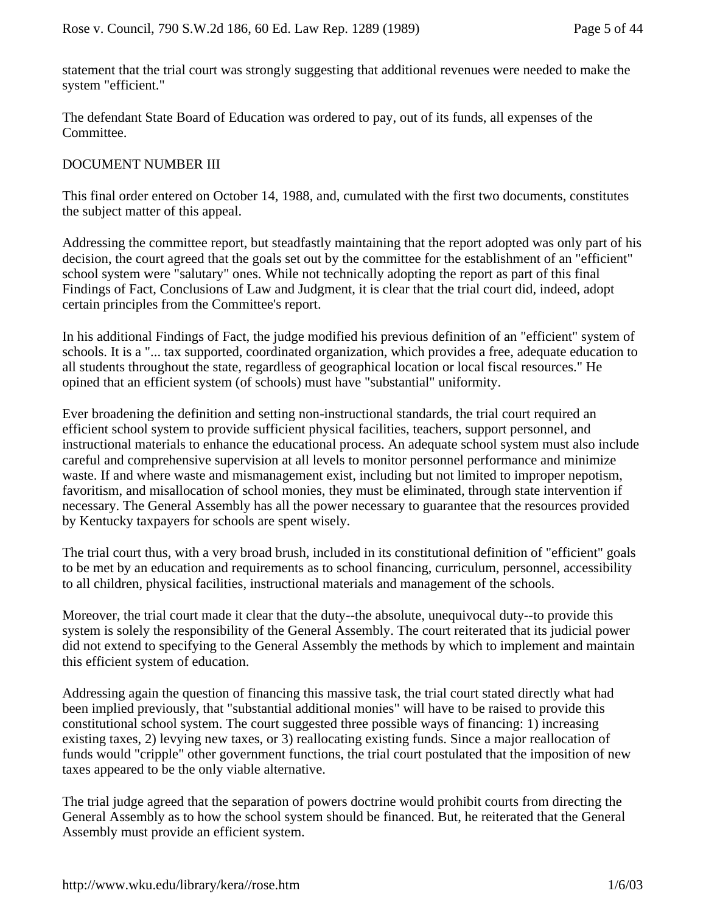statement that the trial court was strongly suggesting that additional revenues were needed to make the system "efficient."

The defendant State Board of Education was ordered to pay, out of its funds, all expenses of the Committee.

DOCUMENT NUMBER III

This final order entered on October 14, 1988, and, cumulated with the first two documents, constitutes the subject matter of this appeal.

Addressing the committee report, but steadfastly maintaining that the report adopted was only part of his decision, the court agreed that the goals set out by the committee for the establishment of an "efficient" school system were "salutary" ones. While not technically adopting the report as part of this final Findings of Fact, Conclusions of Law and Judgment, it is clear that the trial court did, indeed, adopt certain principles from the Committee's report.

In his additional Findings of Fact, the judge modified his previous definition of an "efficient" system of schools. It is a "... tax supported, coordinated organization, which provides a free, adequate education to all students throughout the state, regardless of geographical location or local fiscal resources." He opined that an efficient system (of schools) must have "substantial" uniformity.

Ever broadening the definition and setting non-instructional standards, the trial court required an efficient school system to provide sufficient physical facilities, teachers, support personnel, and instructional materials to enhance the educational process. An adequate school system must also include careful and comprehensive supervision at all levels to monitor personnel performance and minimize waste. If and where waste and mismanagement exist, including but not limited to improper nepotism, favoritism, and misallocation of school monies, they must be eliminated, through state intervention if necessary. The General Assembly has all the power necessary to guarantee that the resources provided by Kentucky taxpayers for schools are spent wisely.

The trial court thus, with a very broad brush, included in its constitutional definition of "efficient" goals to be met by an education and requirements as to school financing, curriculum, personnel, accessibility to all children, physical facilities, instructional materials and management of the schools.

Moreover, the trial court made it clear that the duty--the absolute, unequivocal duty--to provide this system is solely the responsibility of the General Assembly. The court reiterated that its judicial power did not extend to specifying to the General Assembly the methods by which to implement and maintain this efficient system of education.

Addressing again the question of financing this massive task, the trial court stated directly what had been implied previously, that "substantial additional monies" will have to be raised to provide this constitutional school system. The court suggested three possible ways of financing: 1) increasing existing taxes, 2) levying new taxes, or 3) reallocating existing funds. Since a major reallocation of funds would "cripple" other government functions, the trial court postulated that the imposition of new taxes appeared to be the only viable alternative.

The trial judge agreed that the separation of powers doctrine would prohibit courts from directing the General Assembly as to how the school system should be financed. But, he reiterated that the General Assembly must provide an efficient system.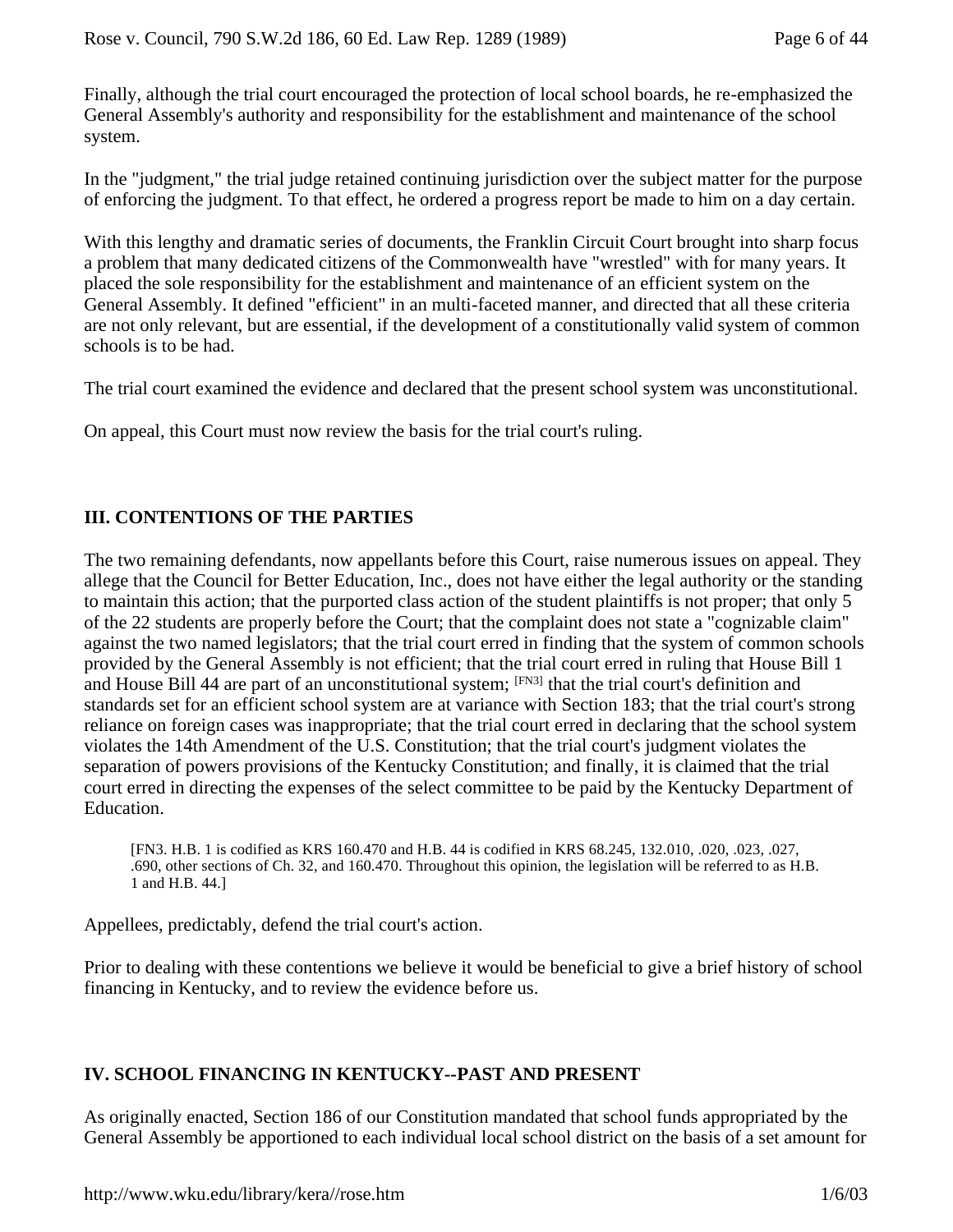Finally, although the trial court encouraged the protection of local school boards, he re-emphasized the General Assembly's authority and responsibility for the establishment and maintenance of the school system.

In the "judgment," the trial judge retained continuing jurisdiction over the subject matter for the purpose of enforcing the judgment. To that effect, he ordered a progress report be made to him on a day certain.

With this lengthy and dramatic series of documents, the Franklin Circuit Court brought into sharp focus a problem that many dedicated citizens of the Commonwealth have "wrestled" with for many years. It placed the sole responsibility for the establishment and maintenance of an efficient system on the General Assembly. It defined "efficient" in an multi-faceted manner, and directed that all these criteria are not only relevant, but are essential, if the development of a constitutionally valid system of common schools is to be had.

The trial court examined the evidence and declared that the present school system was unconstitutional.

On appeal, this Court must now review the basis for the trial court's ruling.

## III. CONTENTIONS OF THE PARTIES

The two remaining defendants, now appellants before this Court, raise numerous issues on appeal. They allege that the Council for Better Education, Inc., does not have either the legal authority or the standing to maintain this action; that the purported class action of the student plaintiffs is not proper; that only 5 of the 22 students are properly before the Court; that the complaint does not state a "cognizable claim" against the two named legislators; that the trial court erred in finding that the system of common schools provided by the General Assembly is not efficient; that the trial court erred in ruling that House Bill 1 and House Bill 44 are part of an unconstitutional system; [FN3] that the trial court's definition and standards set for an efficient school system are at variance with Section 183; that the trial court's strong reliance on foreign cases was inappropriate; that the trial court erred in declaring that the school system violates the 14th Amendment of the U.S. Constitution; that the trial court's judgment violates the separation of powers provisions of the Kentucky Constitution; and finally, it is claimed that the trial court erred in directing the expenses of the select committee to be paid by the Kentucky Department of Education.

> [FN3. H.B. 1 is codified as KRS 160.470 and H.B. 44 is codified in KRS 68.245, 132.010, .020, .023, .027, .690, other sections of Ch. 32, and 160.470. Throughout this opinion, the legislation will be referred to as H.B. 1 and H.B. 44.]

Appellees, predictably, defend the trial court's action.

Prior to dealing with these contentions we believe it would be beneficial to give a brief history of school financing in Kentucky, and to review the evidence before us.

## IV. SCHOOL FINANCING IN KENTUCKY--PAST AND PRESENT

As originally enacted, Section 186 of our Constitution mandated that school funds appropriated by the General Assembly be apportioned to each individual local school district on the basis of a set amount for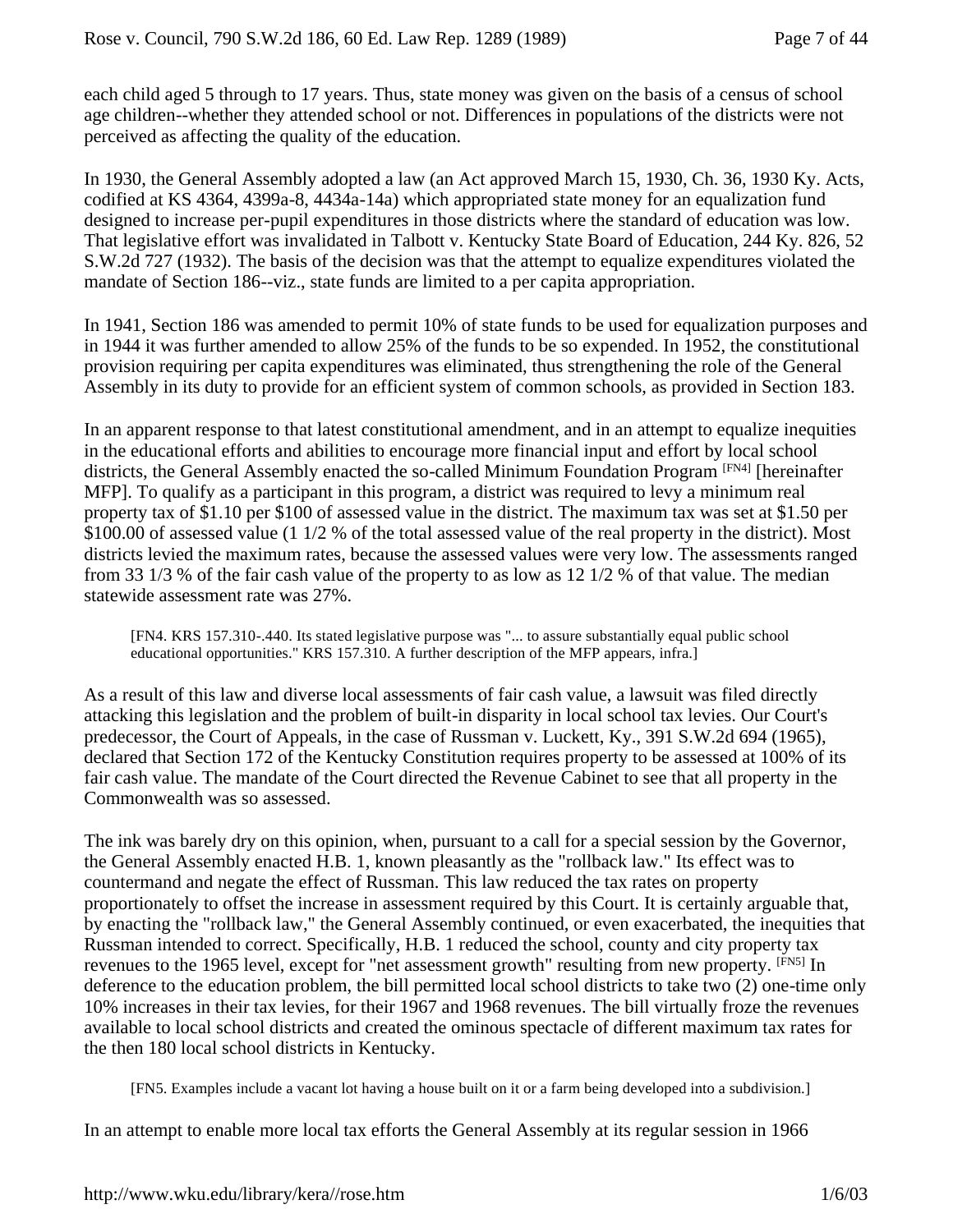each child aged 5 through to 17 years. Thus, state money was given on the basis of a census of school age children--whether they attended school or not. Differences in populations of the districts were not perceived as affecting the quality of the education.

In 1930, the General Assembly adopted a law (an Act approved March 15, 1930, Ch. 36, 1930 Ky. Acts, codified at KS 4364, 4399a-8, 4434a-14a) which appropriated state money for an equalization fund designed to increase per-pupil expenditures in those districts where the standard of education was low. That legislative effort was invalidated in Talbott v. Kentucky State Board of Education, 244 Ky. 826, 52 S.W.2d 727 (1932). The basis of the decision was that the attempt to equalize expenditures violated the mandate of Section 186--viz., state funds are limited to a per capita appropriation.

In 1941, Section 186 was amended to permit 10% of state funds to be used for equalization purposes and in 1944 it was further amended to allow 25% of the funds to be so expended. In 1952, the constitutional provision requiring per capita expenditures was eliminated, thus strengthening the role of the General Assembly in its duty to provide for an efficient system of common schools, as provided in Section 183.

In an apparent response to that latest constitutional amendment, and in an attempt to equalize inequities in the educational efforts and abilities to encourage more financial input and effort by local school districts, the General Assembly enacted the so-called Minimum Foundation Program [FN4] [hereinafter MFP]. To qualify as a participant in this program, a district was required to levy a minimum real property tax of $1.10 per $100 of assessed value in the district. The maximum tax was set at $1.50 per $100.00 of assessed value (1 1/2 % of the total assessed value of the real property in the district). Most districts levied the maximum rates, because the assessed values were very low. The assessments ranged from 33 1/3 % of the fair cash value of the property to as low as 12 1/2 % of that value. The median statewide assessment rate was 27%.

> [FN4. KRS 157.310-.440. Its stated legislative purpose was "... to assure substantially equal public school educational opportunities." KRS 157.310. A further description of the MFP appears, infra.]

As a result of this law and diverse local assessments of fair cash value, a lawsuit was filed directly attacking this legislation and the problem of built-in disparity in local school tax levies. Our Court's predecessor, the Court of Appeals, in the case of Russman v. Luckett, Ky., 391 S.W.2d 694 (1965), declared that Section 172 of the Kentucky Constitution requires property to be assessed at 100% of its fair cash value. The mandate of the Court directed the Revenue Cabinet to see that all property in the Commonwealth was so assessed.

The ink was barely dry on this opinion, when, pursuant to a call for a special session by the Governor, the General Assembly enacted H.B. 1, known pleasantly as the "rollback law." Its effect was to countermand and negate the effect of Russman. This law reduced the tax rates on property proportionately to offset the increase in assessment required by this Court. It is certainly arguable that, by enacting the "rollback law," the General Assembly continued, or even exacerbated, the inequities that Russman intended to correct. Specifically, H.B. 1 reduced the school, county and city property tax revenues to the 1965 level, except for "net assessment growth" resulting from new property. [FN5] In deference to the education problem, the bill permitted local school districts to take two (2) one-time only 10% increases in their tax levies, for their 1967 and 1968 revenues. The bill virtually froze the revenues available to local school districts and created the ominous spectacle of different maximum tax rates for the then 180 local school districts in Kentucky.

> [FN5. Examples include a vacant lot having a house built on it or a farm being developed into a subdivision.]

In an attempt to enable more local tax efforts the General Assembly at its regular session in 1966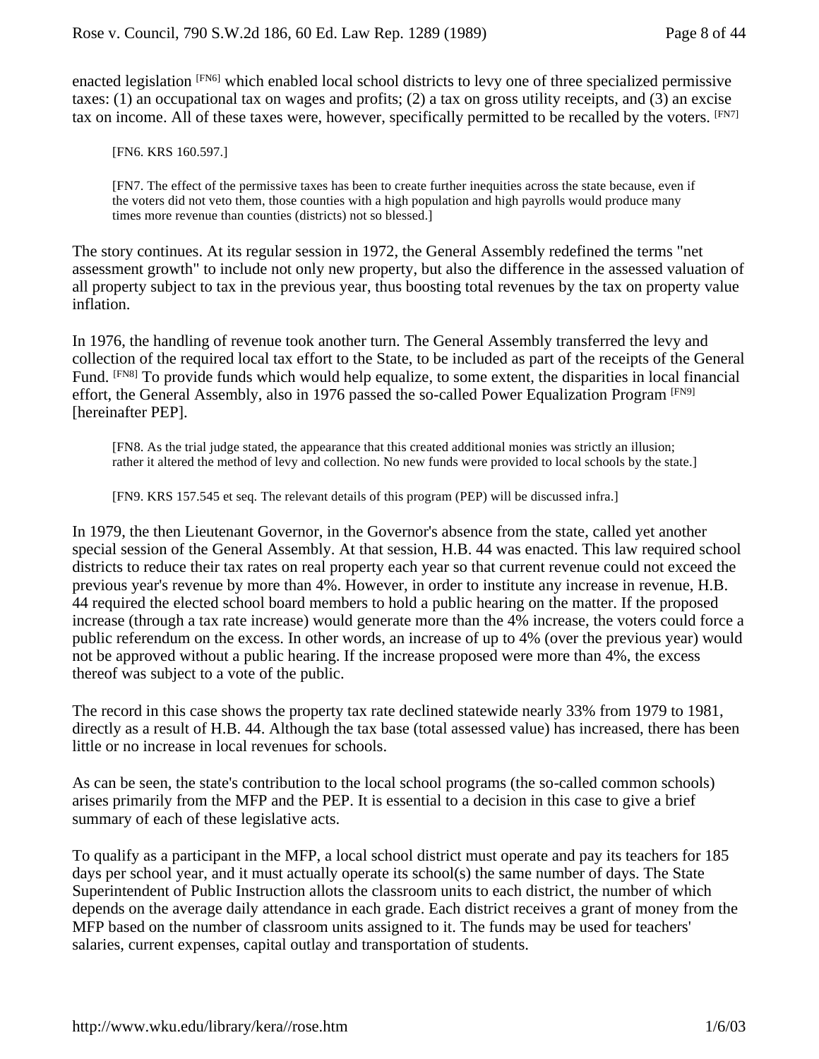enacted legislation [FN6] which enabled local school districts to levy one of three specialized permissive taxes: (1) an occupational tax on wages and profits; (2) a tax on gross utility receipts, and (3) an excise tax on income. All of these taxes were, however, specifically permitted to be recalled by the voters. [FN7]

> [FN6. KRS 160.597.]

> [FN7. The effect of the permissive taxes has been to create further inequities across the state because, even if the voters did not veto them, those counties with a high population and high payrolls would produce many times more revenue than counties (districts) not so blessed.]

The story continues. At its regular session in 1972, the General Assembly redefined the terms "net assessment growth" to include not only new property, but also the difference in the assessed valuation of all property subject to tax in the previous year, thus boosting total revenues by the tax on property value inflation.

In 1976, the handling of revenue took another turn. The General Assembly transferred the levy and collection of the required local tax effort to the State, to be included as part of the receipts of the General Fund. [FN8] To provide funds which would help equalize, to some extent, the disparities in local financial effort, the General Assembly, also in 1976 passed the so-called Power Equalization Program [FN9] [hereinafter PEP].

> [FN8. As the trial judge stated, the appearance that this created additional monies was strictly an illusion; rather it altered the method of levy and collection. No new funds were provided to local schools by the state.]

> [FN9. KRS 157.545 et seq. The relevant details of this program (PEP) will be discussed infra.]

In 1979, the then Lieutenant Governor, in the Governor's absence from the state, called yet another special session of the General Assembly. At that session, H.B. 44 was enacted. This law required school districts to reduce their tax rates on real property each year so that current revenue could not exceed the previous year's revenue by more than 4%. However, in order to institute any increase in revenue, H.B. 44 required the elected school board members to hold a public hearing on the matter. If the proposed increase (through a tax rate increase) would generate more than the 4% increase, the voters could force a public referendum on the excess. In other words, an increase of up to 4% (over the previous year) would not be approved without a public hearing. If the increase proposed were more than 4%, the excess thereof was subject to a vote of the public.

The record in this case shows the property tax rate declined statewide nearly 33% from 1979 to 1981, directly as a result of H.B. 44. Although the tax base (total assessed value) has increased, there has been little or no increase in local revenues for schools.

As can be seen, the state's contribution to the local school programs (the so-called common schools) arises primarily from the MFP and the PEP. It is essential to a decision in this case to give a brief summary of each of these legislative acts.

To qualify as a participant in the MFP, a local school district must operate and pay its teachers for 185 days per school year, and it must actually operate its school(s) the same number of days. The State Superintendent of Public Instruction allots the classroom units to each district, the number of which depends on the average daily attendance in each grade. Each district receives a grant of money from the MFP based on the number of classroom units assigned to it. The funds may be used for teachers' salaries, current expenses, capital outlay and transportation of students.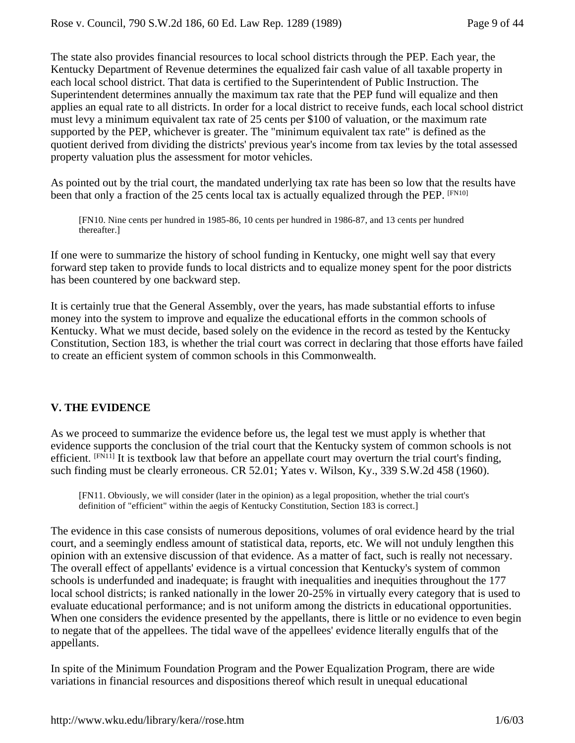The state also provides financial resources to local school districts through the PEP. Each year, the Kentucky Department of Revenue determines the equalized fair cash value of all taxable property in each local school district. That data is certified to the Superintendent of Public Instruction. The Superintendent determines annually the maximum tax rate that the PEP fund will equalize and then applies an equal rate to all districts. In order for a local district to receive funds, each local school district must levy a minimum equivalent tax rate of 25 cents per $100 of valuation, or the maximum rate supported by the PEP, whichever is greater. The "minimum equivalent tax rate" is defined as the quotient derived from dividing the districts' previous year's income from tax levies by the total assessed property valuation plus the assessment for motor vehicles.

As pointed out by the trial court, the mandated underlying tax rate has been so low that the results have been that only a fraction of the 25 cents local tax is actually equalized through the PEP. [FN10]

[FN10. Nine cents per hundred in 1985-86, 10 cents per hundred in 1986-87, and 13 cents per hundred thereafter.]

If one were to summarize the history of school funding in Kentucky, one might well say that every forward step taken to provide funds to local districts and to equalize money spent for the poor districts has been countered by one backward step.

It is certainly true that the General Assembly, over the years, has made substantial efforts to infuse money into the system to improve and equalize the educational efforts in the common schools of Kentucky. What we must decide, based solely on the evidence in the record as tested by the Kentucky Constitution, Section 183, is whether the trial court was correct in declaring that those efforts have failed to create an efficient system of common schools in this Commonwealth.

## V. THE EVIDENCE

As we proceed to summarize the evidence before us, the legal test we must apply is whether that evidence supports the conclusion of the trial court that the Kentucky system of common schools is not efficient. [FN11] It is textbook law that before an appellate court may overturn the trial court's finding, such finding must be clearly erroneous. CR 52.01; Yates v. Wilson, Ky., 339 S.W.2d 458 (1960).

[FN11. Obviously, we will consider (later in the opinion) as a legal proposition, whether the trial court's definition of "efficient" within the aegis of Kentucky Constitution, Section 183 is correct.]

The evidence in this case consists of numerous depositions, volumes of oral evidence heard by the trial court, and a seemingly endless amount of statistical data, reports, etc. We will not unduly lengthen this opinion with an extensive discussion of that evidence. As a matter of fact, such is really not necessary. The overall effect of appellants' evidence is a virtual concession that Kentucky's system of common schools is underfunded and inadequate; is fraught with inequalities and inequities throughout the 177 local school districts; is ranked nationally in the lower 20-25% in virtually every category that is used to evaluate educational performance; and is not uniform among the districts in educational opportunities. When one considers the evidence presented by the appellants, there is little or no evidence to even begin to negate that of the appellees. The tidal wave of the appellees' evidence literally engulfs that of the appellants.

In spite of the Minimum Foundation Program and the Power Equalization Program, there are wide variations in financial resources and dispositions thereof which result in unequal educational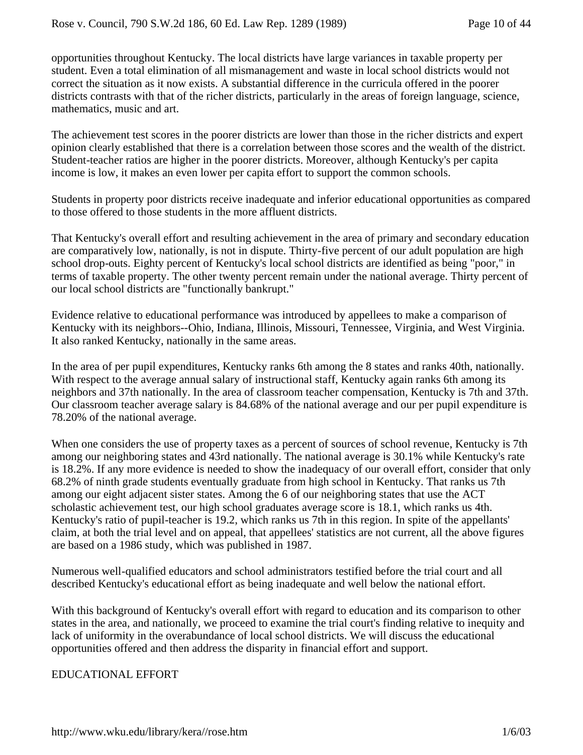opportunities throughout Kentucky. The local districts have large variances in taxable property per student. Even a total elimination of all mismanagement and waste in local school districts would not correct the situation as it now exists. A substantial difference in the curricula offered in the poorer districts contrasts with that of the richer districts, particularly in the areas of foreign language, science, mathematics, music and art.

The achievement test scores in the poorer districts are lower than those in the richer districts and expert opinion clearly established that there is a correlation between those scores and the wealth of the district. Student-teacher ratios are higher in the poorer districts. Moreover, although Kentucky's per capita income is low, it makes an even lower per capita effort to support the common schools.

Students in property poor districts receive inadequate and inferior educational opportunities as compared to those offered to those students in the more affluent districts.

That Kentucky's overall effort and resulting achievement in the area of primary and secondary education are comparatively low, nationally, is not in dispute. Thirty-five percent of our adult population are high school drop-outs. Eighty percent of Kentucky's local school districts are identified as being "poor," in terms of taxable property. The other twenty percent remain under the national average. Thirty percent of our local school districts are "functionally bankrupt."

Evidence relative to educational performance was introduced by appellees to make a comparison of Kentucky with its neighbors--Ohio, Indiana, Illinois, Missouri, Tennessee, Virginia, and West Virginia. It also ranked Kentucky, nationally in the same areas.

In the area of per pupil expenditures, Kentucky ranks 6th among the 8 states and ranks 40th, nationally. With respect to the average annual salary of instructional staff, Kentucky again ranks 6th among its neighbors and 37th nationally. In the area of classroom teacher compensation, Kentucky is 7th and 37th. Our classroom teacher average salary is 84.68% of the national average and our per pupil expenditure is 78.20% of the national average.

When one considers the use of property taxes as a percent of sources of school revenue, Kentucky is 7th among our neighboring states and 43rd nationally. The national average is 30.1% while Kentucky's rate is 18.2%. If any more evidence is needed to show the inadequacy of our overall effort, consider that only 68.2% of ninth grade students eventually graduate from high school in Kentucky. That ranks us 7th among our eight adjacent sister states. Among the 6 of our neighboring states that use the ACT scholastic achievement test, our high school graduates average score is 18.1, which ranks us 4th. Kentucky's ratio of pupil-teacher is 19.2, which ranks us 7th in this region. In spite of the appellants' claim, at both the trial level and on appeal, that appellees' statistics are not current, all the above figures are based on a 1986 study, which was published in 1987.

Numerous well-qualified educators and school administrators testified before the trial court and all described Kentucky's educational effort as being inadequate and well below the national effort.

With this background of Kentucky's overall effort with regard to education and its comparison to other states in the area, and nationally, we proceed to examine the trial court's finding relative to inequity and lack of uniformity in the overabundance of local school districts. We will discuss the educational opportunities offered and then address the disparity in financial effort and support.

## EDUCATIONAL EFFORT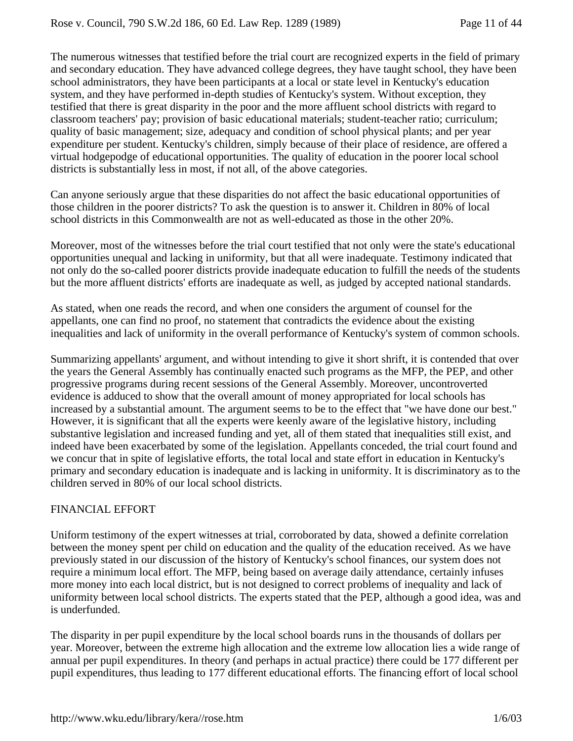The numerous witnesses that testified before the trial court are recognized experts in the field of primary and secondary education. They have advanced college degrees, they have taught school, they have been school administrators, they have been participants at a local or state level in Kentucky's education system, and they have performed in-depth studies of Kentucky's system. Without exception, they testified that there is great disparity in the poor and the more affluent school districts with regard to classroom teachers' pay; provision of basic educational materials; student-teacher ratio; curriculum; quality of basic management; size, adequacy and condition of school physical plants; and per year expenditure per student. Kentucky's children, simply because of their place of residence, are offered a virtual hodgepodge of educational opportunities. The quality of education in the poorer local school districts is substantially less in most, if not all, of the above categories.

Can anyone seriously argue that these disparities do not affect the basic educational opportunities of those children in the poorer districts? To ask the question is to answer it. Children in 80% of local school districts in this Commonwealth are not as well-educated as those in the other 20%.

Moreover, most of the witnesses before the trial court testified that not only were the state's educational opportunities unequal and lacking in uniformity, but that all were inadequate. Testimony indicated that not only do the so-called poorer districts provide inadequate education to fulfill the needs of the students but the more affluent districts' efforts are inadequate as well, as judged by accepted national standards.

As stated, when one reads the record, and when one considers the argument of counsel for the appellants, one can find no proof, no statement that contradicts the evidence about the existing inequalities and lack of uniformity in the overall performance of Kentucky's system of common schools.

Summarizing appellants' argument, and without intending to give it short shrift, it is contended that over the years the General Assembly has continually enacted such programs as the MFP, the PEP, and other progressive programs during recent sessions of the General Assembly. Moreover, uncontroverted evidence is adduced to show that the overall amount of money appropriated for local schools has increased by a substantial amount. The argument seems to be to the effect that "we have done our best." However, it is significant that all the experts were keenly aware of the legislative history, including substantive legislation and increased funding and yet, all of them stated that inequalities still exist, and indeed have been exacerbated by some of the legislation. Appellants conceded, the trial court found and we concur that in spite of legislative efforts, the total local and state effort in education in Kentucky's primary and secondary education is inadequate and is lacking in uniformity. It is discriminatory as to the children served in 80% of our local school districts.

FINANCIAL EFFORT

Uniform testimony of the expert witnesses at trial, corroborated by data, showed a definite correlation between the money spent per child on education and the quality of the education received. As we have previously stated in our discussion of the history of Kentucky's school finances, our system does not require a minimum local effort. The MFP, being based on average daily attendance, certainly infuses more money into each local district, but is not designed to correct problems of inequality and lack of uniformity between local school districts. The experts stated that the PEP, although a good idea, was and is underfunded.

The disparity in per pupil expenditure by the local school boards runs in the thousands of dollars per year. Moreover, between the extreme high allocation and the extreme low allocation lies a wide range of annual per pupil expenditures. In theory (and perhaps in actual practice) there could be 177 different per pupil expenditures, thus leading to 177 different educational efforts. The financing effort of local school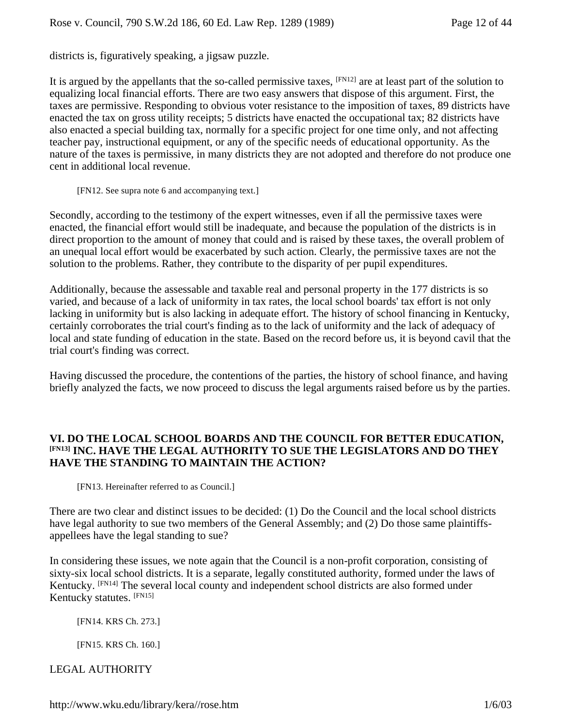districts is, figuratively speaking, a jigsaw puzzle.

It is argued by the appellants that the so-called permissive taxes, [FN12] are at least part of the solution to equalizing local financial efforts. There are two easy answers that dispose of this argument. First, the taxes are permissive. Responding to obvious voter resistance to the imposition of taxes, 89 districts have enacted the tax on gross utility receipts; 5 districts have enacted the occupational tax; 82 districts have also enacted a special building tax, normally for a specific project for one time only, and not affecting teacher pay, instructional equipment, or any of the specific needs of educational opportunity. As the nature of the taxes is permissive, in many districts they are not adopted and therefore do not produce one cent in additional local revenue.

[FN12. See supra note 6 and accompanying text.]

Secondly, according to the testimony of the expert witnesses, even if all the permissive taxes were enacted, the financial effort would still be inadequate, and because the population of the districts is in direct proportion to the amount of money that could and is raised by these taxes, the overall problem of an unequal local effort would be exacerbated by such action. Clearly, the permissive taxes are not the solution to the problems. Rather, they contribute to the disparity of per pupil expenditures.

Additionally, because the assessable and taxable real and personal property in the 177 districts is so varied, and because of a lack of uniformity in tax rates, the local school boards' tax effort is not only lacking in uniformity but is also lacking in adequate effort. The history of school financing in Kentucky, certainly corroborates the trial court's finding as to the lack of uniformity and the lack of adequacy of local and state funding of education in the state. Based on the record before us, it is beyond cavil that the trial court's finding was correct.

Having discussed the procedure, the contentions of the parties, the history of school finance, and having briefly analyzed the facts, we now proceed to discuss the legal arguments raised before us by the parties.

## VI. DO THE LOCAL SCHOOL BOARDS AND THE COUNCIL FOR BETTER EDUCATION, [FN13] INC. HAVE THE LEGAL AUTHORITY TO SUE THE LEGISLATORS AND DO THEY HAVE THE STANDING TO MAINTAIN THE ACTION?

[FN13. Hereinafter referred to as Council.]

There are two clear and distinct issues to be decided: (1) Do the Council and the local school districts have legal authority to sue two members of the General Assembly; and (2) Do those same plaintiffs-appellees have the legal standing to sue?

In considering these issues, we note again that the Council is a non-profit corporation, consisting of sixty-six local school districts. It is a separate, legally constituted authority, formed under the laws of Kentucky. [FN14] The several local county and independent school districts are also formed under Kentucky statutes. [FN15]

[FN14. KRS Ch. 273.]

[FN15. KRS Ch. 160.]

LEGAL AUTHORITY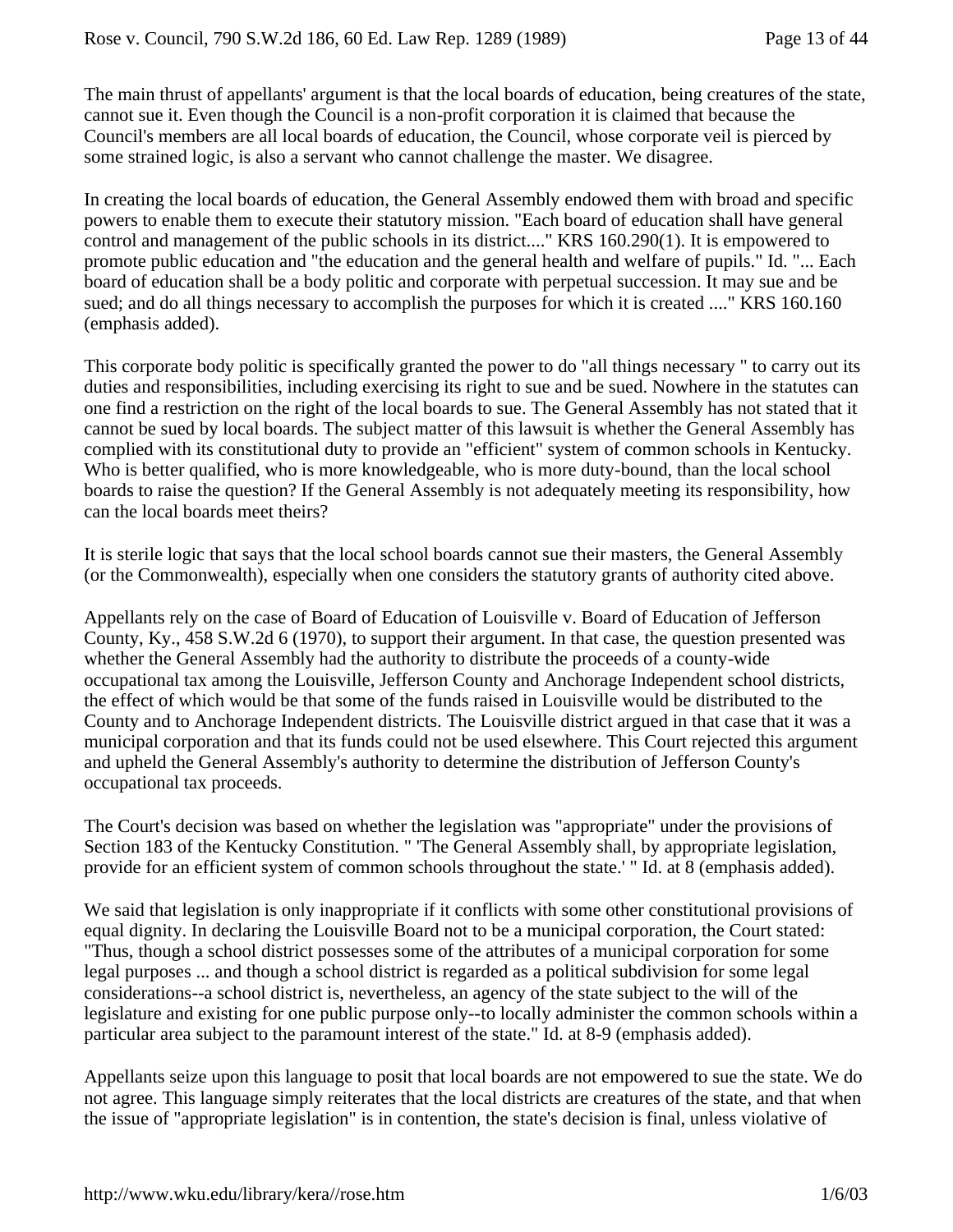The main thrust of appellants' argument is that the local boards of education, being creatures of the state, cannot sue it. Even though the Council is a non-profit corporation it is claimed that because the Council's members are all local boards of education, the Council, whose corporate veil is pierced by some strained logic, is also a servant who cannot challenge the master. We disagree.

In creating the local boards of education, the General Assembly endowed them with broad and specific powers to enable them to execute their statutory mission. "Each board of education shall have general control and management of the public schools in its district...." KRS 160.290(1). It is empowered to promote public education and "the education and the general health and welfare of pupils." Id. "... Each board of education shall be a body politic and corporate with perpetual succession. It may sue and be sued; and do all things necessary to accomplish the purposes for which it is created ...." KRS 160.160 (emphasis added).

This corporate body politic is specifically granted the power to do "all things necessary " to carry out its duties and responsibilities, including exercising its right to sue and be sued. Nowhere in the statutes can one find a restriction on the right of the local boards to sue. The General Assembly has not stated that it cannot be sued by local boards. The subject matter of this lawsuit is whether the General Assembly has complied with its constitutional duty to provide an "efficient" system of common schools in Kentucky. Who is better qualified, who is more knowledgeable, who is more duty-bound, than the local school boards to raise the question? If the General Assembly is not adequately meeting its responsibility, how can the local boards meet theirs?

It is sterile logic that says that the local school boards cannot sue their masters, the General Assembly (or the Commonwealth), especially when one considers the statutory grants of authority cited above.

Appellants rely on the case of Board of Education of Louisville v. Board of Education of Jefferson County, Ky., 458 S.W.2d 6 (1970), to support their argument. In that case, the question presented was whether the General Assembly had the authority to distribute the proceeds of a county-wide occupational tax among the Louisville, Jefferson County and Anchorage Independent school districts, the effect of which would be that some of the funds raised in Louisville would be distributed to the County and to Anchorage Independent districts. The Louisville district argued in that case that it was a municipal corporation and that its funds could not be used elsewhere. This Court rejected this argument and upheld the General Assembly's authority to determine the distribution of Jefferson County's occupational tax proceeds.

The Court's decision was based on whether the legislation was "appropriate" under the provisions of Section 183 of the Kentucky Constitution. " 'The General Assembly shall, by appropriate legislation, provide for an efficient system of common schools throughout the state.' " Id. at 8 (emphasis added).

We said that legislation is only inappropriate if it conflicts with some other constitutional provisions of equal dignity. In declaring the Louisville Board not to be a municipal corporation, the Court stated: "Thus, though a school district possesses some of the attributes of a municipal corporation for some legal purposes ... and though a school district is regarded as a political subdivision for some legal considerations--a school district is, nevertheless, an agency of the state subject to the will of the legislature and existing for one public purpose only--to locally administer the common schools within a particular area subject to the paramount interest of the state." Id. at 8-9 (emphasis added).

Appellants seize upon this language to posit that local boards are not empowered to sue the state. We do not agree. This language simply reiterates that the local districts are creatures of the state, and that when the issue of "appropriate legislation" is in contention, the state's decision is final, unless violative of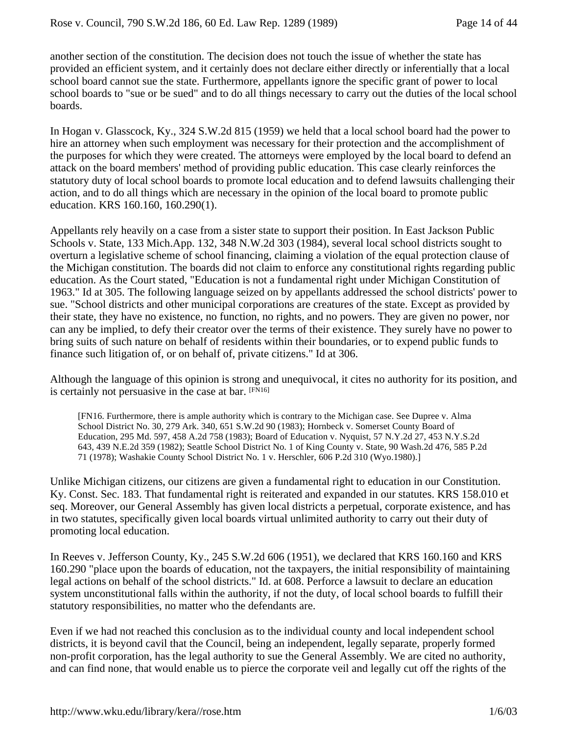another section of the constitution. The decision does not touch the issue of whether the state has provided an efficient system, and it certainly does not declare either directly or inferentially that a local school board cannot sue the state. Furthermore, appellants ignore the specific grant of power to local school boards to "sue or be sued" and to do all things necessary to carry out the duties of the local school boards.

In Hogan v. Glasscock, Ky., 324 S.W.2d 815 (1959) we held that a local school board had the power to hire an attorney when such employment was necessary for their protection and the accomplishment of the purposes for which they were created. The attorneys were employed by the local board to defend an attack on the board members' method of providing public education. This case clearly reinforces the statutory duty of local school boards to promote local education and to defend lawsuits challenging their action, and to do all things which are necessary in the opinion of the local board to promote public education. KRS 160.160, 160.290(1).

Appellants rely heavily on a case from a sister state to support their position. In East Jackson Public Schools v. State, 133 Mich.App. 132, 348 N.W.2d 303 (1984), several local school districts sought to overturn a legislative scheme of school financing, claiming a violation of the equal protection clause of the Michigan constitution. The boards did not claim to enforce any constitutional rights regarding public education. As the Court stated, "Education is not a fundamental right under Michigan Constitution of 1963." Id at 305. The following language seized on by appellants addressed the school districts' power to sue. "School districts and other municipal corporations are creatures of the state. Except as provided by their state, they have no existence, no function, no rights, and no powers. They are given no power, nor can any be implied, to defy their creator over the terms of their existence. They surely have no power to bring suits of such nature on behalf of residents within their boundaries, or to expend public funds to finance such litigation of, or on behalf of, private citizens." Id at 306.

Although the language of this opinion is strong and unequivocal, it cites no authority for its position, and is certainly not persuasive in the case at bar. [FN16]

> [FN16. Furthermore, there is ample authority which is contrary to the Michigan case. See Dupree v. Alma School District No. 30, 279 Ark. 340, 651 S.W.2d 90 (1983); Hornbeck v. Somerset County Board of Education, 295 Md. 597, 458 A.2d 758 (1983); Board of Education v. Nyquist, 57 N.Y.2d 27, 453 N.Y.S.2d 643, 439 N.E.2d 359 (1982); Seattle School District No. 1 of King County v. State, 90 Wash.2d 476, 585 P.2d 71 (1978); Washakie County School District No. 1 v. Herschler, 606 P.2d 310 (Wyo.1980).]

Unlike Michigan citizens, our citizens are given a fundamental right to education in our Constitution. Ky. Const. Sec. 183. That fundamental right is reiterated and expanded in our statutes. KRS 158.010 et seq. Moreover, our General Assembly has given local districts a perpetual, corporate existence, and has in two statutes, specifically given local boards virtual unlimited authority to carry out their duty of promoting local education.

In Reeves v. Jefferson County, Ky., 245 S.W.2d 606 (1951), we declared that KRS 160.160 and KRS 160.290 "place upon the boards of education, not the taxpayers, the initial responsibility of maintaining legal actions on behalf of the school districts." Id. at 608. Perforce a lawsuit to declare an education system unconstitutional falls within the authority, if not the duty, of local school boards to fulfill their statutory responsibilities, no matter who the defendants are.

Even if we had not reached this conclusion as to the individual county and local independent school districts, it is beyond cavil that the Council, being an independent, legally separate, properly formed non-profit corporation, has the legal authority to sue the General Assembly. We are cited no authority, and can find none, that would enable us to pierce the corporate veil and legally cut off the rights of the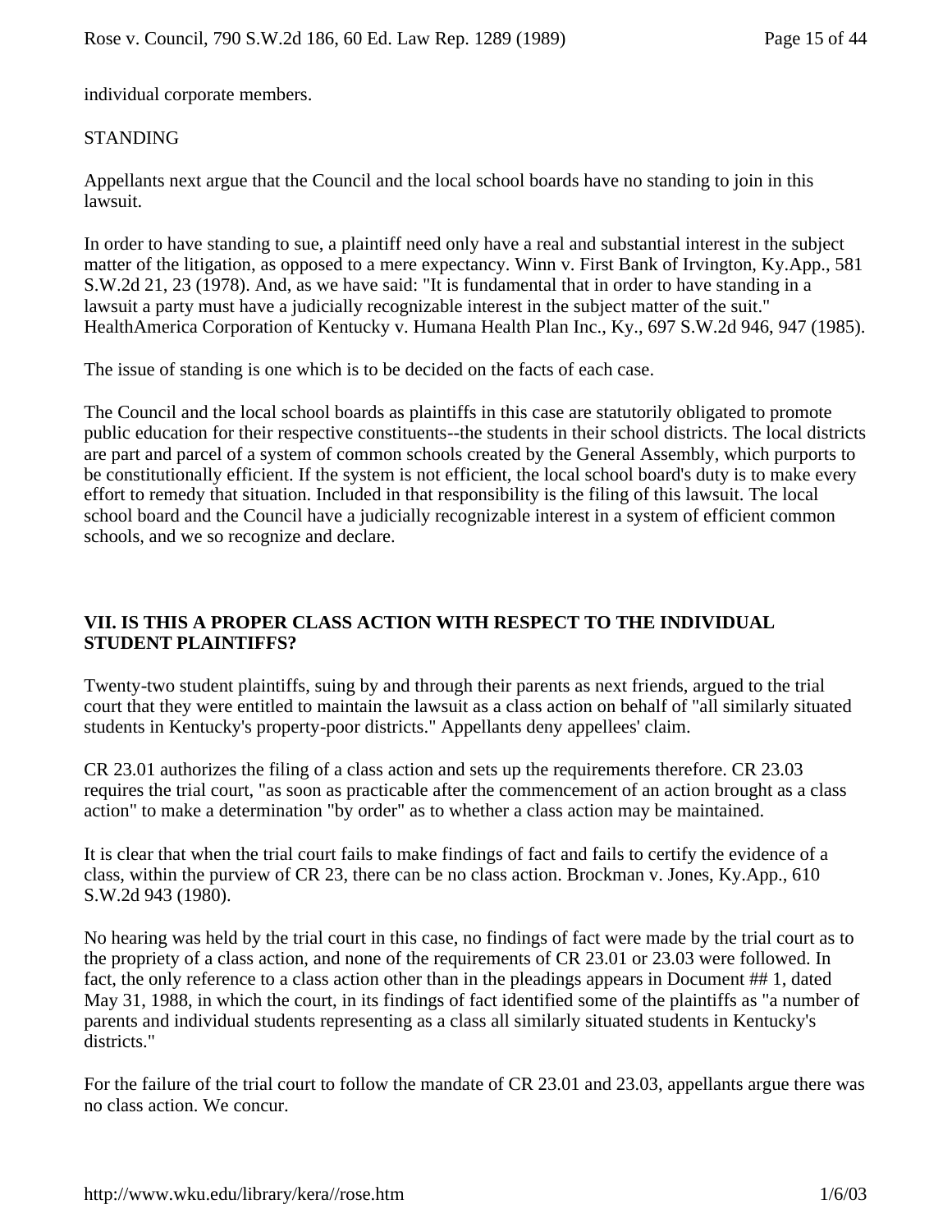individual corporate members.

STANDING

Appellants next argue that the Council and the local school boards have no standing to join in this lawsuit.

In order to have standing to sue, a plaintiff need only have a real and substantial interest in the subject matter of the litigation, as opposed to a mere expectancy. Winn v. First Bank of Irvington, Ky.App., 581 S.W.2d 21, 23 (1978). And, as we have said: "It is fundamental that in order to have standing in a lawsuit a party must have a judicially recognizable interest in the subject matter of the suit." HealthAmerica Corporation of Kentucky v. Humana Health Plan Inc., Ky., 697 S.W.2d 946, 947 (1985).

The issue of standing is one which is to be decided on the facts of each case.

The Council and the local school boards as plaintiffs in this case are statutorily obligated to promote public education for their respective constituents--the students in their school districts. The local districts are part and parcel of a system of common schools created by the General Assembly, which purports to be constitutionally efficient. If the system is not efficient, the local school board's duty is to make every effort to remedy that situation. Included in that responsibility is the filing of this lawsuit. The local school board and the Council have a judicially recognizable interest in a system of efficient common schools, and we so recognize and declare.

## VII. IS THIS A PROPER CLASS ACTION WITH RESPECT TO THE INDIVIDUAL STUDENT PLAINTIFFS?

Twenty-two student plaintiffs, suing by and through their parents as next friends, argued to the trial court that they were entitled to maintain the lawsuit as a class action on behalf of "all similarly situated students in Kentucky's property-poor districts." Appellants deny appellees' claim.

CR 23.01 authorizes the filing of a class action and sets up the requirements therefore. CR 23.03 requires the trial court, "as soon as practicable after the commencement of an action brought as a class action" to make a determination "by order" as to whether a class action may be maintained.

It is clear that when the trial court fails to make findings of fact and fails to certify the evidence of a class, within the purview of CR 23, there can be no class action. Brockman v. Jones, Ky.App., 610 S.W.2d 943 (1980).

No hearing was held by the trial court in this case, no findings of fact were made by the trial court as to the propriety of a class action, and none of the requirements of CR 23.01 or 23.03 were followed. In fact, the only reference to a class action other than in the pleadings appears in Document ## 1, dated May 31, 1988, in which the court, in its findings of fact identified some of the plaintiffs as "a number of parents and individual students representing as a class all similarly situated students in Kentucky's districts."

For the failure of the trial court to follow the mandate of CR 23.01 and 23.03, appellants argue there was no class action. We concur.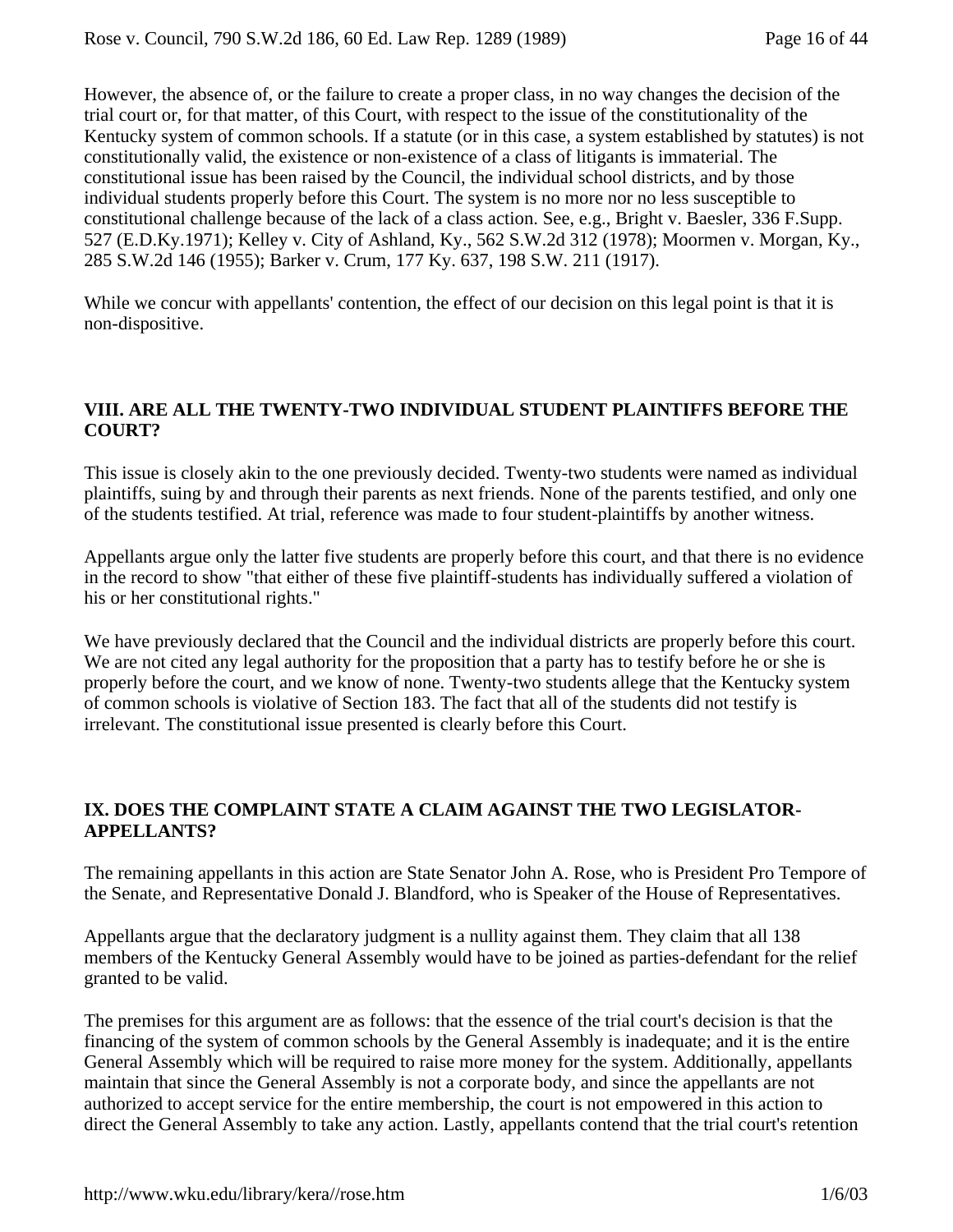However, the absence of, or the failure to create a proper class, in no way changes the decision of the trial court or, for that matter, of this Court, with respect to the issue of the constitutionality of the Kentucky system of common schools. If a statute (or in this case, a system established by statutes) is not constitutionally valid, the existence or non-existence of a class of litigants is immaterial. The constitutional issue has been raised by the Council, the individual school districts, and by those individual students properly before this Court. The system is no more nor no less susceptible to constitutional challenge because of the lack of a class action. See, e.g., Bright v. Baesler, 336 F.Supp. 527 (E.D.Ky.1971); Kelley v. City of Ashland, Ky., 562 S.W.2d 312 (1978); Moormen v. Morgan, Ky., 285 S.W.2d 146 (1955); Barker v. Crum, 177 Ky. 637, 198 S.W. 211 (1917).

While we concur with appellants' contention, the effect of our decision on this legal point is that it is non-dispositive.

## VIII. ARE ALL THE TWENTY-TWO INDIVIDUAL STUDENT PLAINTIFFS BEFORE THE COURT?

This issue is closely akin to the one previously decided. Twenty-two students were named as individual plaintiffs, suing by and through their parents as next friends. None of the parents testified, and only one of the students testified. At trial, reference was made to four student-plaintiffs by another witness.

Appellants argue only the latter five students are properly before this court, and that there is no evidence in the record to show "that either of these five plaintiff-students has individually suffered a violation of his or her constitutional rights."

We have previously declared that the Council and the individual districts are properly before this court. We are not cited any legal authority for the proposition that a party has to testify before he or she is properly before the court, and we know of none. Twenty-two students allege that the Kentucky system of common schools is violative of Section 183. The fact that all of the students did not testify is irrelevant. The constitutional issue presented is clearly before this Court.

## IX. DOES THE COMPLAINT STATE A CLAIM AGAINST THE TWO LEGISLATOR-APPELLANTS?

The remaining appellants in this action are State Senator John A. Rose, who is President Pro Tempore of the Senate, and Representative Donald J. Blandford, who is Speaker of the House of Representatives.

Appellants argue that the declaratory judgment is a nullity against them. They claim that all 138 members of the Kentucky General Assembly would have to be joined as parties-defendant for the relief granted to be valid.

The premises for this argument are as follows: that the essence of the trial court's decision is that the financing of the system of common schools by the General Assembly is inadequate; and it is the entire General Assembly which will be required to raise more money for the system. Additionally, appellants maintain that since the General Assembly is not a corporate body, and since the appellants are not authorized to accept service for the entire membership, the court is not empowered in this action to direct the General Assembly to take any action. Lastly, appellants contend that the trial court's retention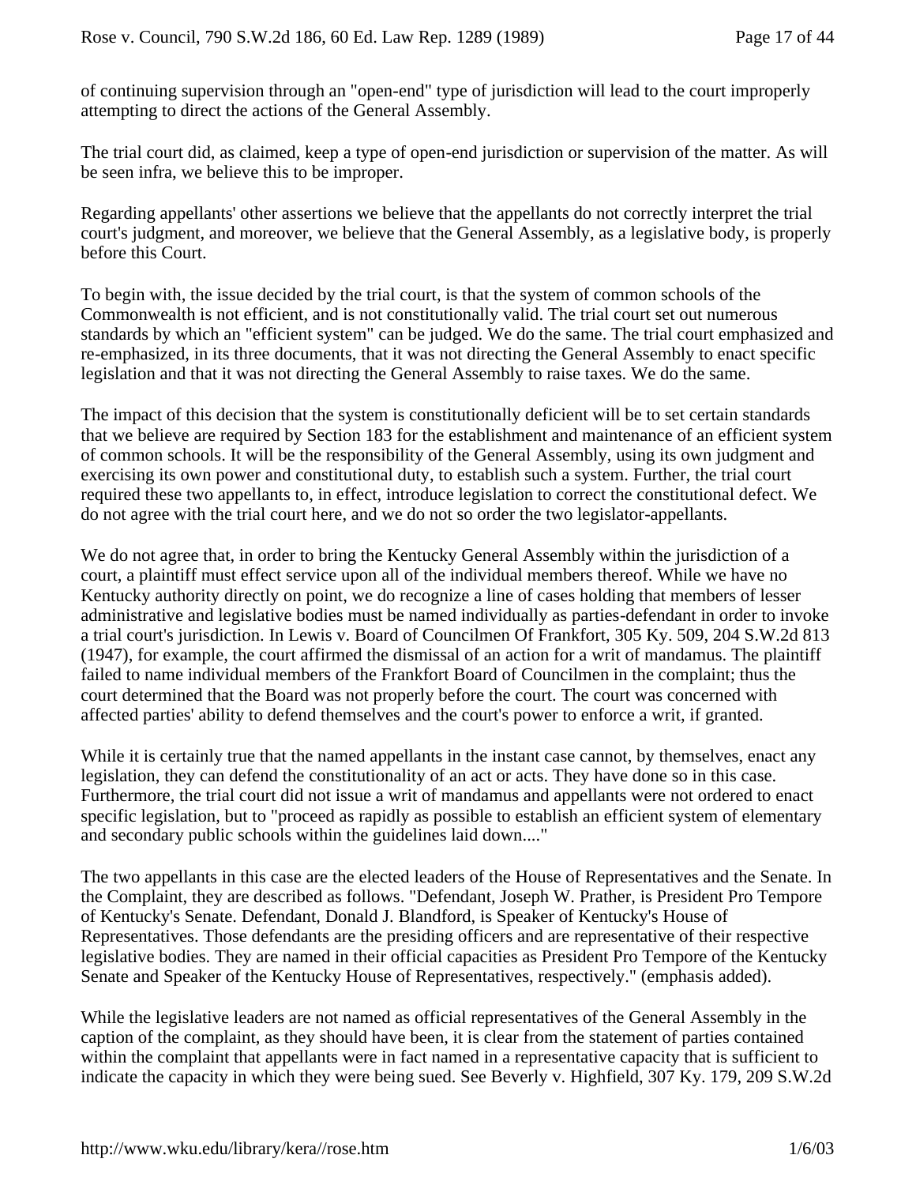of continuing supervision through an "open-end" type of jurisdiction will lead to the court improperly attempting to direct the actions of the General Assembly.

The trial court did, as claimed, keep a type of open-end jurisdiction or supervision of the matter. As will be seen infra, we believe this to be improper.

Regarding appellants' other assertions we believe that the appellants do not correctly interpret the trial court's judgment, and moreover, we believe that the General Assembly, as a legislative body, is properly before this Court.

To begin with, the issue decided by the trial court, is that the system of common schools of the Commonwealth is not efficient, and is not constitutionally valid. The trial court set out numerous standards by which an "efficient system" can be judged. We do the same. The trial court emphasized and re-emphasized, in its three documents, that it was not directing the General Assembly to enact specific legislation and that it was not directing the General Assembly to raise taxes. We do the same.

The impact of this decision that the system is constitutionally deficient will be to set certain standards that we believe are required by Section 183 for the establishment and maintenance of an efficient system of common schools. It will be the responsibility of the General Assembly, using its own judgment and exercising its own power and constitutional duty, to establish such a system. Further, the trial court required these two appellants to, in effect, introduce legislation to correct the constitutional defect. We do not agree with the trial court here, and we do not so order the two legislator-appellants.

We do not agree that, in order to bring the Kentucky General Assembly within the jurisdiction of a court, a plaintiff must effect service upon all of the individual members thereof. While we have no Kentucky authority directly on point, we do recognize a line of cases holding that members of lesser administrative and legislative bodies must be named individually as parties-defendant in order to invoke a trial court's jurisdiction. In Lewis v. Board of Councilmen Of Frankfort, 305 Ky. 509, 204 S.W.2d 813 (1947), for example, the court affirmed the dismissal of an action for a writ of mandamus. The plaintiff failed to name individual members of the Frankfort Board of Councilmen in the complaint; thus the court determined that the Board was not properly before the court. The court was concerned with affected parties' ability to defend themselves and the court's power to enforce a writ, if granted.

While it is certainly true that the named appellants in the instant case cannot, by themselves, enact any legislation, they can defend the constitutionality of an act or acts. They have done so in this case. Furthermore, the trial court did not issue a writ of mandamus and appellants were not ordered to enact specific legislation, but to "proceed as rapidly as possible to establish an efficient system of elementary and secondary public schools within the guidelines laid down...."

The two appellants in this case are the elected leaders of the House of Representatives and the Senate. In the Complaint, they are described as follows. "Defendant, Joseph W. Prather, is President Pro Tempore of Kentucky's Senate. Defendant, Donald J. Blandford, is Speaker of Kentucky's House of Representatives. Those defendants are the presiding officers and are representative of their respective legislative bodies. They are named in their official capacities as President Pro Tempore of the Kentucky Senate and Speaker of the Kentucky House of Representatives, respectively." (emphasis added).

While the legislative leaders are not named as official representatives of the General Assembly in the caption of the complaint, as they should have been, it is clear from the statement of parties contained within the complaint that appellants were in fact named in a representative capacity that is sufficient to indicate the capacity in which they were being sued. See Beverly v. Highfield, 307 Ky. 179, 209 S.W.2d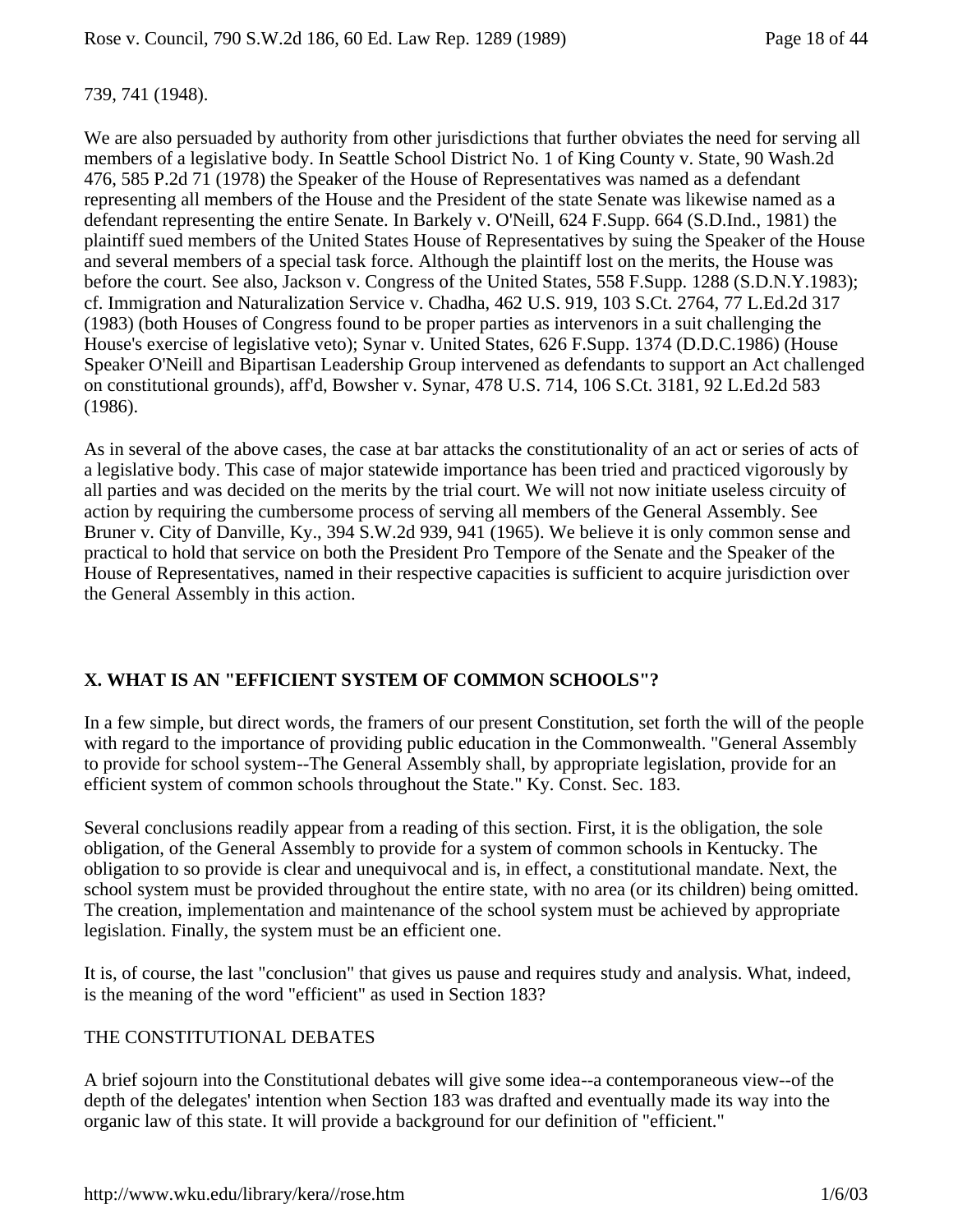739, 741 (1948).

We are also persuaded by authority from other jurisdictions that further obviates the need for serving all members of a legislative body. In Seattle School District No. 1 of King County v. State, 90 Wash.2d 476, 585 P.2d 71 (1978) the Speaker of the House of Representatives was named as a defendant representing all members of the House and the President of the state Senate was likewise named as a defendant representing the entire Senate. In Barkely v. O'Neill, 624 F.Supp. 664 (S.D.Ind., 1981) the plaintiff sued members of the United States House of Representatives by suing the Speaker of the House and several members of a special task force. Although the plaintiff lost on the merits, the House was before the court. See also, Jackson v. Congress of the United States, 558 F.Supp. 1288 (S.D.N.Y.1983); cf. Immigration and Naturalization Service v. Chadha, 462 U.S. 919, 103 S.Ct. 2764, 77 L.Ed.2d 317 (1983) (both Houses of Congress found to be proper parties as intervenors in a suit challenging the House's exercise of legislative veto); Synar v. United States, 626 F.Supp. 1374 (D.D.C.1986) (House Speaker O'Neill and Bipartisan Leadership Group intervened as defendants to support an Act challenged on constitutional grounds), aff'd, Bowsher v. Synar, 478 U.S. 714, 106 S.Ct. 3181, 92 L.Ed.2d 583 (1986).

As in several of the above cases, the case at bar attacks the constitutionality of an act or series of acts of a legislative body. This case of major statewide importance has been tried and practiced vigorously by all parties and was decided on the merits by the trial court. We will not now initiate useless circuity of action by requiring the cumbersome process of serving all members of the General Assembly. See Bruner v. City of Danville, Ky., 394 S.W.2d 939, 941 (1965). We believe it is only common sense and practical to hold that service on both the President Pro Tempore of the Senate and the Speaker of the House of Representatives, named in their respective capacities is sufficient to acquire jurisdiction over the General Assembly in this action.

## X. WHAT IS AN "EFFICIENT SYSTEM OF COMMON SCHOOLS"?

In a few simple, but direct words, the framers of our present Constitution, set forth the will of the people with regard to the importance of providing public education in the Commonwealth. "General Assembly to provide for school system--The General Assembly shall, by appropriate legislation, provide for an efficient system of common schools throughout the State." Ky. Const. Sec. 183.

Several conclusions readily appear from a reading of this section. First, it is the obligation, the sole obligation, of the General Assembly to provide for a system of common schools in Kentucky. The obligation to so provide is clear and unequivocal and is, in effect, a constitutional mandate. Next, the school system must be provided throughout the entire state, with no area (or its children) being omitted. The creation, implementation and maintenance of the school system must be achieved by appropriate legislation. Finally, the system must be an efficient one.

It is, of course, the last "conclusion" that gives us pause and requires study and analysis. What, indeed, is the meaning of the word "efficient" as used in Section 183?

THE CONSTITUTIONAL DEBATES

A brief sojourn into the Constitutional debates will give some idea--a contemporaneous view--of the depth of the delegates' intention when Section 183 was drafted and eventually made its way into the organic law of this state. It will provide a background for our definition of "efficient."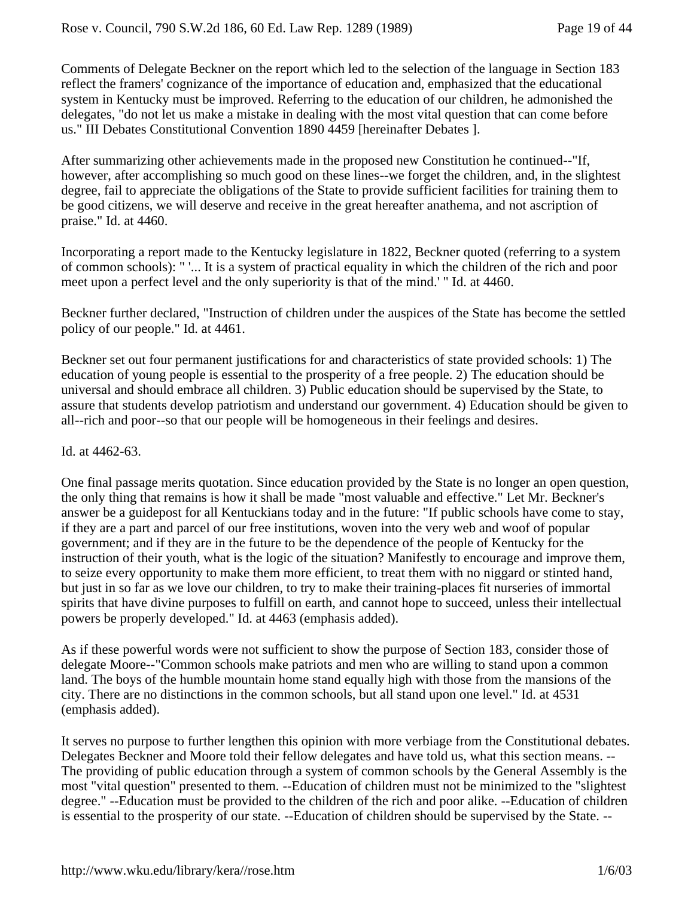Comments of Delegate Beckner on the report which led to the selection of the language in Section 183 reflect the framers' cognizance of the importance of education and, emphasized that the educational system in Kentucky must be improved. Referring to the education of our children, he admonished the delegates, "do not let us make a mistake in dealing with the most vital question that can come before us." III Debates Constitutional Convention 1890 4459 [hereinafter Debates ].

After summarizing other achievements made in the proposed new Constitution he continued--"If, however, after accomplishing so much good on these lines--we forget the children, and, in the slightest degree, fail to appreciate the obligations of the State to provide sufficient facilities for training them to be good citizens, we will deserve and receive in the great hereafter anathema, and not ascription of praise." Id. at 4460.

Incorporating a report made to the Kentucky legislature in 1822, Beckner quoted (referring to a system of common schools): " '... It is a system of practical equality in which the children of the rich and poor meet upon a perfect level and the only superiority is that of the mind.' " Id. at 4460.

Beckner further declared, "Instruction of children under the auspices of the State has become the settled policy of our people." Id. at 4461.

Beckner set out four permanent justifications for and characteristics of state provided schools: 1) The education of young people is essential to the prosperity of a free people. 2) The education should be universal and should embrace all children. 3) Public education should be supervised by the State, to assure that students develop patriotism and understand our government. 4) Education should be given to all--rich and poor--so that our people will be homogeneous in their feelings and desires.

Id. at 4462-63.

One final passage merits quotation. Since education provided by the State is no longer an open question, the only thing that remains is how it shall be made "most valuable and effective." Let Mr. Beckner's answer be a guidepost for all Kentuckians today and in the future: "If public schools have come to stay, if they are a part and parcel of our free institutions, woven into the very web and woof of popular government; and if they are in the future to be the dependence of the people of Kentucky for the instruction of their youth, what is the logic of the situation? Manifestly to encourage and improve them, to seize every opportunity to make them more efficient, to treat them with no niggard or stinted hand, but just in so far as we love our children, to try to make their training-places fit nurseries of immortal spirits that have divine purposes to fulfill on earth, and cannot hope to succeed, unless their intellectual powers be properly developed." Id. at 4463 (emphasis added).

As if these powerful words were not sufficient to show the purpose of Section 183, consider those of delegate Moore--"Common schools make patriots and men who are willing to stand upon a common land. The boys of the humble mountain home stand equally high with those from the mansions of the city. There are no distinctions in the common schools, but all stand upon one level." Id. at 4531 (emphasis added).

It serves no purpose to further lengthen this opinion with more verbiage from the Constitutional debates. Delegates Beckner and Moore told their fellow delegates and have told us, what this section means. --The providing of public education through a system of common schools by the General Assembly is the most "vital question" presented to them. --Education of children must not be minimized to the "slightest degree." --Education must be provided to the children of the rich and poor alike. --Education of children is essential to the prosperity of our state. --Education of children should be supervised by the State. --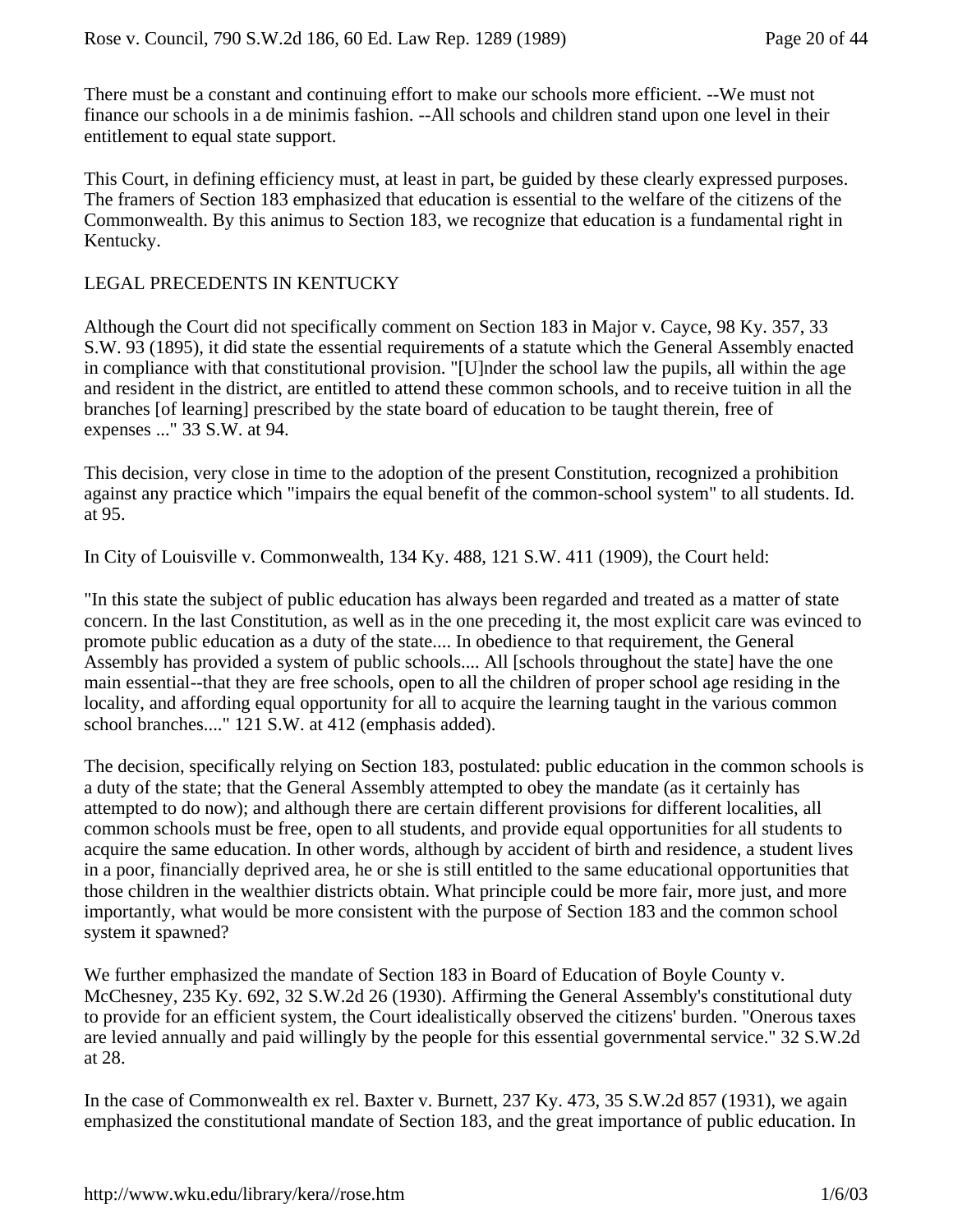There must be a constant and continuing effort to make our schools more efficient. --We must not finance our schools in a de minimis fashion. --All schools and children stand upon one level in their entitlement to equal state support.

This Court, in defining efficiency must, at least in part, be guided by these clearly expressed purposes. The framers of Section 183 emphasized that education is essential to the welfare of the citizens of the Commonwealth. By this animus to Section 183, we recognize that education is a fundamental right in Kentucky.

## LEGAL PRECEDENTS IN KENTUCKY

Although the Court did not specifically comment on Section 183 in Major v. Cayce, 98 Ky. 357, 33 S.W. 93 (1895), it did state the essential requirements of a statute which the General Assembly enacted in compliance with that constitutional provision. "[U]nder the school law the pupils, all within the age and resident in the district, are entitled to attend these common schools, and to receive tuition in all the branches [of learning] prescribed by the state board of education to be taught therein, free of expenses ..." 33 S.W. at 94.

This decision, very close in time to the adoption of the present Constitution, recognized a prohibition against any practice which "impairs the equal benefit of the common-school system" to all students. Id. at 95.

In City of Louisville v. Commonwealth, 134 Ky. 488, 121 S.W. 411 (1909), the Court held:

"In this state the subject of public education has always been regarded and treated as a matter of state concern. In the last Constitution, as well as in the one preceding it, the most explicit care was evinced to promote public education as a duty of the state.... In obedience to that requirement, the General Assembly has provided a system of public schools.... All [schools throughout the state] have the one main essential--that they are free schools, open to all the children of proper school age residing in the locality, and affording equal opportunity for all to acquire the learning taught in the various common school branches...." 121 S.W. at 412 (emphasis added).

The decision, specifically relying on Section 183, postulated: public education in the common schools is a duty of the state; that the General Assembly attempted to obey the mandate (as it certainly has attempted to do now); and although there are certain different provisions for different localities, all common schools must be free, open to all students, and provide equal opportunities for all students to acquire the same education. In other words, although by accident of birth and residence, a student lives in a poor, financially deprived area, he or she is still entitled to the same educational opportunities that those children in the wealthier districts obtain. What principle could be more fair, more just, and more importantly, what would be more consistent with the purpose of Section 183 and the common school system it spawned?

We further emphasized the mandate of Section 183 in Board of Education of Boyle County v. McChesney, 235 Ky. 692, 32 S.W.2d 26 (1930). Affirming the General Assembly's constitutional duty to provide for an efficient system, the Court idealistically observed the citizens' burden. "Onerous taxes are levied annually and paid willingly by the people for this essential governmental service." 32 S.W.2d at 28.

In the case of Commonwealth ex rel. Baxter v. Burnett, 237 Ky. 473, 35 S.W.2d 857 (1931), we again emphasized the constitutional mandate of Section 183, and the great importance of public education. In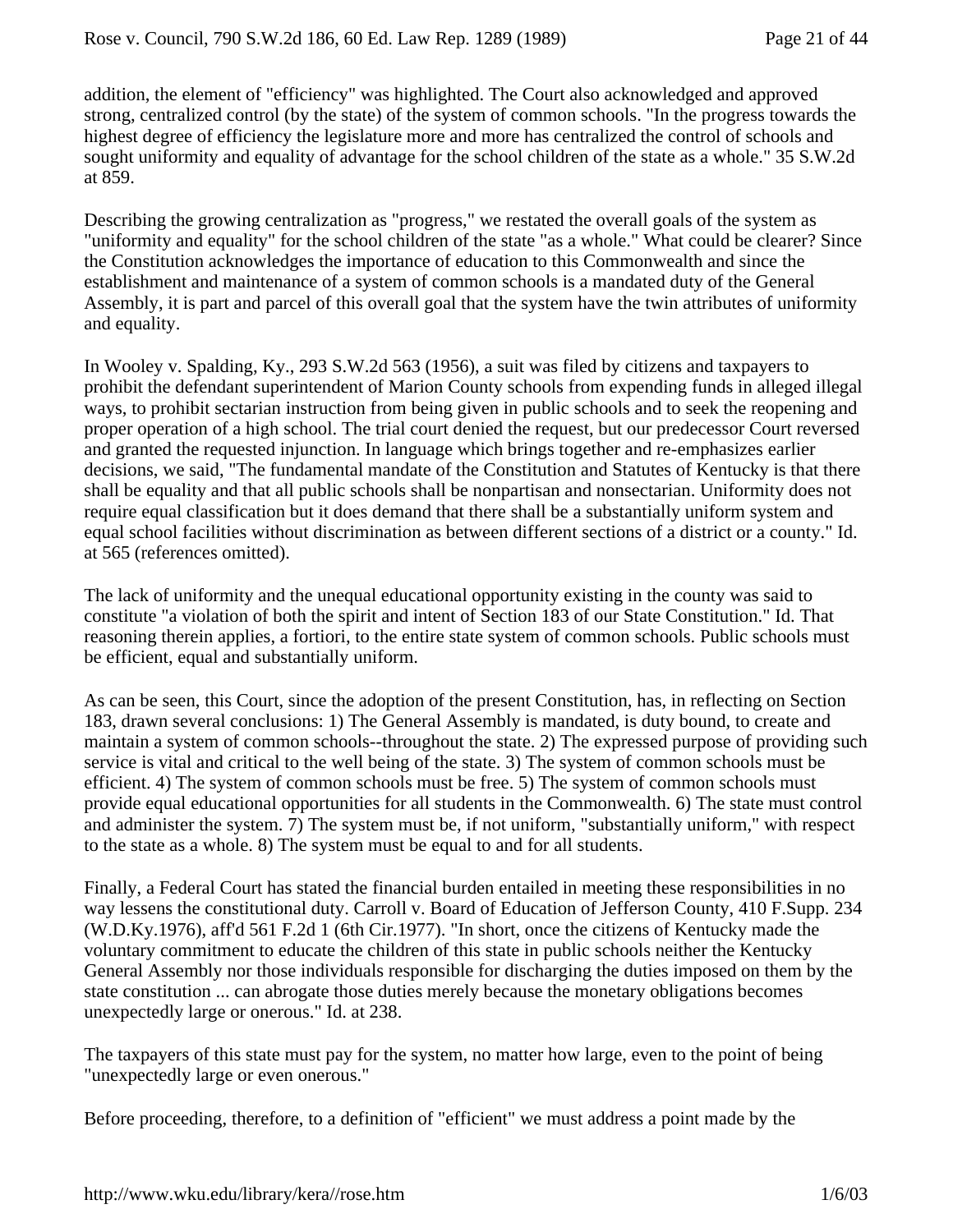addition, the element of "efficiency" was highlighted. The Court also acknowledged and approved strong, centralized control (by the state) of the system of common schools. "In the progress towards the highest degree of efficiency the legislature more and more has centralized the control of schools and sought uniformity and equality of advantage for the school children of the state as a whole." 35 S.W.2d at 859.

Describing the growing centralization as "progress," we restated the overall goals of the system as "uniformity and equality" for the school children of the state "as a whole." What could be clearer? Since the Constitution acknowledges the importance of education to this Commonwealth and since the establishment and maintenance of a system of common schools is a mandated duty of the General Assembly, it is part and parcel of this overall goal that the system have the twin attributes of uniformity and equality.

In Wooley v. Spalding, Ky., 293 S.W.2d 563 (1956), a suit was filed by citizens and taxpayers to prohibit the defendant superintendent of Marion County schools from expending funds in alleged illegal ways, to prohibit sectarian instruction from being given in public schools and to seek the reopening and proper operation of a high school. The trial court denied the request, but our predecessor Court reversed and granted the requested injunction. In language which brings together and re-emphasizes earlier decisions, we said, "The fundamental mandate of the Constitution and Statutes of Kentucky is that there shall be equality and that all public schools shall be nonpartisan and nonsectarian. Uniformity does not require equal classification but it does demand that there shall be a substantially uniform system and equal school facilities without discrimination as between different sections of a district or a county." Id. at 565 (references omitted).

The lack of uniformity and the unequal educational opportunity existing in the county was said to constitute "a violation of both the spirit and intent of Section 183 of our State Constitution." Id. That reasoning therein applies, a fortiori, to the entire state system of common schools. Public schools must be efficient, equal and substantially uniform.

As can be seen, this Court, since the adoption of the present Constitution, has, in reflecting on Section 183, drawn several conclusions: 1) The General Assembly is mandated, is duty bound, to create and maintain a system of common schools--throughout the state. 2) The expressed purpose of providing such service is vital and critical to the well being of the state. 3) The system of common schools must be efficient. 4) The system of common schools must be free. 5) The system of common schools must provide equal educational opportunities for all students in the Commonwealth. 6) The state must control and administer the system. 7) The system must be, if not uniform, "substantially uniform," with respect to the state as a whole. 8) The system must be equal to and for all students.

Finally, a Federal Court has stated the financial burden entailed in meeting these responsibilities in no way lessens the constitutional duty. Carroll v. Board of Education of Jefferson County, 410 F.Supp. 234 (W.D.Ky.1976), aff'd 561 F.2d 1 (6th Cir.1977). "In short, once the citizens of Kentucky made the voluntary commitment to educate the children of this state in public schools neither the Kentucky General Assembly nor those individuals responsible for discharging the duties imposed on them by the state constitution ... can abrogate those duties merely because the monetary obligations becomes unexpectedly large or onerous." Id. at 238.

The taxpayers of this state must pay for the system, no matter how large, even to the point of being "unexpectedly large or even onerous."

Before proceeding, therefore, to a definition of "efficient" we must address a point made by the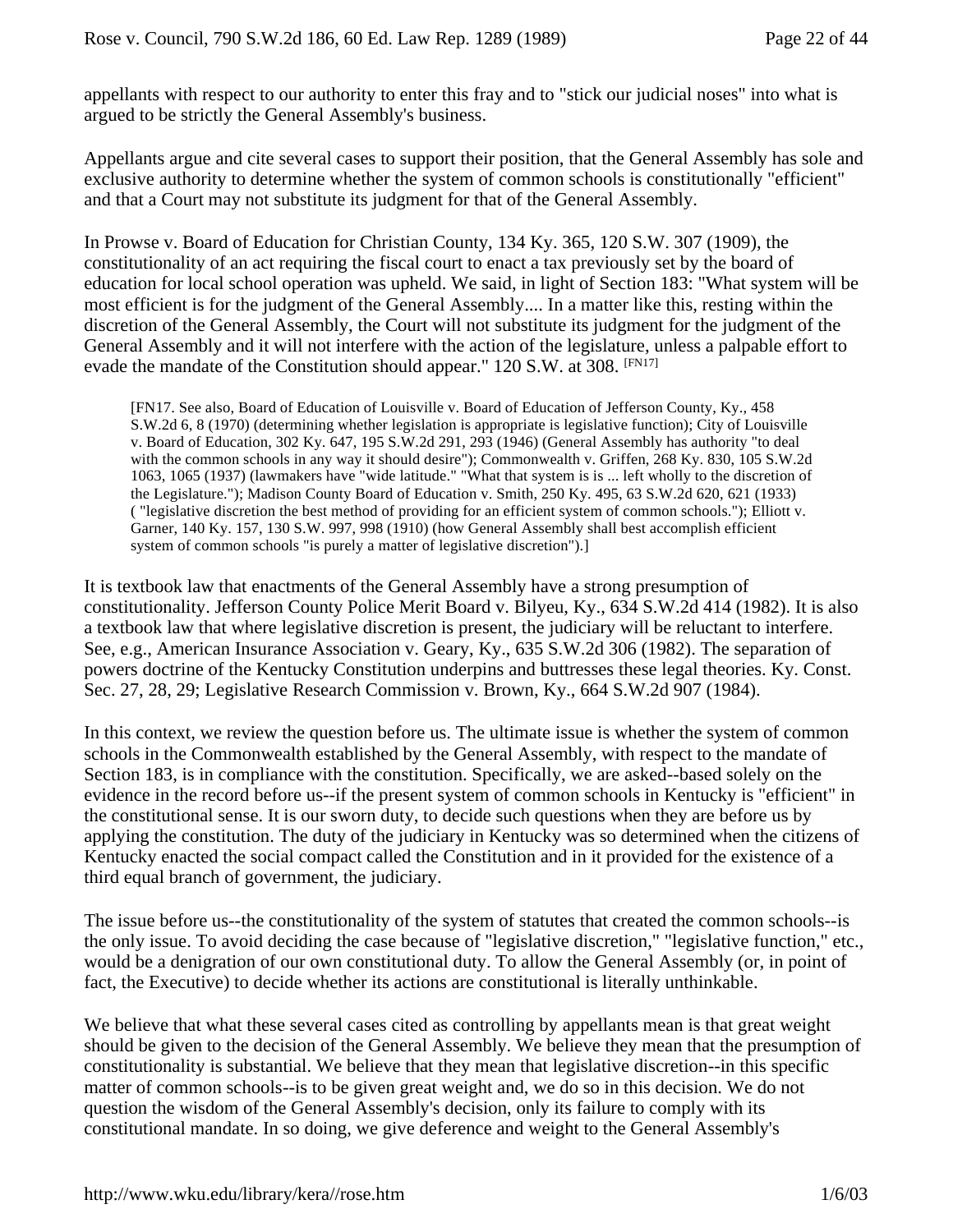appellants with respect to our authority to enter this fray and to "stick our judicial noses" into what is argued to be strictly the General Assembly's business.

Appellants argue and cite several cases to support their position, that the General Assembly has sole and exclusive authority to determine whether the system of common schools is constitutionally "efficient" and that a Court may not substitute its judgment for that of the General Assembly.

In Prowse v. Board of Education for Christian County, 134 Ky. 365, 120 S.W. 307 (1909), the constitutionality of an act requiring the fiscal court to enact a tax previously set by the board of education for local school operation was upheld. We said, in light of Section 183: "What system will be most efficient is for the judgment of the General Assembly.... In a matter like this, resting within the discretion of the General Assembly, the Court will not substitute its judgment for the judgment of the General Assembly and it will not interfere with the action of the legislature, unless a palpable effort to evade the mandate of the Constitution should appear." 120 S.W. at 308. [FN17]

> [FN17. See also, Board of Education of Louisville v. Board of Education of Jefferson County, Ky., 458 S.W.2d 6, 8 (1970) (determining whether legislation is appropriate is legislative function); City of Louisville v. Board of Education, 302 Ky. 647, 195 S.W.2d 291, 293 (1946) (General Assembly has authority "to deal with the common schools in any way it should desire"); Commonwealth v. Griffen, 268 Ky. 830, 105 S.W.2d 1063, 1065 (1937) (lawmakers have "wide latitude." "What that system is is ... left wholly to the discretion of the Legislature."); Madison County Board of Education v. Smith, 250 Ky. 495, 63 S.W.2d 620, 621 (1933) ( "legislative discretion the best method of providing for an efficient system of common schools."); Elliott v. Garner, 140 Ky. 157, 130 S.W. 997, 998 (1910) (how General Assembly shall best accomplish efficient system of common schools "is purely a matter of legislative discretion").]

It is textbook law that enactments of the General Assembly have a strong presumption of constitutionality. Jefferson County Police Merit Board v. Bilyeu, Ky., 634 S.W.2d 414 (1982). It is also a textbook law that where legislative discretion is present, the judiciary will be reluctant to interfere. See, e.g., American Insurance Association v. Geary, Ky., 635 S.W.2d 306 (1982). The separation of powers doctrine of the Kentucky Constitution underpins and buttresses these legal theories. Ky. Const. Sec. 27, 28, 29; Legislative Research Commission v. Brown, Ky., 664 S.W.2d 907 (1984).

In this context, we review the question before us. The ultimate issue is whether the system of common schools in the Commonwealth established by the General Assembly, with respect to the mandate of Section 183, is in compliance with the constitution. Specifically, we are asked--based solely on the evidence in the record before us--if the present system of common schools in Kentucky is "efficient" in the constitutional sense. It is our sworn duty, to decide such questions when they are before us by applying the constitution. The duty of the judiciary in Kentucky was so determined when the citizens of Kentucky enacted the social compact called the Constitution and in it provided for the existence of a third equal branch of government, the judiciary.

The issue before us--the constitutionality of the system of statutes that created the common schools--is the only issue. To avoid deciding the case because of "legislative discretion," "legislative function," etc., would be a denigration of our own constitutional duty. To allow the General Assembly (or, in point of fact, the Executive) to decide whether its actions are constitutional is literally unthinkable.

We believe that what these several cases cited as controlling by appellants mean is that great weight should be given to the decision of the General Assembly. We believe they mean that the presumption of constitutionality is substantial. We believe that they mean that legislative discretion--in this specific matter of common schools--is to be given great weight and, we do so in this decision. We do not question the wisdom of the General Assembly's decision, only its failure to comply with its constitutional mandate. In so doing, we give deference and weight to the General Assembly's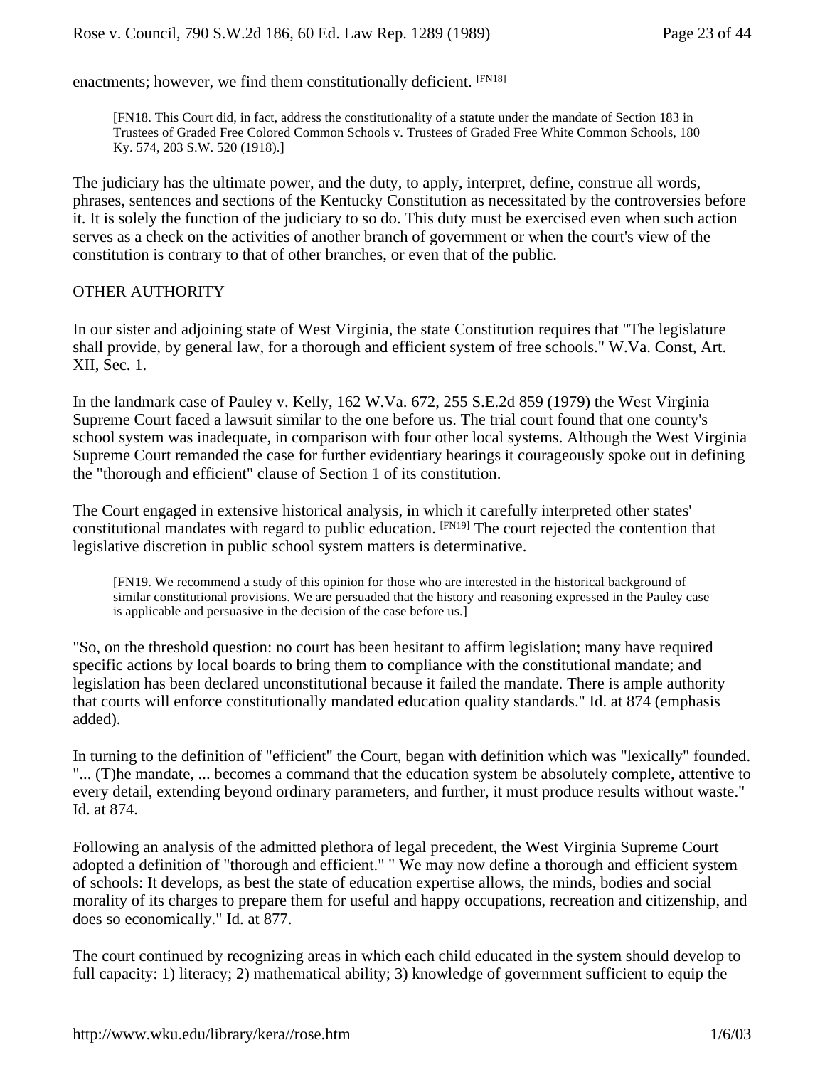enactments; however, we find them constitutionally deficient. [FN18]

> [FN18. This Court did, in fact, address the constitutionality of a statute under the mandate of Section 183 in Trustees of Graded Free Colored Common Schools v. Trustees of Graded Free White Common Schools, 180 Ky. 574, 203 S.W. 520 (1918).]

The judiciary has the ultimate power, and the duty, to apply, interpret, define, construe all words, phrases, sentences and sections of the Kentucky Constitution as necessitated by the controversies before it. It is solely the function of the judiciary to so do. This duty must be exercised even when such action serves as a check on the activities of another branch of government or when the court's view of the constitution is contrary to that of other branches, or even that of the public.

OTHER AUTHORITY

In our sister and adjoining state of West Virginia, the state Constitution requires that "The legislature shall provide, by general law, for a thorough and efficient system of free schools." W.Va. Const, Art. XII, Sec. 1.

In the landmark case of Pauley v. Kelly, 162 W.Va. 672, 255 S.E.2d 859 (1979) the West Virginia Supreme Court faced a lawsuit similar to the one before us. The trial court found that one county's school system was inadequate, in comparison with four other local systems. Although the West Virginia Supreme Court remanded the case for further evidentiary hearings it courageously spoke out in defining the "thorough and efficient" clause of Section 1 of its constitution.

The Court engaged in extensive historical analysis, in which it carefully interpreted other states' constitutional mandates with regard to public education. [FN19] The court rejected the contention that legislative discretion in public school system matters is determinative.

> [FN19. We recommend a study of this opinion for those who are interested in the historical background of similar constitutional provisions. We are persuaded that the history and reasoning expressed in the Pauley case is applicable and persuasive in the decision of the case before us.]

"So, on the threshold question: no court has been hesitant to affirm legislation; many have required specific actions by local boards to bring them to compliance with the constitutional mandate; and legislation has been declared unconstitutional because it failed the mandate. There is ample authority that courts will enforce constitutionally mandated education quality standards." Id. at 874 (emphasis added).

In turning to the definition of "efficient" the Court, began with definition which was "lexically" founded. "... (T)he mandate, ... becomes a command that the education system be absolutely complete, attentive to every detail, extending beyond ordinary parameters, and further, it must produce results without waste." Id. at 874.

Following an analysis of the admitted plethora of legal precedent, the West Virginia Supreme Court adopted a definition of "thorough and efficient." " We may now define a thorough and efficient system of schools: It develops, as best the state of education expertise allows, the minds, bodies and social morality of its charges to prepare them for useful and happy occupations, recreation and citizenship, and does so economically." Id. at 877.

The court continued by recognizing areas in which each child educated in the system should develop to full capacity: 1) literacy; 2) mathematical ability; 3) knowledge of government sufficient to equip the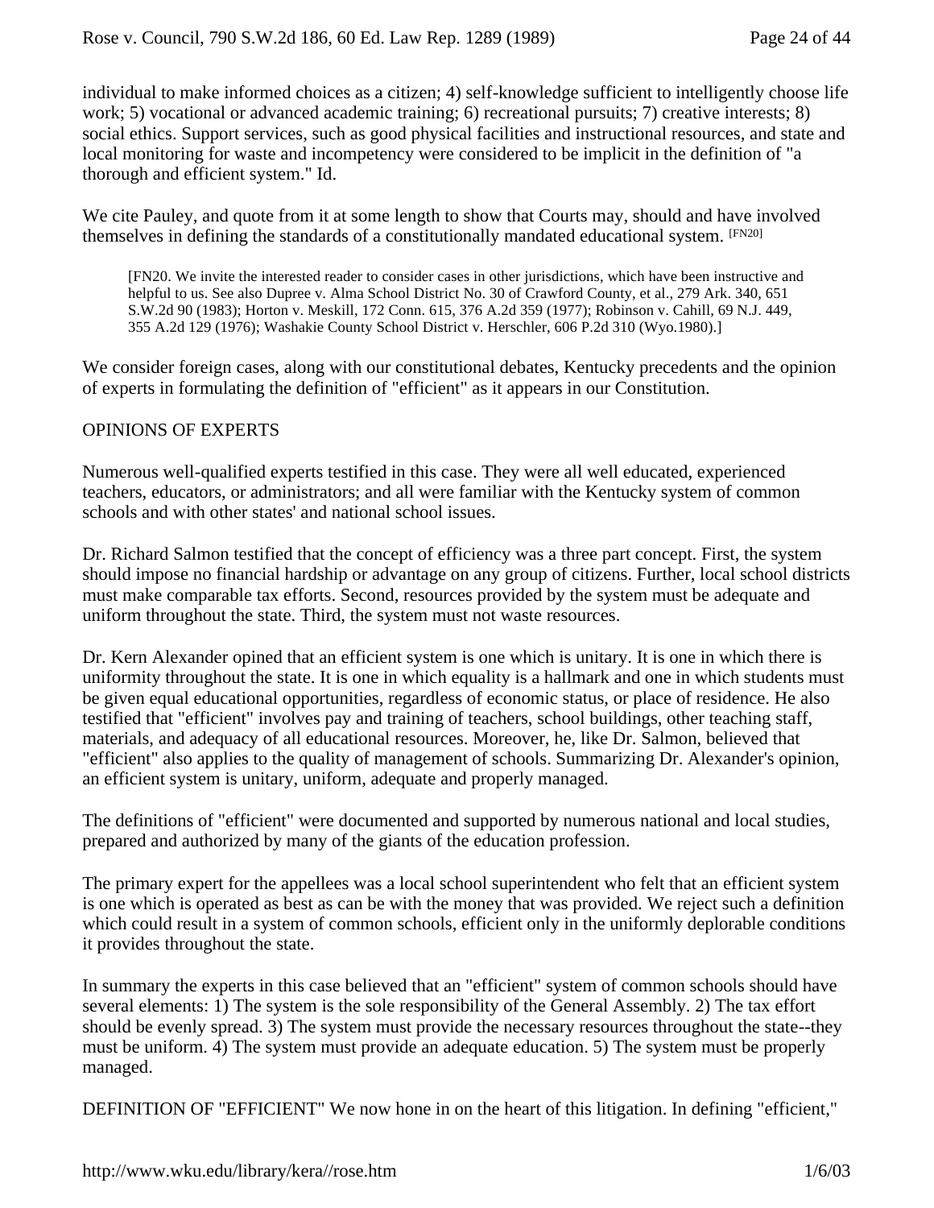individual to make informed choices as a citizen; 4) self-knowledge sufficient to intelligently choose life work; 5) vocational or advanced academic training; 6) recreational pursuits; 7) creative interests; 8) social ethics. Support services, such as good physical facilities and instructional resources, and state and local monitoring for waste and incompetency were considered to be implicit in the definition of "a thorough and efficient system." Id.

We cite Pauley, and quote from it at some length to show that Courts may, should and have involved themselves in defining the standards of a constitutionally mandated educational system. [FN20]

> [FN20. We invite the interested reader to consider cases in other jurisdictions, which have been instructive and helpful to us. See also Dupree v. Alma School District No. 30 of Crawford County, et al., 279 Ark. 340, 651 S.W.2d 90 (1983); Horton v. Meskill, 172 Conn. 615, 376 A.2d 359 (1977); Robinson v. Cahill, 69 N.J. 449, 355 A.2d 129 (1976); Washakie County School District v. Herschler, 606 P.2d 310 (Wyo.1980).]

We consider foreign cases, along with our constitutional debates, Kentucky precedents and the opinion of experts in formulating the definition of "efficient" as it appears in our Constitution.

OPINIONS OF EXPERTS

Numerous well-qualified experts testified in this case. They were all well educated, experienced teachers, educators, or administrators; and all were familiar with the Kentucky system of common schools and with other states' and national school issues.

Dr. Richard Salmon testified that the concept of efficiency was a three part concept. First, the system should impose no financial hardship or advantage on any group of citizens. Further, local school districts must make comparable tax efforts. Second, resources provided by the system must be adequate and uniform throughout the state. Third, the system must not waste resources.

Dr. Kern Alexander opined that an efficient system is one which is unitary. It is one in which there is uniformity throughout the state. It is one in which equality is a hallmark and one in which students must be given equal educational opportunities, regardless of economic status, or place of residence. He also testified that "efficient" involves pay and training of teachers, school buildings, other teaching staff, materials, and adequacy of all educational resources. Moreover, he, like Dr. Salmon, believed that "efficient" also applies to the quality of management of schools. Summarizing Dr. Alexander's opinion, an efficient system is unitary, uniform, adequate and properly managed.

The definitions of "efficient" were documented and supported by numerous national and local studies, prepared and authorized by many of the giants of the education profession.

The primary expert for the appellees was a local school superintendent who felt that an efficient system is one which is operated as best as can be with the money that was provided. We reject such a definition which could result in a system of common schools, efficient only in the uniformly deplorable conditions it provides throughout the state.

In summary the experts in this case believed that an "efficient" system of common schools should have several elements: 1) The system is the sole responsibility of the General Assembly. 2) The tax effort should be evenly spread. 3) The system must provide the necessary resources throughout the state--they must be uniform. 4) The system must provide an adequate education. 5) The system must be properly managed.

DEFINITION OF "EFFICIENT" We now hone in on the heart of this litigation. In defining "efficient,"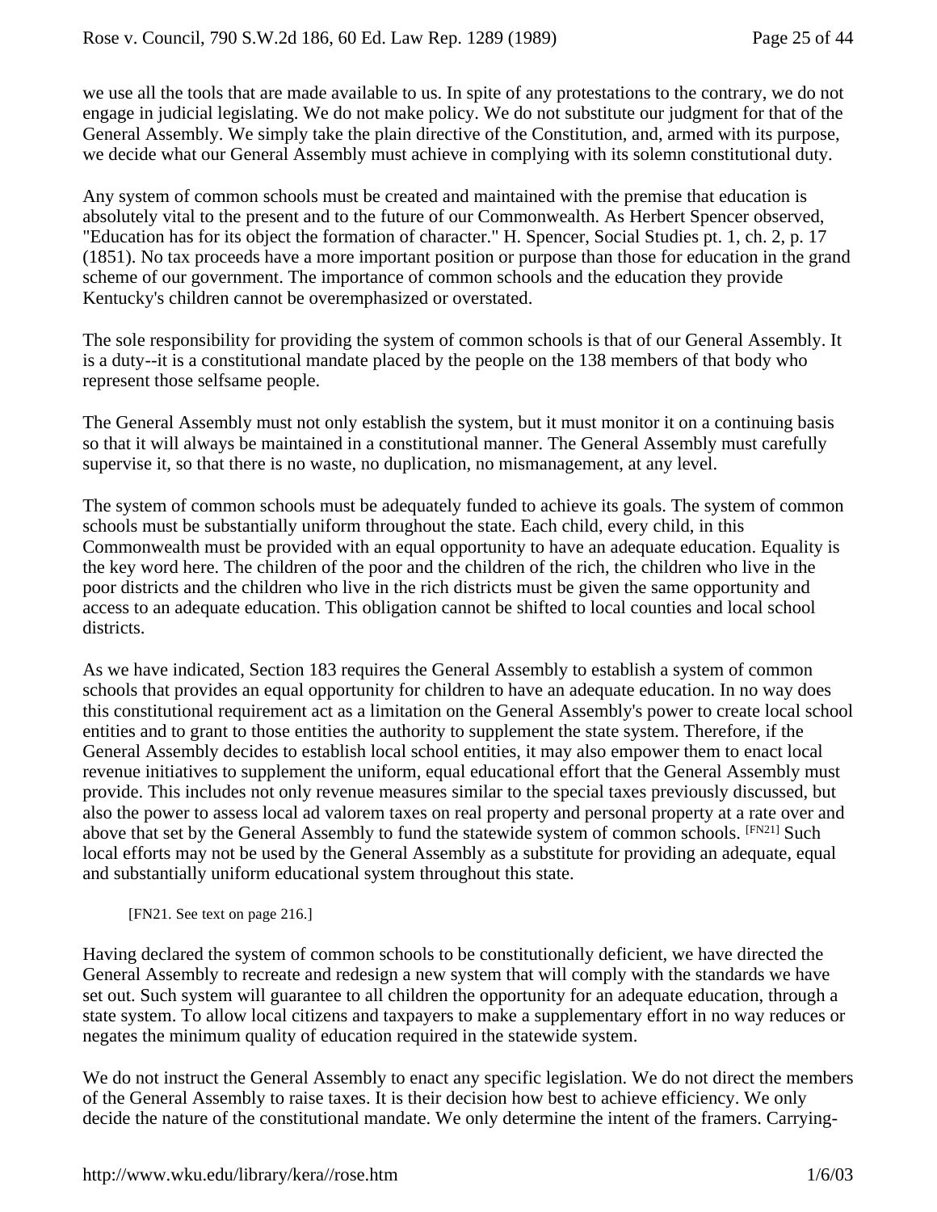we use all the tools that are made available to us. In spite of any protestations to the contrary, we do not engage in judicial legislating. We do not make policy. We do not substitute our judgment for that of the General Assembly. We simply take the plain directive of the Constitution, and, armed with its purpose, we decide what our General Assembly must achieve in complying with its solemn constitutional duty.

Any system of common schools must be created and maintained with the premise that education is absolutely vital to the present and to the future of our Commonwealth. As Herbert Spencer observed, "Education has for its object the formation of character." H. Spencer, Social Studies pt. 1, ch. 2, p. 17 (1851). No tax proceeds have a more important position or purpose than those for education in the grand scheme of our government. The importance of common schools and the education they provide Kentucky's children cannot be overemphasized or overstated.

The sole responsibility for providing the system of common schools is that of our General Assembly. It is a duty--it is a constitutional mandate placed by the people on the 138 members of that body who represent those selfsame people.

The General Assembly must not only establish the system, but it must monitor it on a continuing basis so that it will always be maintained in a constitutional manner. The General Assembly must carefully supervise it, so that there is no waste, no duplication, no mismanagement, at any level.

The system of common schools must be adequately funded to achieve its goals. The system of common schools must be substantially uniform throughout the state. Each child, every child, in this Commonwealth must be provided with an equal opportunity to have an adequate education. Equality is the key word here. The children of the poor and the children of the rich, the children who live in the poor districts and the children who live in the rich districts must be given the same opportunity and access to an adequate education. This obligation cannot be shifted to local counties and local school districts.

As we have indicated, Section 183 requires the General Assembly to establish a system of common schools that provides an equal opportunity for children to have an adequate education. In no way does this constitutional requirement act as a limitation on the General Assembly's power to create local school entities and to grant to those entities the authority to supplement the state system. Therefore, if the General Assembly decides to establish local school entities, it may also empower them to enact local revenue initiatives to supplement the uniform, equal educational effort that the General Assembly must provide. This includes not only revenue measures similar to the special taxes previously discussed, but also the power to assess local ad valorem taxes on real property and personal property at a rate over and above that set by the General Assembly to fund the statewide system of common schools. [FN21] Such local efforts may not be used by the General Assembly as a substitute for providing an adequate, equal and substantially uniform educational system throughout this state.

[FN21. See text on page 216.]

Having declared the system of common schools to be constitutionally deficient, we have directed the General Assembly to recreate and redesign a new system that will comply with the standards we have set out. Such system will guarantee to all children the opportunity for an adequate education, through a state system. To allow local citizens and taxpayers to make a supplementary effort in no way reduces or negates the minimum quality of education required in the statewide system.

We do not instruct the General Assembly to enact any specific legislation. We do not direct the members of the General Assembly to raise taxes. It is their decision how best to achieve efficiency. We only decide the nature of the constitutional mandate. We only determine the intent of the framers. Carrying-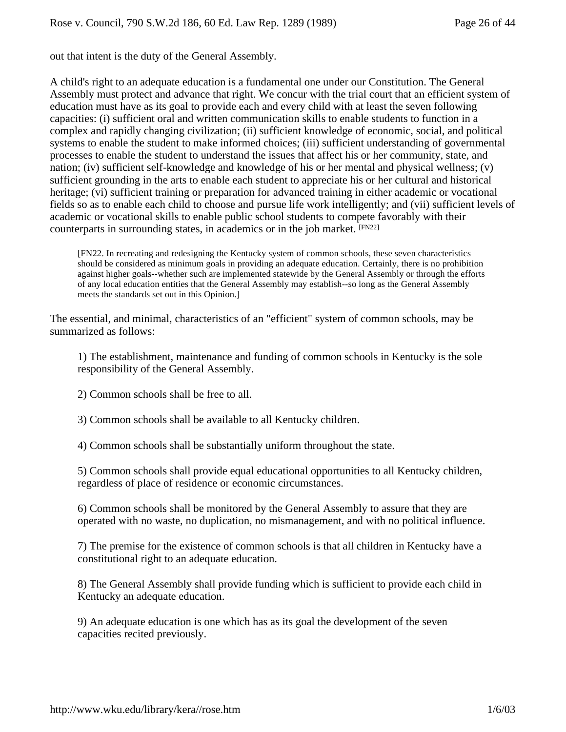out that intent is the duty of the General Assembly.

A child's right to an adequate education is a fundamental one under our Constitution. The General Assembly must protect and advance that right. We concur with the trial court that an efficient system of education must have as its goal to provide each and every child with at least the seven following capacities: (i) sufficient oral and written communication skills to enable students to function in a complex and rapidly changing civilization; (ii) sufficient knowledge of economic, social, and political systems to enable the student to make informed choices; (iii) sufficient understanding of governmental processes to enable the student to understand the issues that affect his or her community, state, and nation; (iv) sufficient self-knowledge and knowledge of his or her mental and physical wellness; (v) sufficient grounding in the arts to enable each student to appreciate his or her cultural and historical heritage; (vi) sufficient training or preparation for advanced training in either academic or vocational fields so as to enable each child to choose and pursue life work intelligently; and (vii) sufficient levels of academic or vocational skills to enable public school students to compete favorably with their counterparts in surrounding states, in academics or in the job market. [FN22]

> [FN22. In recreating and redesigning the Kentucky system of common schools, these seven characteristics should be considered as minimum goals in providing an adequate education. Certainly, there is no prohibition against higher goals--whether such are implemented statewide by the General Assembly or through the efforts of any local education entities that the General Assembly may establish--so long as the General Assembly meets the standards set out in this Opinion.]

The essential, and minimal, characteristics of an "efficient" system of common schools, may be summarized as follows:

1) The establishment, maintenance and funding of common schools in Kentucky is the sole responsibility of the General Assembly.

2) Common schools shall be free to all.

3) Common schools shall be available to all Kentucky children.

4) Common schools shall be substantially uniform throughout the state.

5) Common schools shall provide equal educational opportunities to all Kentucky children, regardless of place of residence or economic circumstances.

6) Common schools shall be monitored by the General Assembly to assure that they are operated with no waste, no duplication, no mismanagement, and with no political influence.

7) The premise for the existence of common schools is that all children in Kentucky have a constitutional right to an adequate education.

8) The General Assembly shall provide funding which is sufficient to provide each child in Kentucky an adequate education.

9) An adequate education is one which has as its goal the development of the seven capacities recited previously.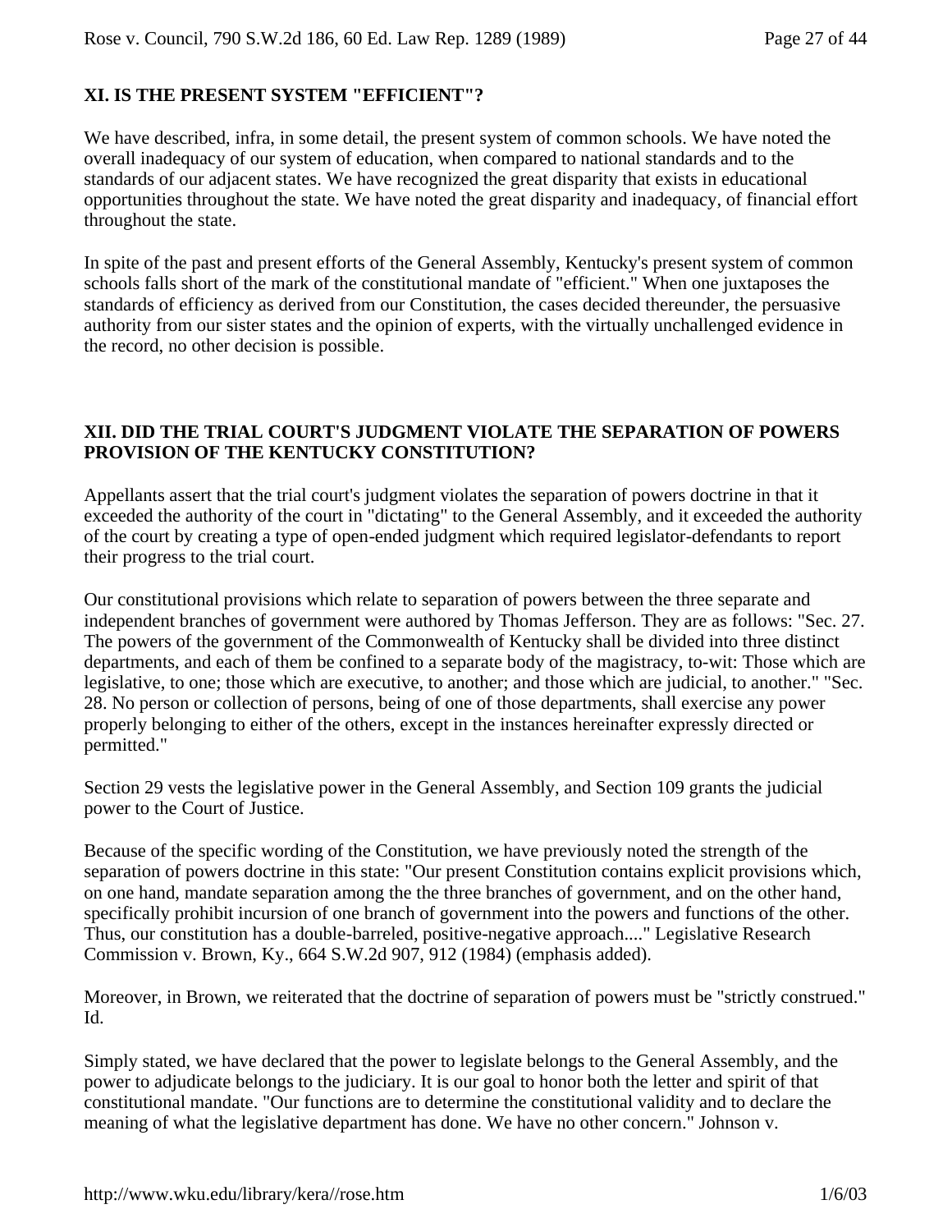### XI. IS THE PRESENT SYSTEM "EFFICIENT"?

We have described, infra, in some detail, the present system of common schools. We have noted the overall inadequacy of our system of education, when compared to national standards and to the standards of our adjacent states. We have recognized the great disparity that exists in educational opportunities throughout the state. We have noted the great disparity and inadequacy, of financial effort throughout the state.

In spite of the past and present efforts of the General Assembly, Kentucky's present system of common schools falls short of the mark of the constitutional mandate of "efficient." When one juxtaposes the standards of efficiency as derived from our Constitution, the cases decided thereunder, the persuasive authority from our sister states and the opinion of experts, with the virtually unchallenged evidence in the record, no other decision is possible.

### XII. DID THE TRIAL COURT'S JUDGMENT VIOLATE THE SEPARATION OF POWERS PROVISION OF THE KENTUCKY CONSTITUTION?

Appellants assert that the trial court's judgment violates the separation of powers doctrine in that it exceeded the authority of the court in "dictating" to the General Assembly, and it exceeded the authority of the court by creating a type of open-ended judgment which required legislator-defendants to report their progress to the trial court.

Our constitutional provisions which relate to separation of powers between the three separate and independent branches of government were authored by Thomas Jefferson. They are as follows: "Sec. 27. The powers of the government of the Commonwealth of Kentucky shall be divided into three distinct departments, and each of them be confined to a separate body of the magistracy, to-wit: Those which are legislative, to one; those which are executive, to another; and those which are judicial, to another." "Sec. 28. No person or collection of persons, being of one of those departments, shall exercise any power properly belonging to either of the others, except in the instances hereinafter expressly directed or permitted."

Section 29 vests the legislative power in the General Assembly, and Section 109 grants the judicial power to the Court of Justice.

Because of the specific wording of the Constitution, we have previously noted the strength of the separation of powers doctrine in this state: "Our present Constitution contains explicit provisions which, on one hand, mandate separation among the the three branches of government, and on the other hand, specifically prohibit incursion of one branch of government into the powers and functions of the other. Thus, our constitution has a double-barreled, positive-negative approach...." Legislative Research Commission v. Brown, Ky., 664 S.W.2d 907, 912 (1984) (emphasis added).

Moreover, in Brown, we reiterated that the doctrine of separation of powers must be "strictly construed." Id.

Simply stated, we have declared that the power to legislate belongs to the General Assembly, and the power to adjudicate belongs to the judiciary. It is our goal to honor both the letter and spirit of that constitutional mandate. "Our functions are to determine the constitutional validity and to declare the meaning of what the legislative department has done. We have no other concern." Johnson v.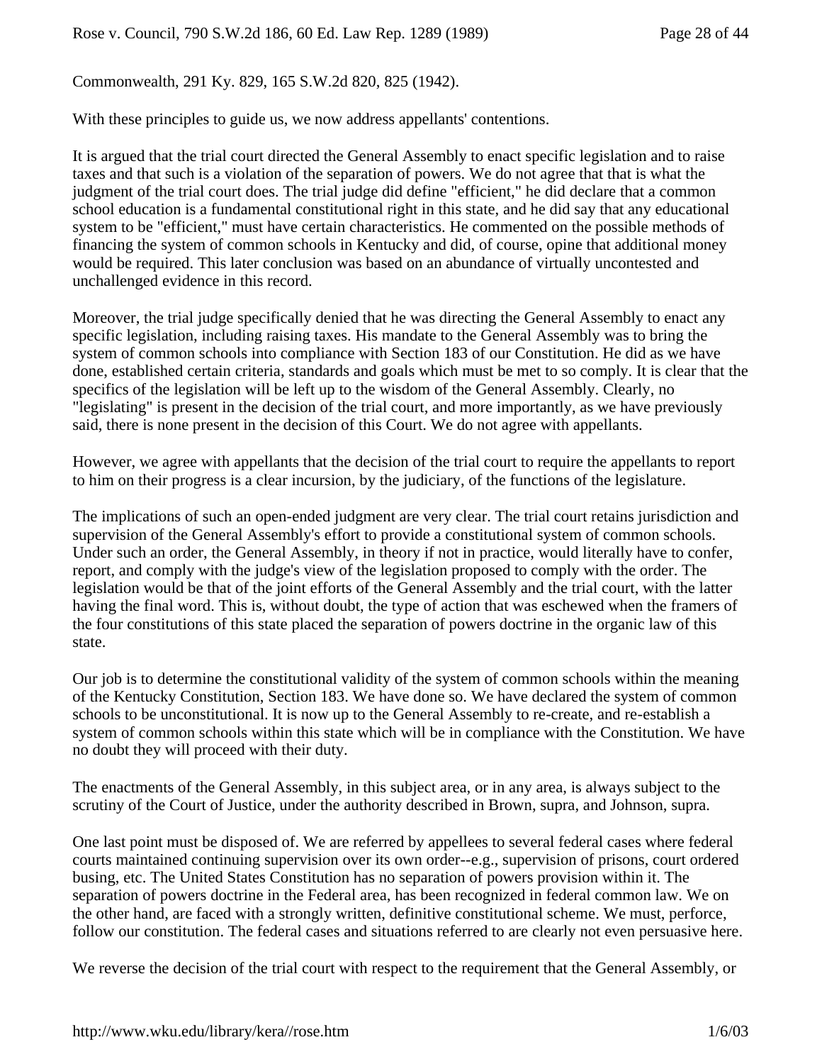Commonwealth, 291 Ky. 829, 165 S.W.2d 820, 825 (1942).

With these principles to guide us, we now address appellants' contentions.

It is argued that the trial court directed the General Assembly to enact specific legislation and to raise taxes and that such is a violation of the separation of powers. We do not agree that that is what the judgment of the trial court does. The trial judge did define "efficient," he did declare that a common school education is a fundamental constitutional right in this state, and he did say that any educational system to be "efficient," must have certain characteristics. He commented on the possible methods of financing the system of common schools in Kentucky and did, of course, opine that additional money would be required. This later conclusion was based on an abundance of virtually uncontested and unchallenged evidence in this record.

Moreover, the trial judge specifically denied that he was directing the General Assembly to enact any specific legislation, including raising taxes. His mandate to the General Assembly was to bring the system of common schools into compliance with Section 183 of our Constitution. He did as we have done, established certain criteria, standards and goals which must be met to so comply. It is clear that the specifics of the legislation will be left up to the wisdom of the General Assembly. Clearly, no "legislating" is present in the decision of the trial court, and more importantly, as we have previously said, there is none present in the decision of this Court. We do not agree with appellants.

However, we agree with appellants that the decision of the trial court to require the appellants to report to him on their progress is a clear incursion, by the judiciary, of the functions of the legislature.

The implications of such an open-ended judgment are very clear. The trial court retains jurisdiction and supervision of the General Assembly's effort to provide a constitutional system of common schools. Under such an order, the General Assembly, in theory if not in practice, would literally have to confer, report, and comply with the judge's view of the legislation proposed to comply with the order. The legislation would be that of the joint efforts of the General Assembly and the trial court, with the latter having the final word. This is, without doubt, the type of action that was eschewed when the framers of the four constitutions of this state placed the separation of powers doctrine in the organic law of this state.

Our job is to determine the constitutional validity of the system of common schools within the meaning of the Kentucky Constitution, Section 183. We have done so. We have declared the system of common schools to be unconstitutional. It is now up to the General Assembly to re-create, and re-establish a system of common schools within this state which will be in compliance with the Constitution. We have no doubt they will proceed with their duty.

The enactments of the General Assembly, in this subject area, or in any area, is always subject to the scrutiny of the Court of Justice, under the authority described in Brown, supra, and Johnson, supra.

One last point must be disposed of. We are referred by appellees to several federal cases where federal courts maintained continuing supervision over its own order--e.g., supervision of prisons, court ordered busing, etc. The United States Constitution has no separation of powers provision within it. The separation of powers doctrine in the Federal area, has been recognized in federal common law. We on the other hand, are faced with a strongly written, definitive constitutional scheme. We must, perforce, follow our constitution. The federal cases and situations referred to are clearly not even persuasive here.

We reverse the decision of the trial court with respect to the requirement that the General Assembly, or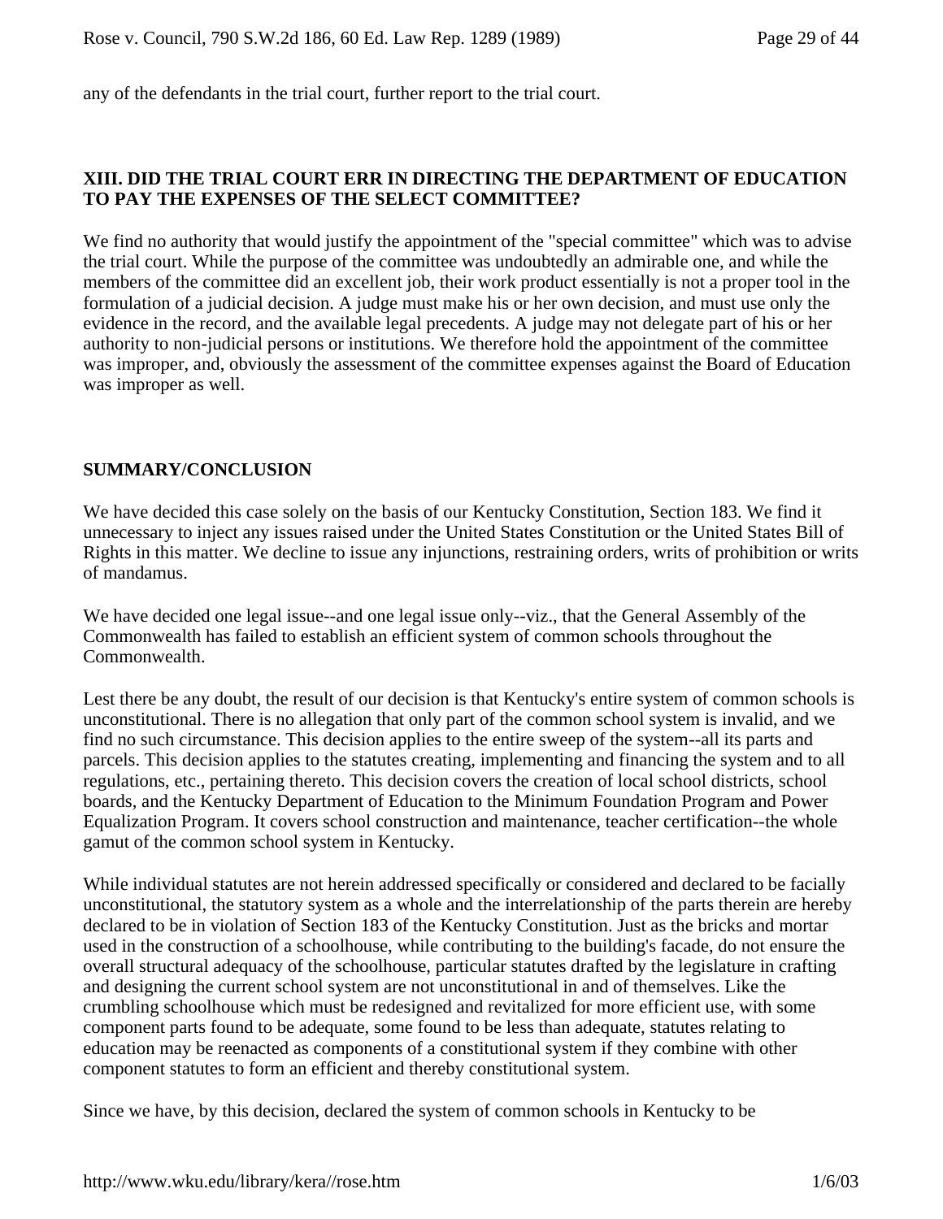any of the defendants in the trial court, further report to the trial court.

## XIII. DID THE TRIAL COURT ERR IN DIRECTING THE DEPARTMENT OF EDUCATION TO PAY THE EXPENSES OF THE SELECT COMMITTEE?

We find no authority that would justify the appointment of the "special committee" which was to advise the trial court. While the purpose of the committee was undoubtedly an admirable one, and while the members of the committee did an excellent job, their work product essentially is not a proper tool in the formulation of a judicial decision. A judge must make his or her own decision, and must use only the evidence in the record, and the available legal precedents. A judge may not delegate part of his or her authority to non-judicial persons or institutions. We therefore hold the appointment of the committee was improper, and, obviously the assessment of the committee expenses against the Board of Education was improper as well.

## SUMMARY/CONCLUSION

We have decided this case solely on the basis of our Kentucky Constitution, Section 183. We find it unnecessary to inject any issues raised under the United States Constitution or the United States Bill of Rights in this matter. We decline to issue any injunctions, restraining orders, writs of prohibition or writs of mandamus.

We have decided one legal issue--and one legal issue only--viz., that the General Assembly of the Commonwealth has failed to establish an efficient system of common schools throughout the Commonwealth.

Lest there be any doubt, the result of our decision is that Kentucky's entire system of common schools is unconstitutional. There is no allegation that only part of the common school system is invalid, and we find no such circumstance. This decision applies to the entire sweep of the system--all its parts and parcels. This decision applies to the statutes creating, implementing and financing the system and to all regulations, etc., pertaining thereto. This decision covers the creation of local school districts, school boards, and the Kentucky Department of Education to the Minimum Foundation Program and Power Equalization Program. It covers school construction and maintenance, teacher certification--the whole gamut of the common school system in Kentucky.

While individual statutes are not herein addressed specifically or considered and declared to be facially unconstitutional, the statutory system as a whole and the interrelationship of the parts therein are hereby declared to be in violation of Section 183 of the Kentucky Constitution. Just as the bricks and mortar used in the construction of a schoolhouse, while contributing to the building's facade, do not ensure the overall structural adequacy of the schoolhouse, particular statutes drafted by the legislature in crafting and designing the current school system are not unconstitutional in and of themselves. Like the crumbling schoolhouse which must be redesigned and revitalized for more efficient use, with some component parts found to be adequate, some found to be less than adequate, statutes relating to education may be reenacted as components of a constitutional system if they combine with other component statutes to form an efficient and thereby constitutional system.

Since we have, by this decision, declared the system of common schools in Kentucky to be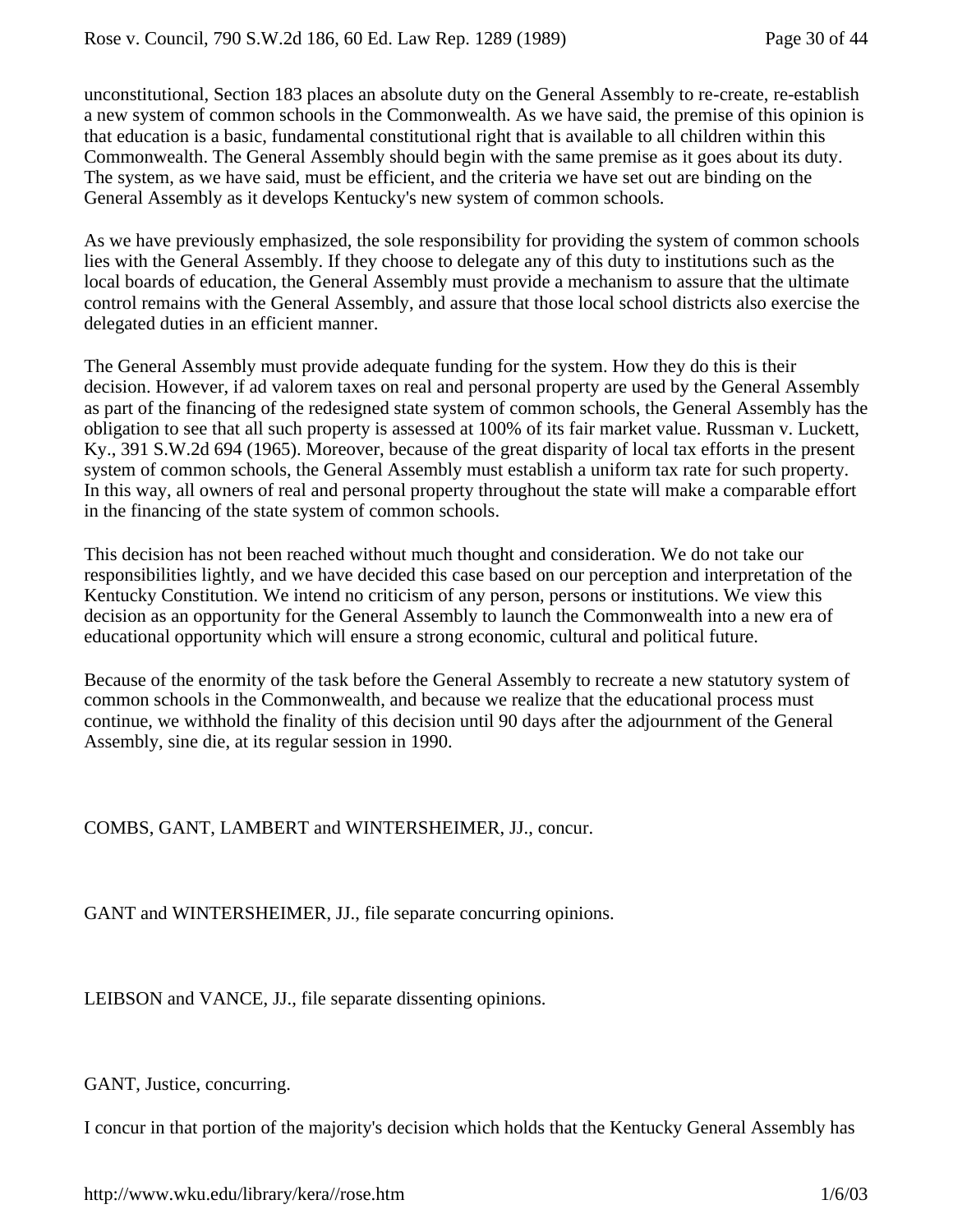unconstitutional, Section 183 places an absolute duty on the General Assembly to re-create, re-establish a new system of common schools in the Commonwealth. As we have said, the premise of this opinion is that education is a basic, fundamental constitutional right that is available to all children within this Commonwealth. The General Assembly should begin with the same premise as it goes about its duty. The system, as we have said, must be efficient, and the criteria we have set out are binding on the General Assembly as it develops Kentucky's new system of common schools.

As we have previously emphasized, the sole responsibility for providing the system of common schools lies with the General Assembly. If they choose to delegate any of this duty to institutions such as the local boards of education, the General Assembly must provide a mechanism to assure that the ultimate control remains with the General Assembly, and assure that those local school districts also exercise the delegated duties in an efficient manner.

The General Assembly must provide adequate funding for the system. How they do this is their decision. However, if ad valorem taxes on real and personal property are used by the General Assembly as part of the financing of the redesigned state system of common schools, the General Assembly has the obligation to see that all such property is assessed at 100% of its fair market value. Russman v. Luckett, Ky., 391 S.W.2d 694 (1965). Moreover, because of the great disparity of local tax efforts in the present system of common schools, the General Assembly must establish a uniform tax rate for such property. In this way, all owners of real and personal property throughout the state will make a comparable effort in the financing of the state system of common schools.

This decision has not been reached without much thought and consideration. We do not take our responsibilities lightly, and we have decided this case based on our perception and interpretation of the Kentucky Constitution. We intend no criticism of any person, persons or institutions. We view this decision as an opportunity for the General Assembly to launch the Commonwealth into a new era of educational opportunity which will ensure a strong economic, cultural and political future.

Because of the enormity of the task before the General Assembly to recreate a new statutory system of common schools in the Commonwealth, and because we realize that the educational process must continue, we withhold the finality of this decision until 90 days after the adjournment of the General Assembly, sine die, at its regular session in 1990.

COMBS, GANT, LAMBERT and WINTERSHEIMER, JJ., concur.

GANT and WINTERSHEIMER, JJ., file separate concurring opinions.

LEIBSON and VANCE, JJ., file separate dissenting opinions.

GANT, Justice, concurring.

I concur in that portion of the majority's decision which holds that the Kentucky General Assembly has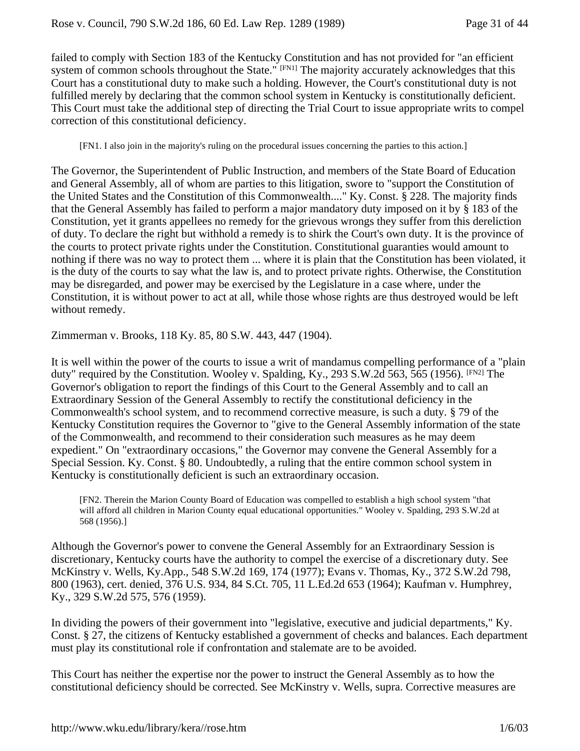failed to comply with Section 183 of the Kentucky Constitution and has not provided for "an efficient system of common schools throughout the State." [FN1] The majority accurately acknowledges that this Court has a constitutional duty to make such a holding. However, the Court's constitutional duty is not fulfilled merely by declaring that the common school system in Kentucky is constitutionally deficient. This Court must take the additional step of directing the Trial Court to issue appropriate writs to compel correction of this constitutional deficiency.

[FN1. I also join in the majority's ruling on the procedural issues concerning the parties to this action.]

The Governor, the Superintendent of Public Instruction, and members of the State Board of Education and General Assembly, all of whom are parties to this litigation, swore to "support the Constitution of the United States and the Constitution of this Commonwealth...." Ky. Const. § 228. The majority finds that the General Assembly has failed to perform a major mandatory duty imposed on it by § 183 of the Constitution, yet it grants appellees no remedy for the grievous wrongs they suffer from this dereliction of duty. To declare the right but withhold a remedy is to shirk the Court's own duty. It is the province of the courts to protect private rights under the Constitution. Constitutional guaranties would amount to nothing if there was no way to protect them ... where it is plain that the Constitution has been violated, it is the duty of the courts to say what the law is, and to protect private rights. Otherwise, the Constitution may be disregarded, and power may be exercised by the Legislature in a case where, under the Constitution, it is without power to act at all, while those whose rights are thus destroyed would be left without remedy.

Zimmerman v. Brooks, 118 Ky. 85, 80 S.W. 443, 447 (1904).

It is well within the power of the courts to issue a writ of mandamus compelling performance of a "plain duty" required by the Constitution. Wooley v. Spalding, Ky., 293 S.W.2d 563, 565 (1956). [FN2] The Governor's obligation to report the findings of this Court to the General Assembly and to call an Extraordinary Session of the General Assembly to rectify the constitutional deficiency in the Commonwealth's school system, and to recommend corrective measure, is such a duty. § 79 of the Kentucky Constitution requires the Governor to "give to the General Assembly information of the state of the Commonwealth, and recommend to their consideration such measures as he may deem expedient." On "extraordinary occasions," the Governor may convene the General Assembly for a Special Session. Ky. Const. § 80. Undoubtedly, a ruling that the entire common school system in Kentucky is constitutionally deficient is such an extraordinary occasion.

[FN2. Therein the Marion County Board of Education was compelled to establish a high school system "that will afford all children in Marion County equal educational opportunities." Wooley v. Spalding, 293 S.W.2d at 568 (1956).]

Although the Governor's power to convene the General Assembly for an Extraordinary Session is discretionary, Kentucky courts have the authority to compel the exercise of a discretionary duty. See McKinstry v. Wells, Ky.App., 548 S.W.2d 169, 174 (1977); Evans v. Thomas, Ky., 372 S.W.2d 798, 800 (1963), cert. denied, 376 U.S. 934, 84 S.Ct. 705, 11 L.Ed.2d 653 (1964); Kaufman v. Humphrey, Ky., 329 S.W.2d 575, 576 (1959).

In dividing the powers of their government into "legislative, executive and judicial departments," Ky. Const. § 27, the citizens of Kentucky established a government of checks and balances. Each department must play its constitutional role if confrontation and stalemate are to be avoided.

This Court has neither the expertise nor the power to instruct the General Assembly as to how the constitutional deficiency should be corrected. See McKinstry v. Wells, supra. Corrective measures are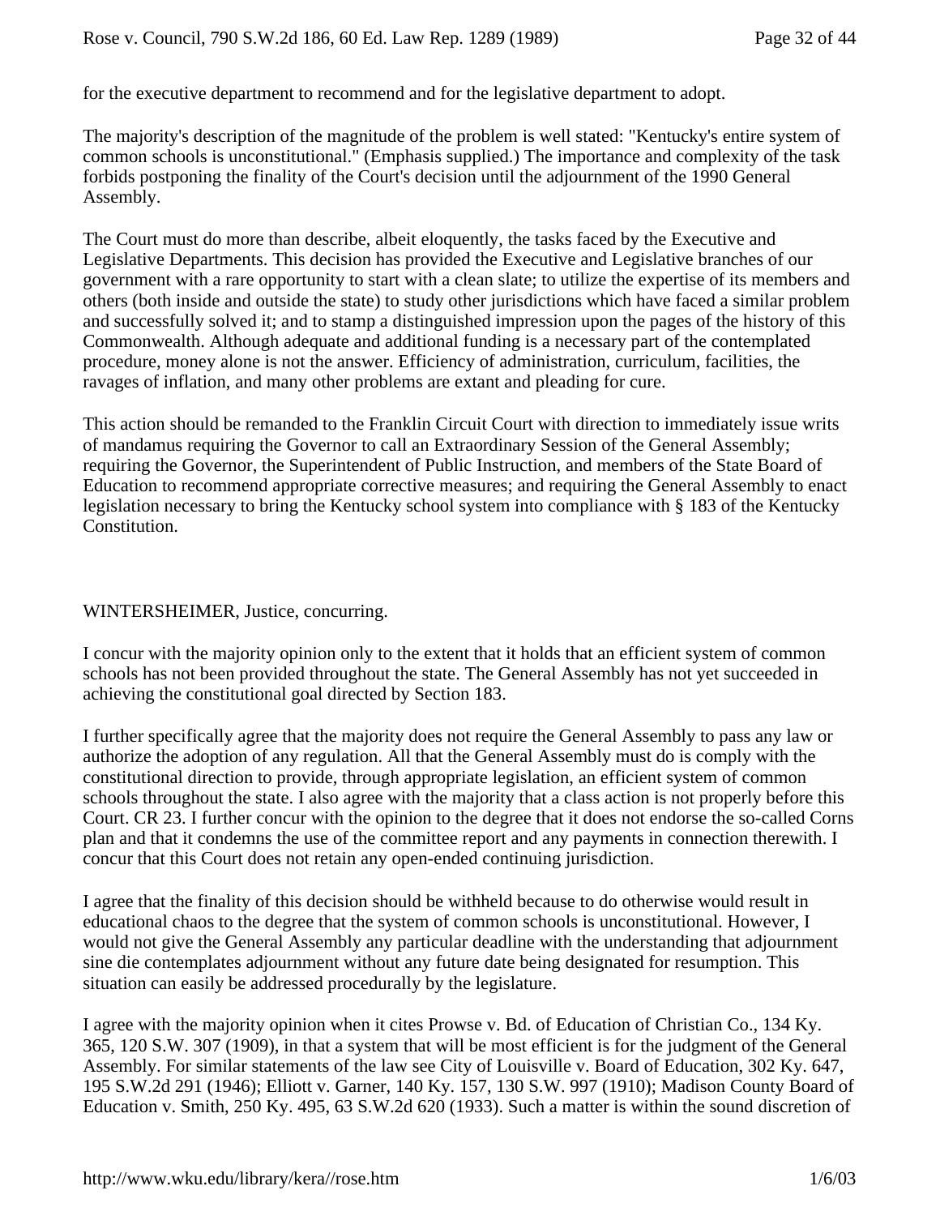for the executive department to recommend and for the legislative department to adopt.

The majority's description of the magnitude of the problem is well stated: "Kentucky's entire system of common schools is unconstitutional." (Emphasis supplied.) The importance and complexity of the task forbids postponing the finality of the Court's decision until the adjournment of the 1990 General Assembly.

The Court must do more than describe, albeit eloquently, the tasks faced by the Executive and Legislative Departments. This decision has provided the Executive and Legislative branches of our government with a rare opportunity to start with a clean slate; to utilize the expertise of its members and others (both inside and outside the state) to study other jurisdictions which have faced a similar problem and successfully solved it; and to stamp a distinguished impression upon the pages of the history of this Commonwealth. Although adequate and additional funding is a necessary part of the contemplated procedure, money alone is not the answer. Efficiency of administration, curriculum, facilities, the ravages of inflation, and many other problems are extant and pleading for cure.

This action should be remanded to the Franklin Circuit Court with direction to immediately issue writs of mandamus requiring the Governor to call an Extraordinary Session of the General Assembly; requiring the Governor, the Superintendent of Public Instruction, and members of the State Board of Education to recommend appropriate corrective measures; and requiring the General Assembly to enact legislation necessary to bring the Kentucky school system into compliance with § 183 of the Kentucky Constitution.

WINTERSHEIMER, Justice, concurring.

I concur with the majority opinion only to the extent that it holds that an efficient system of common schools has not been provided throughout the state. The General Assembly has not yet succeeded in achieving the constitutional goal directed by Section 183.

I further specifically agree that the majority does not require the General Assembly to pass any law or authorize the adoption of any regulation. All that the General Assembly must do is comply with the constitutional direction to provide, through appropriate legislation, an efficient system of common schools throughout the state. I also agree with the majority that a class action is not properly before this Court. CR 23. I further concur with the opinion to the degree that it does not endorse the so-called Corns plan and that it condemns the use of the committee report and any payments in connection therewith. I concur that this Court does not retain any open-ended continuing jurisdiction.

I agree that the finality of this decision should be withheld because to do otherwise would result in educational chaos to the degree that the system of common schools is unconstitutional. However, I would not give the General Assembly any particular deadline with the understanding that adjournment sine die contemplates adjournment without any future date being designated for resumption. This situation can easily be addressed procedurally by the legislature.

I agree with the majority opinion when it cites Prowse v. Bd. of Education of Christian Co., 134 Ky. 365, 120 S.W. 307 (1909), in that a system that will be most efficient is for the judgment of the General Assembly. For similar statements of the law see City of Louisville v. Board of Education, 302 Ky. 647, 195 S.W.2d 291 (1946); Elliott v. Garner, 140 Ky. 157, 130 S.W. 997 (1910); Madison County Board of Education v. Smith, 250 Ky. 495, 63 S.W.2d 620 (1933). Such a matter is within the sound discretion of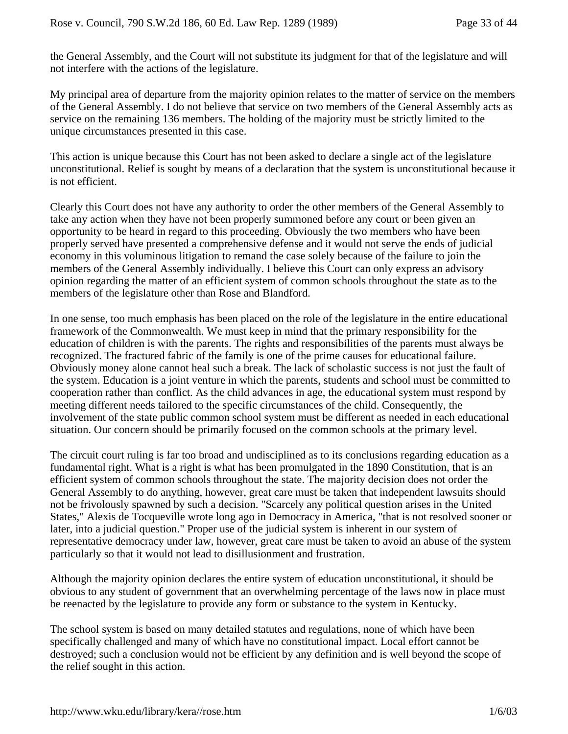the General Assembly, and the Court will not substitute its judgment for that of the legislature and will not interfere with the actions of the legislature.

My principal area of departure from the majority opinion relates to the matter of service on the members of the General Assembly. I do not believe that service on two members of the General Assembly acts as service on the remaining 136 members. The holding of the majority must be strictly limited to the unique circumstances presented in this case.

This action is unique because this Court has not been asked to declare a single act of the legislature unconstitutional. Relief is sought by means of a declaration that the system is unconstitutional because it is not efficient.

Clearly this Court does not have any authority to order the other members of the General Assembly to take any action when they have not been properly summoned before any court or been given an opportunity to be heard in regard to this proceeding. Obviously the two members who have been properly served have presented a comprehensive defense and it would not serve the ends of judicial economy in this voluminous litigation to remand the case solely because of the failure to join the members of the General Assembly individually. I believe this Court can only express an advisory opinion regarding the matter of an efficient system of common schools throughout the state as to the members of the legislature other than Rose and Blandford.

In one sense, too much emphasis has been placed on the role of the legislature in the entire educational framework of the Commonwealth. We must keep in mind that the primary responsibility for the education of children is with the parents. The rights and responsibilities of the parents must always be recognized. The fractured fabric of the family is one of the prime causes for educational failure. Obviously money alone cannot heal such a break. The lack of scholastic success is not just the fault of the system. Education is a joint venture in which the parents, students and school must be committed to cooperation rather than conflict. As the child advances in age, the educational system must respond by meeting different needs tailored to the specific circumstances of the child. Consequently, the involvement of the state public common school system must be different as needed in each educational situation. Our concern should be primarily focused on the common schools at the primary level.

The circuit court ruling is far too broad and undisciplined as to its conclusions regarding education as a fundamental right. What is a right is what has been promulgated in the 1890 Constitution, that is an efficient system of common schools throughout the state. The majority decision does not order the General Assembly to do anything, however, great care must be taken that independent lawsuits should not be frivolously spawned by such a decision. "Scarcely any political question arises in the United States," Alexis de Tocqueville wrote long ago in Democracy in America, "that is not resolved sooner or later, into a judicial question." Proper use of the judicial system is inherent in our system of representative democracy under law, however, great care must be taken to avoid an abuse of the system particularly so that it would not lead to disillusionment and frustration.

Although the majority opinion declares the entire system of education unconstitutional, it should be obvious to any student of government that an overwhelming percentage of the laws now in place must be reenacted by the legislature to provide any form or substance to the system in Kentucky.

The school system is based on many detailed statutes and regulations, none of which have been specifically challenged and many of which have no constitutional impact. Local effort cannot be destroyed; such a conclusion would not be efficient by any definition and is well beyond the scope of the relief sought in this action.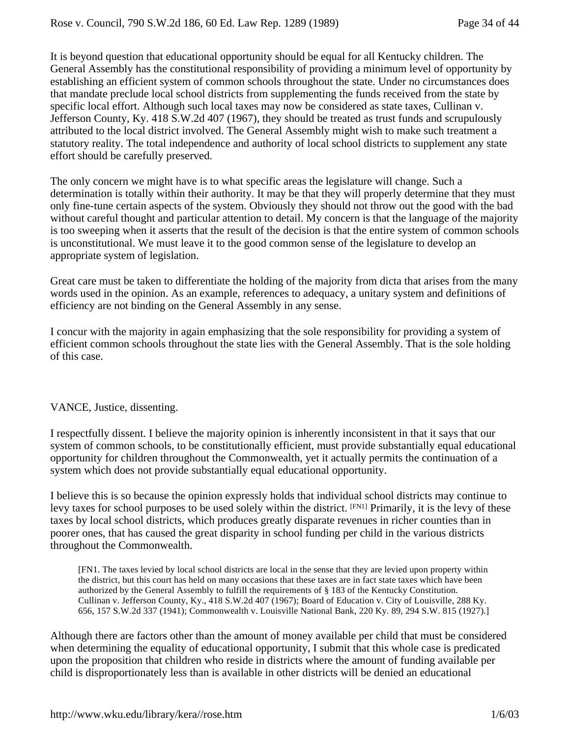It is beyond question that educational opportunity should be equal for all Kentucky children. The General Assembly has the constitutional responsibility of providing a minimum level of opportunity by establishing an efficient system of common schools throughout the state. Under no circumstances does that mandate preclude local school districts from supplementing the funds received from the state by specific local effort. Although such local taxes may now be considered as state taxes, Cullinan v. Jefferson County, Ky. 418 S.W.2d 407 (1967), they should be treated as trust funds and scrupulously attributed to the local district involved. The General Assembly might wish to make such treatment a statutory reality. The total independence and authority of local school districts to supplement any state effort should be carefully preserved.

The only concern we might have is to what specific areas the legislature will change. Such a determination is totally within their authority. It may be that they will properly determine that they must only fine-tune certain aspects of the system. Obviously they should not throw out the good with the bad without careful thought and particular attention to detail. My concern is that the language of the majority is too sweeping when it asserts that the result of the decision is that the entire system of common schools is unconstitutional. We must leave it to the good common sense of the legislature to develop an appropriate system of legislation.

Great care must be taken to differentiate the holding of the majority from dicta that arises from the many words used in the opinion. As an example, references to adequacy, a unitary system and definitions of efficiency are not binding on the General Assembly in any sense.

I concur with the majority in again emphasizing that the sole responsibility for providing a system of efficient common schools throughout the state lies with the General Assembly. That is the sole holding of this case.

VANCE, Justice, dissenting.

I respectfully dissent. I believe the majority opinion is inherently inconsistent in that it says that our system of common schools, to be constitutionally efficient, must provide substantially equal educational opportunity for children throughout the Commonwealth, yet it actually permits the continuation of a system which does not provide substantially equal educational opportunity.

I believe this is so because the opinion expressly holds that individual school districts may continue to levy taxes for school purposes to be used solely within the district. [FN1] Primarily, it is the levy of these taxes by local school districts, which produces greatly disparate revenues in richer counties than in poorer ones, that has caused the great disparity in school funding per child in the various districts throughout the Commonwealth.

> [FN1. The taxes levied by local school districts are local in the sense that they are levied upon property within the district, but this court has held on many occasions that these taxes are in fact state taxes which have been authorized by the General Assembly to fulfill the requirements of § 183 of the Kentucky Constitution. Cullinan v. Jefferson County, Ky., 418 S.W.2d 407 (1967); Board of Education v. City of Louisville, 288 Ky. 656, 157 S.W.2d 337 (1941); Commonwealth v. Louisville National Bank, 220 Ky. 89, 294 S.W. 815 (1927).]

Although there are factors other than the amount of money available per child that must be considered when determining the equality of educational opportunity, I submit that this whole case is predicated upon the proposition that children who reside in districts where the amount of funding available per child is disproportionately less than is available in other districts will be denied an educational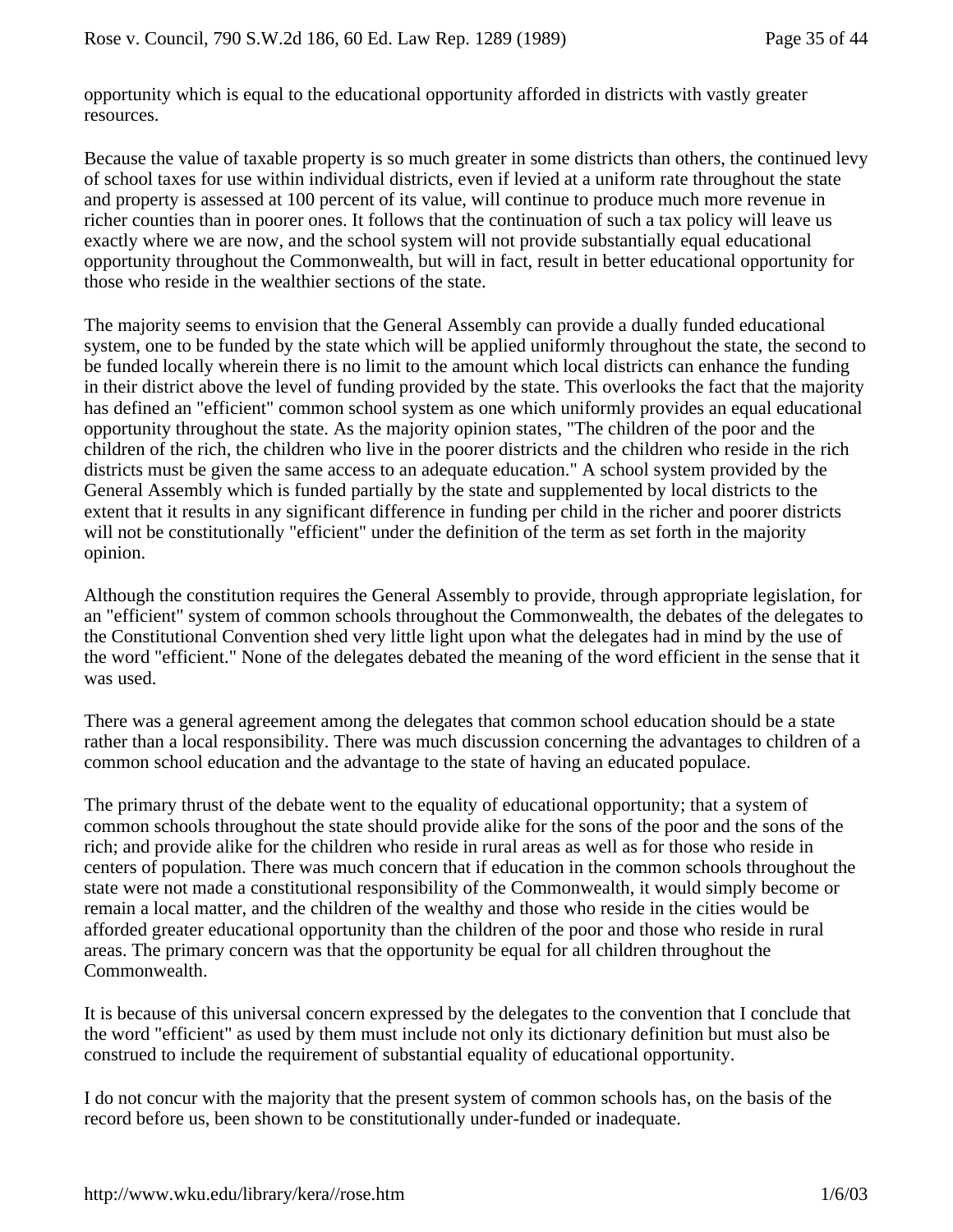opportunity which is equal to the educational opportunity afforded in districts with vastly greater resources.

Because the value of taxable property is so much greater in some districts than others, the continued levy of school taxes for use within individual districts, even if levied at a uniform rate throughout the state and property is assessed at 100 percent of its value, will continue to produce much more revenue in richer counties than in poorer ones. It follows that the continuation of such a tax policy will leave us exactly where we are now, and the school system will not provide substantially equal educational opportunity throughout the Commonwealth, but will in fact, result in better educational opportunity for those who reside in the wealthier sections of the state.

The majority seems to envision that the General Assembly can provide a dually funded educational system, one to be funded by the state which will be applied uniformly throughout the state, the second to be funded locally wherein there is no limit to the amount which local districts can enhance the funding in their district above the level of funding provided by the state. This overlooks the fact that the majority has defined an "efficient" common school system as one which uniformly provides an equal educational opportunity throughout the state. As the majority opinion states, "The children of the poor and the children of the rich, the children who live in the poorer districts and the children who reside in the rich districts must be given the same access to an adequate education." A school system provided by the General Assembly which is funded partially by the state and supplemented by local districts to the extent that it results in any significant difference in funding per child in the richer and poorer districts will not be constitutionally "efficient" under the definition of the term as set forth in the majority opinion.

Although the constitution requires the General Assembly to provide, through appropriate legislation, for an "efficient" system of common schools throughout the Commonwealth, the debates of the delegates to the Constitutional Convention shed very little light upon what the delegates had in mind by the use of the word "efficient." None of the delegates debated the meaning of the word efficient in the sense that it was used.

There was a general agreement among the delegates that common school education should be a state rather than a local responsibility. There was much discussion concerning the advantages to children of a common school education and the advantage to the state of having an educated populace.

The primary thrust of the debate went to the equality of educational opportunity; that a system of common schools throughout the state should provide alike for the sons of the poor and the sons of the rich; and provide alike for the children who reside in rural areas as well as for those who reside in centers of population. There was much concern that if education in the common schools throughout the state were not made a constitutional responsibility of the Commonwealth, it would simply become or remain a local matter, and the children of the wealthy and those who reside in the cities would be afforded greater educational opportunity than the children of the poor and those who reside in rural areas. The primary concern was that the opportunity be equal for all children throughout the Commonwealth.

It is because of this universal concern expressed by the delegates to the convention that I conclude that the word "efficient" as used by them must include not only its dictionary definition but must also be construed to include the requirement of substantial equality of educational opportunity.

I do not concur with the majority that the present system of common schools has, on the basis of the record before us, been shown to be constitutionally under-funded or inadequate.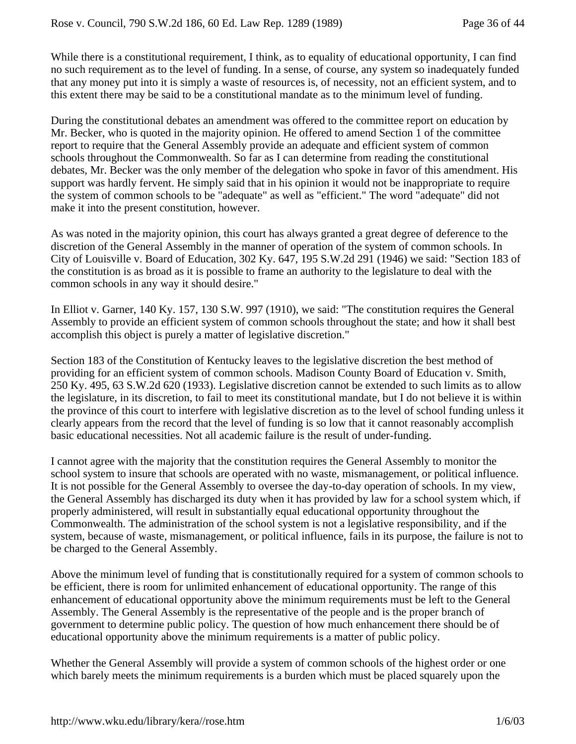While there is a constitutional requirement, I think, as to equality of educational opportunity, I can find no such requirement as to the level of funding. In a sense, of course, any system so inadequately funded that any money put into it is simply a waste of resources is, of necessity, not an efficient system, and to this extent there may be said to be a constitutional mandate as to the minimum level of funding.

During the constitutional debates an amendment was offered to the committee report on education by Mr. Becker, who is quoted in the majority opinion. He offered to amend Section 1 of the committee report to require that the General Assembly provide an adequate and efficient system of common schools throughout the Commonwealth. So far as I can determine from reading the constitutional debates, Mr. Becker was the only member of the delegation who spoke in favor of this amendment. His support was hardly fervent. He simply said that in his opinion it would not be inappropriate to require the system of common schools to be "adequate" as well as "efficient." The word "adequate" did not make it into the present constitution, however.

As was noted in the majority opinion, this court has always granted a great degree of deference to the discretion of the General Assembly in the manner of operation of the system of common schools. In City of Louisville v. Board of Education, 302 Ky. 647, 195 S.W.2d 291 (1946) we said: "Section 183 of the constitution is as broad as it is possible to frame an authority to the legislature to deal with the common schools in any way it should desire."

In Elliot v. Garner, 140 Ky. 157, 130 S.W. 997 (1910), we said: "The constitution requires the General Assembly to provide an efficient system of common schools throughout the state; and how it shall best accomplish this object is purely a matter of legislative discretion."

Section 183 of the Constitution of Kentucky leaves to the legislative discretion the best method of providing for an efficient system of common schools. Madison County Board of Education v. Smith, 250 Ky. 495, 63 S.W.2d 620 (1933). Legislative discretion cannot be extended to such limits as to allow the legislature, in its discretion, to fail to meet its constitutional mandate, but I do not believe it is within the province of this court to interfere with legislative discretion as to the level of school funding unless it clearly appears from the record that the level of funding is so low that it cannot reasonably accomplish basic educational necessities. Not all academic failure is the result of under-funding.

I cannot agree with the majority that the constitution requires the General Assembly to monitor the school system to insure that schools are operated with no waste, mismanagement, or political influence. It is not possible for the General Assembly to oversee the day-to-day operation of schools. In my view, the General Assembly has discharged its duty when it has provided by law for a school system which, if properly administered, will result in substantially equal educational opportunity throughout the Commonwealth. The administration of the school system is not a legislative responsibility, and if the system, because of waste, mismanagement, or political influence, fails in its purpose, the failure is not to be charged to the General Assembly.

Above the minimum level of funding that is constitutionally required for a system of common schools to be efficient, there is room for unlimited enhancement of educational opportunity. The range of this enhancement of educational opportunity above the minimum requirements must be left to the General Assembly. The General Assembly is the representative of the people and is the proper branch of government to determine public policy. The question of how much enhancement there should be of educational opportunity above the minimum requirements is a matter of public policy.

Whether the General Assembly will provide a system of common schools of the highest order or one which barely meets the minimum requirements is a burden which must be placed squarely upon the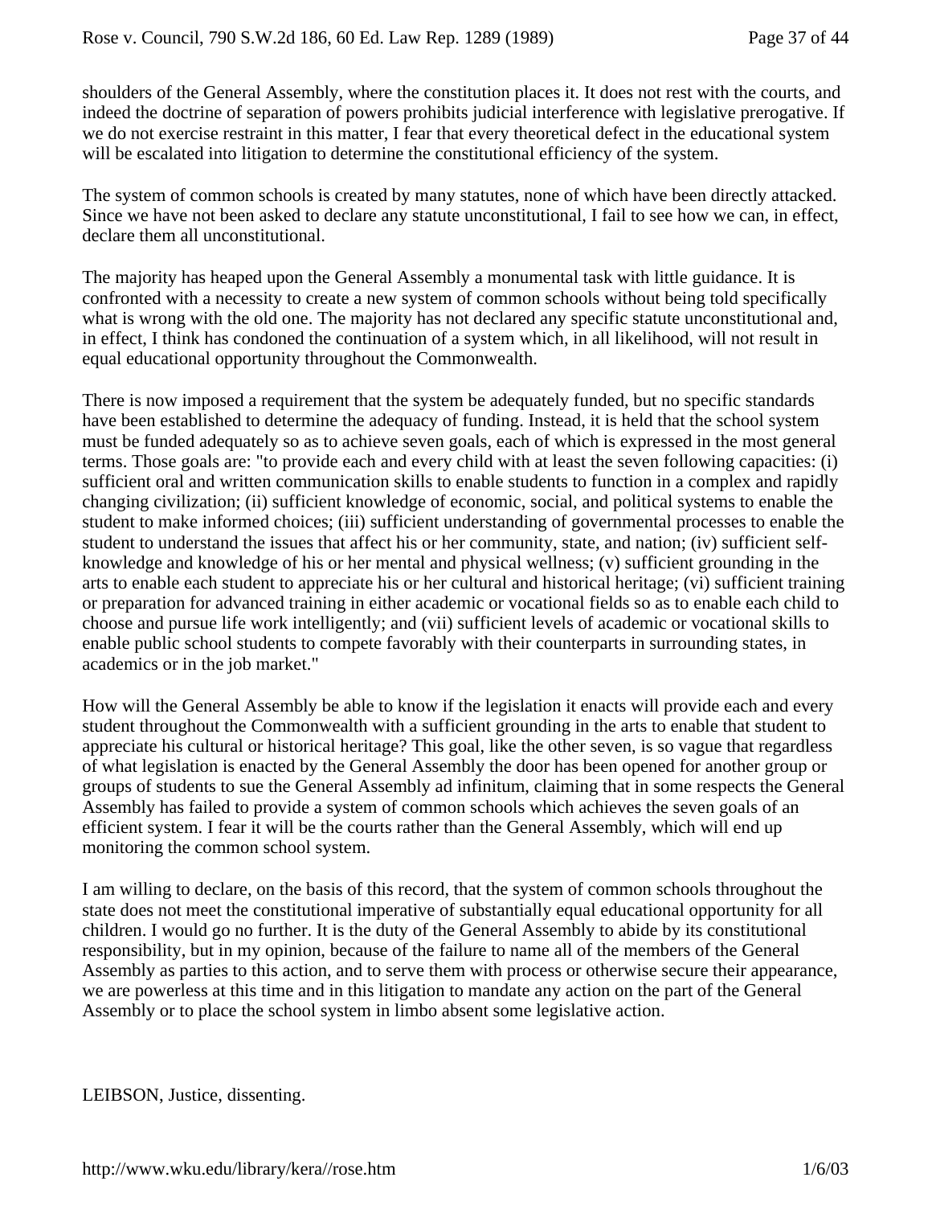shoulders of the General Assembly, where the constitution places it. It does not rest with the courts, and indeed the doctrine of separation of powers prohibits judicial interference with legislative prerogative. If we do not exercise restraint in this matter, I fear that every theoretical defect in the educational system will be escalated into litigation to determine the constitutional efficiency of the system.

The system of common schools is created by many statutes, none of which have been directly attacked. Since we have not been asked to declare any statute unconstitutional, I fail to see how we can, in effect, declare them all unconstitutional.

The majority has heaped upon the General Assembly a monumental task with little guidance. It is confronted with a necessity to create a new system of common schools without being told specifically what is wrong with the old one. The majority has not declared any specific statute unconstitutional and, in effect, I think has condoned the continuation of a system which, in all likelihood, will not result in equal educational opportunity throughout the Commonwealth.

There is now imposed a requirement that the system be adequately funded, but no specific standards have been established to determine the adequacy of funding. Instead, it is held that the school system must be funded adequately so as to achieve seven goals, each of which is expressed in the most general terms. Those goals are: "to provide each and every child with at least the seven following capacities: (i) sufficient oral and written communication skills to enable students to function in a complex and rapidly changing civilization; (ii) sufficient knowledge of economic, social, and political systems to enable the student to make informed choices; (iii) sufficient understanding of governmental processes to enable the student to understand the issues that affect his or her community, state, and nation; (iv) sufficient self-knowledge and knowledge of his or her mental and physical wellness; (v) sufficient grounding in the arts to enable each student to appreciate his or her cultural and historical heritage; (vi) sufficient training or preparation for advanced training in either academic or vocational fields so as to enable each child to choose and pursue life work intelligently; and (vii) sufficient levels of academic or vocational skills to enable public school students to compete favorably with their counterparts in surrounding states, in academics or in the job market."

How will the General Assembly be able to know if the legislation it enacts will provide each and every student throughout the Commonwealth with a sufficient grounding in the arts to enable that student to appreciate his cultural or historical heritage? This goal, like the other seven, is so vague that regardless of what legislation is enacted by the General Assembly the door has been opened for another group or groups of students to sue the General Assembly ad infinitum, claiming that in some respects the General Assembly has failed to provide a system of common schools which achieves the seven goals of an efficient system. I fear it will be the courts rather than the General Assembly, which will end up monitoring the common school system.

I am willing to declare, on the basis of this record, that the system of common schools throughout the state does not meet the constitutional imperative of substantially equal educational opportunity for all children. I would go no further. It is the duty of the General Assembly to abide by its constitutional responsibility, but in my opinion, because of the failure to name all of the members of the General Assembly as parties to this action, and to serve them with process or otherwise secure their appearance, we are powerless at this time and in this litigation to mandate any action on the part of the General Assembly or to place the school system in limbo absent some legislative action.

LEIBSON, Justice, dissenting.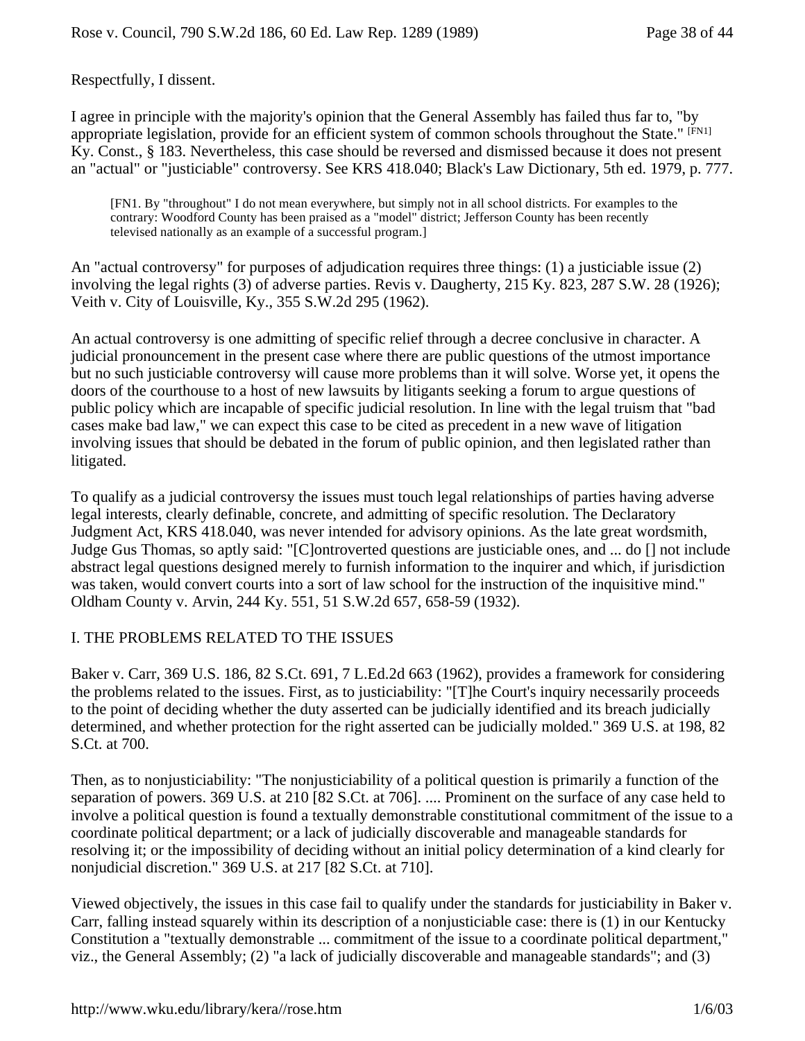Respectfully, I dissent.

I agree in principle with the majority's opinion that the General Assembly has failed thus far to, "by appropriate legislation, provide for an efficient system of common schools throughout the State." [FN1] Ky. Const., § 183. Nevertheless, this case should be reversed and dismissed because it does not present an "actual" or "justiciable" controversy. See KRS 418.040; Black's Law Dictionary, 5th ed. 1979, p. 777.

> [FN1. By "throughout" I do not mean everywhere, but simply not in all school districts. For examples to the contrary: Woodford County has been praised as a "model" district; Jefferson County has been recently televised nationally as an example of a successful program.]

An "actual controversy" for purposes of adjudication requires three things: (1) a justiciable issue (2) involving the legal rights (3) of adverse parties. Revis v. Daugherty, 215 Ky. 823, 287 S.W. 28 (1926); Veith v. City of Louisville, Ky., 355 S.W.2d 295 (1962).

An actual controversy is one admitting of specific relief through a decree conclusive in character. A judicial pronouncement in the present case where there are public questions of the utmost importance but no such justiciable controversy will cause more problems than it will solve. Worse yet, it opens the doors of the courthouse to a host of new lawsuits by litigants seeking a forum to argue questions of public policy which are incapable of specific judicial resolution. In line with the legal truism that "bad cases make bad law," we can expect this case to be cited as precedent in a new wave of litigation involving issues that should be debated in the forum of public opinion, and then legislated rather than litigated.

To qualify as a judicial controversy the issues must touch legal relationships of parties having adverse legal interests, clearly definable, concrete, and admitting of specific resolution. The Declaratory Judgment Act, KRS 418.040, was never intended for advisory opinions. As the late great wordsmith, Judge Gus Thomas, so aptly said: "[C]ontroverted questions are justiciable ones, and ... do [] not include abstract legal questions designed merely to furnish information to the inquirer and which, if jurisdiction was taken, would convert courts into a sort of law school for the instruction of the inquisitive mind." Oldham County v. Arvin, 244 Ky. 551, 51 S.W.2d 657, 658-59 (1932).

## I. THE PROBLEMS RELATED TO THE ISSUES

Baker v. Carr, 369 U.S. 186, 82 S.Ct. 691, 7 L.Ed.2d 663 (1962), provides a framework for considering the problems related to the issues. First, as to justiciability: "[T]he Court's inquiry necessarily proceeds to the point of deciding whether the duty asserted can be judicially identified and its breach judicially determined, and whether protection for the right asserted can be judicially molded." 369 U.S. at 198, 82 S.Ct. at 700.

Then, as to nonjusticiability: "The nonjusticiability of a political question is primarily a function of the separation of powers. 369 U.S. at 210 [82 S.Ct. at 706]. .... Prominent on the surface of any case held to involve a political question is found a textually demonstrable constitutional commitment of the issue to a coordinate political department; or a lack of judicially discoverable and manageable standards for resolving it; or the impossibility of deciding without an initial policy determination of a kind clearly for nonjudicial discretion." 369 U.S. at 217 [82 S.Ct. at 710].

Viewed objectively, the issues in this case fail to qualify under the standards for justiciability in Baker v. Carr, falling instead squarely within its description of a nonjusticiable case: there is (1) in our Kentucky Constitution a "textually demonstrable ... commitment of the issue to a coordinate political department," viz., the General Assembly; (2) "a lack of judicially discoverable and manageable standards"; and (3)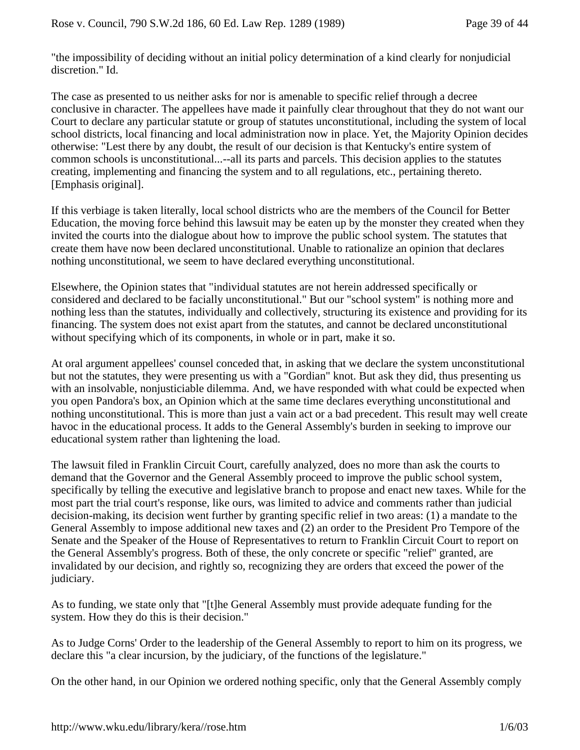"the impossibility of deciding without an initial policy determination of a kind clearly for nonjudicial discretion." Id.

The case as presented to us neither asks for nor is amenable to specific relief through a decree conclusive in character. The appellees have made it painfully clear throughout that they do not want our Court to declare any particular statute or group of statutes unconstitutional, including the system of local school districts, local financing and local administration now in place. Yet, the Majority Opinion decides otherwise: "Lest there by any doubt, the result of our decision is that Kentucky's entire system of common schools is unconstitutional...--all its parts and parcels. This decision applies to the statutes creating, implementing and financing the system and to all regulations, etc., pertaining thereto. [Emphasis original].

If this verbiage is taken literally, local school districts who are the members of the Council for Better Education, the moving force behind this lawsuit may be eaten up by the monster they created when they invited the courts into the dialogue about how to improve the public school system. The statutes that create them have now been declared unconstitutional. Unable to rationalize an opinion that declares nothing unconstitutional, we seem to have declared everything unconstitutional.

Elsewhere, the Opinion states that "individual statutes are not herein addressed specifically or considered and declared to be facially unconstitutional." But our "school system" is nothing more and nothing less than the statutes, individually and collectively, structuring its existence and providing for its financing. The system does not exist apart from the statutes, and cannot be declared unconstitutional without specifying which of its components, in whole or in part, make it so.

At oral argument appellees' counsel conceded that, in asking that we declare the system unconstitutional but not the statutes, they were presenting us with a "Gordian" knot. But ask they did, thus presenting us with an insolvable, nonjusticiable dilemma. And, we have responded with what could be expected when you open Pandora's box, an Opinion which at the same time declares everything unconstitutional and nothing unconstitutional. This is more than just a vain act or a bad precedent. This result may well create havoc in the educational process. It adds to the General Assembly's burden in seeking to improve our educational system rather than lightening the load.

The lawsuit filed in Franklin Circuit Court, carefully analyzed, does no more than ask the courts to demand that the Governor and the General Assembly proceed to improve the public school system, specifically by telling the executive and legislative branch to propose and enact new taxes. While for the most part the trial court's response, like ours, was limited to advice and comments rather than judicial decision-making, its decision went further by granting specific relief in two areas: (1) a mandate to the General Assembly to impose additional new taxes and (2) an order to the President Pro Tempore of the Senate and the Speaker of the House of Representatives to return to Franklin Circuit Court to report on the General Assembly's progress. Both of these, the only concrete or specific "relief" granted, are invalidated by our decision, and rightly so, recognizing they are orders that exceed the power of the judiciary.

As to funding, we state only that "[t]he General Assembly must provide adequate funding for the system. How they do this is their decision."

As to Judge Corns' Order to the leadership of the General Assembly to report to him on its progress, we declare this "a clear incursion, by the judiciary, of the functions of the legislature."

On the other hand, in our Opinion we ordered nothing specific, only that the General Assembly comply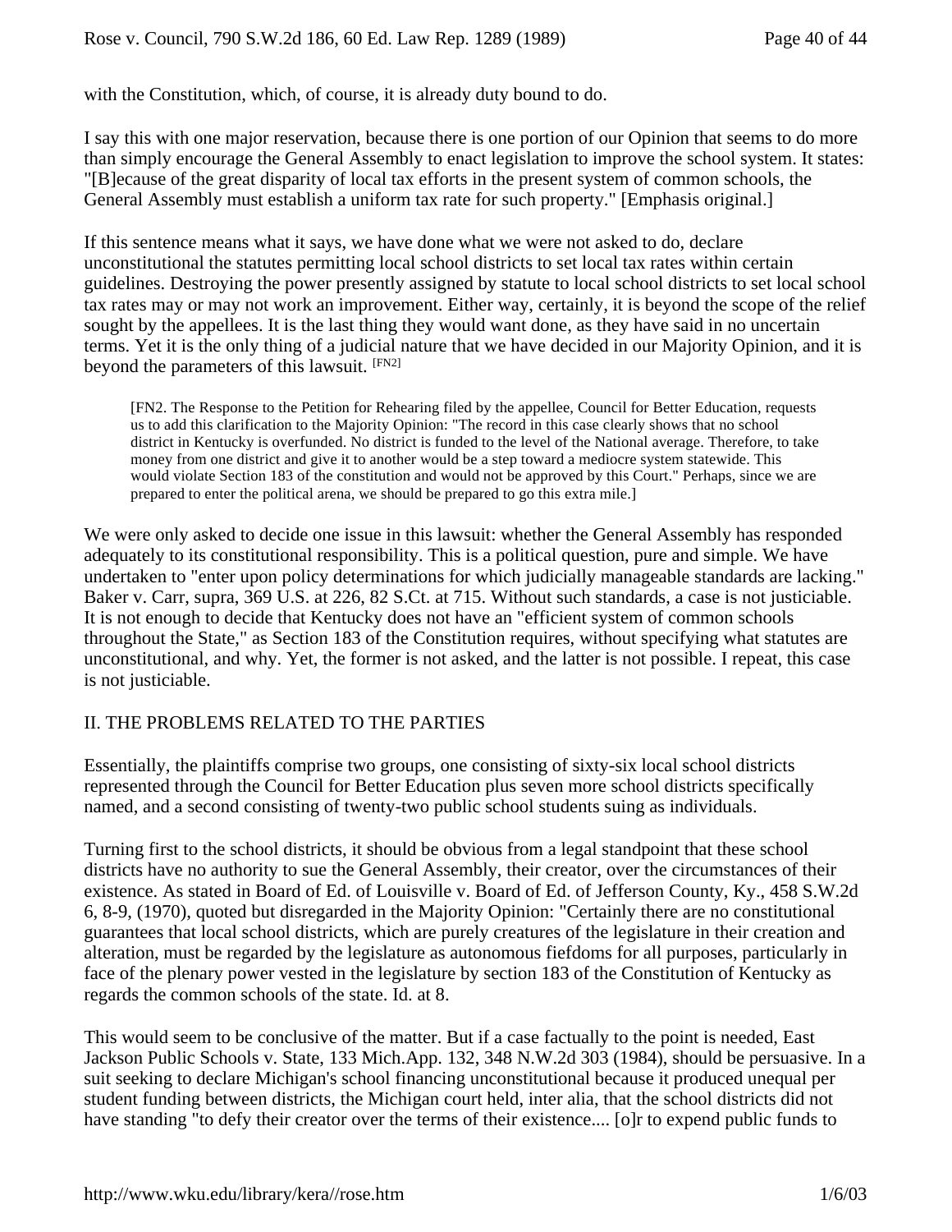with the Constitution, which, of course, it is already duty bound to do.

I say this with one major reservation, because there is one portion of our Opinion that seems to do more than simply encourage the General Assembly to enact legislation to improve the school system. It states: "[B]ecause of the great disparity of local tax efforts in the present system of common schools, the General Assembly must establish a uniform tax rate for such property." [Emphasis original.]

If this sentence means what it says, we have done what we were not asked to do, declare unconstitutional the statutes permitting local school districts to set local tax rates within certain guidelines. Destroying the power presently assigned by statute to local school districts to set local school tax rates may or may not work an improvement. Either way, certainly, it is beyond the scope of the relief sought by the appellees. It is the last thing they would want done, as they have said in no uncertain terms. Yet it is the only thing of a judicial nature that we have decided in our Majority Opinion, and it is beyond the parameters of this lawsuit. [FN2]

> [FN2. The Response to the Petition for Rehearing filed by the appellee, Council for Better Education, requests us to add this clarification to the Majority Opinion: "The record in this case clearly shows that no school district in Kentucky is overfunded. No district is funded to the level of the National average. Therefore, to take money from one district and give it to another would be a step toward a mediocre system statewide. This would violate Section 183 of the constitution and would not be approved by this Court." Perhaps, since we are prepared to enter the political arena, we should be prepared to go this extra mile.]

We were only asked to decide one issue in this lawsuit: whether the General Assembly has responded adequately to its constitutional responsibility. This is a political question, pure and simple. We have undertaken to "enter upon policy determinations for which judicially manageable standards are lacking." Baker v. Carr, supra, 369 U.S. at 226, 82 S.Ct. at 715. Without such standards, a case is not justiciable. It is not enough to decide that Kentucky does not have an "efficient system of common schools throughout the State," as Section 183 of the Constitution requires, without specifying what statutes are unconstitutional, and why. Yet, the former is not asked, and the latter is not possible. I repeat, this case is not justiciable.

## II. THE PROBLEMS RELATED TO THE PARTIES

Essentially, the plaintiffs comprise two groups, one consisting of sixty-six local school districts represented through the Council for Better Education plus seven more school districts specifically named, and a second consisting of twenty-two public school students suing as individuals.

Turning first to the school districts, it should be obvious from a legal standpoint that these school districts have no authority to sue the General Assembly, their creator, over the circumstances of their existence. As stated in Board of Ed. of Louisville v. Board of Ed. of Jefferson County, Ky., 458 S.W.2d 6, 8-9, (1970), quoted but disregarded in the Majority Opinion: "Certainly there are no constitutional guarantees that local school districts, which are purely creatures of the legislature in their creation and alteration, must be regarded by the legislature as autonomous fiefdoms for all purposes, particularly in face of the plenary power vested in the legislature by section 183 of the Constitution of Kentucky as regards the common schools of the state. Id. at 8.

This would seem to be conclusive of the matter. But if a case factually to the point is needed, East Jackson Public Schools v. State, 133 Mich.App. 132, 348 N.W.2d 303 (1984), should be persuasive. In a suit seeking to declare Michigan's school financing unconstitutional because it produced unequal per student funding between districts, the Michigan court held, inter alia, that the school districts did not have standing "to defy their creator over the terms of their existence.... [o]r to expend public funds to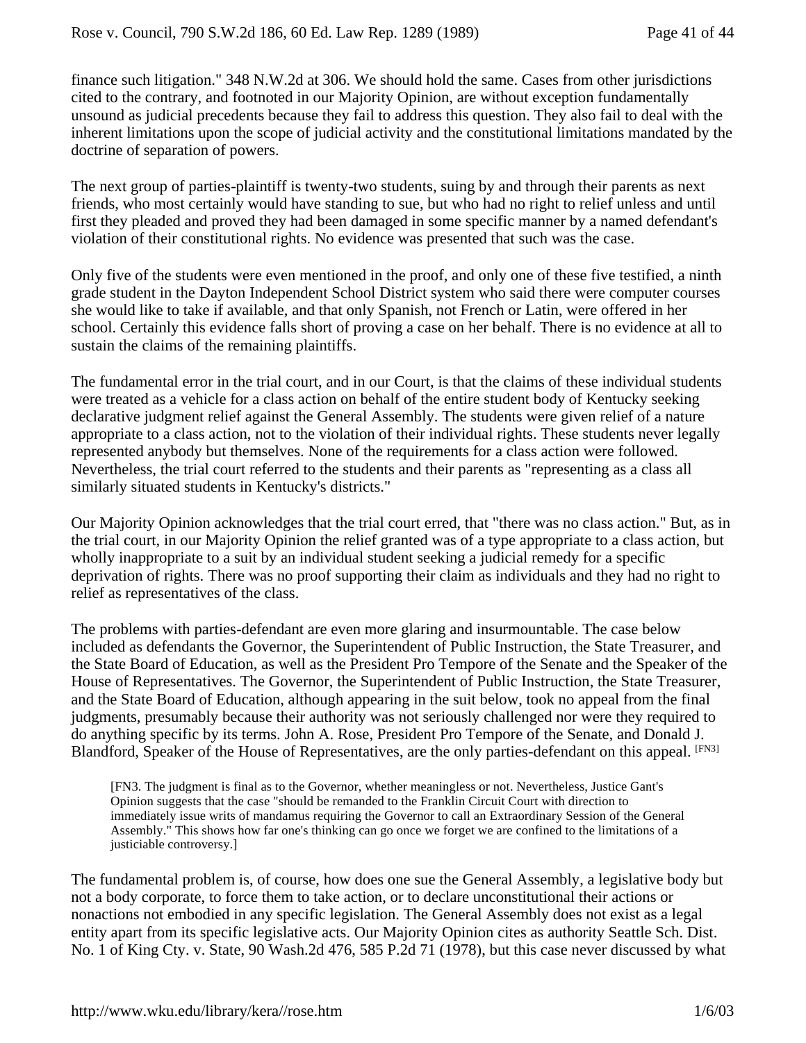finance such litigation." 348 N.W.2d at 306. We should hold the same. Cases from other jurisdictions cited to the contrary, and footnoted in our Majority Opinion, are without exception fundamentally unsound as judicial precedents because they fail to address this question. They also fail to deal with the inherent limitations upon the scope of judicial activity and the constitutional limitations mandated by the doctrine of separation of powers.

The next group of parties-plaintiff is twenty-two students, suing by and through their parents as next friends, who most certainly would have standing to sue, but who had no right to relief unless and until first they pleaded and proved they had been damaged in some specific manner by a named defendant's violation of their constitutional rights. No evidence was presented that such was the case.

Only five of the students were even mentioned in the proof, and only one of these five testified, a ninth grade student in the Dayton Independent School District system who said there were computer courses she would like to take if available, and that only Spanish, not French or Latin, were offered in her school. Certainly this evidence falls short of proving a case on her behalf. There is no evidence at all to sustain the claims of the remaining plaintiffs.

The fundamental error in the trial court, and in our Court, is that the claims of these individual students were treated as a vehicle for a class action on behalf of the entire student body of Kentucky seeking declarative judgment relief against the General Assembly. The students were given relief of a nature appropriate to a class action, not to the violation of their individual rights. These students never legally represented anybody but themselves. None of the requirements for a class action were followed. Nevertheless, the trial court referred to the students and their parents as "representing as a class all similarly situated students in Kentucky's districts."

Our Majority Opinion acknowledges that the trial court erred, that "there was no class action." But, as in the trial court, in our Majority Opinion the relief granted was of a type appropriate to a class action, but wholly inappropriate to a suit by an individual student seeking a judicial remedy for a specific deprivation of rights. There was no proof supporting their claim as individuals and they had no right to relief as representatives of the class.

The problems with parties-defendant are even more glaring and insurmountable. The case below included as defendants the Governor, the Superintendent of Public Instruction, the State Treasurer, and the State Board of Education, as well as the President Pro Tempore of the Senate and the Speaker of the House of Representatives. The Governor, the Superintendent of Public Instruction, the State Treasurer, and the State Board of Education, although appearing in the suit below, took no appeal from the final judgments, presumably because their authority was not seriously challenged nor were they required to do anything specific by its terms. John A. Rose, President Pro Tempore of the Senate, and Donald J. Blandford, Speaker of the House of Representatives, are the only parties-defendant on this appeal. [FN3]

> [FN3. The judgment is final as to the Governor, whether meaningless or not. Nevertheless, Justice Gant's Opinion suggests that the case "should be remanded to the Franklin Circuit Court with direction to immediately issue writs of mandamus requiring the Governor to call an Extraordinary Session of the General Assembly." This shows how far one's thinking can go once we forget we are confined to the limitations of a justiciable controversy.]

The fundamental problem is, of course, how does one sue the General Assembly, a legislative body but not a body corporate, to force them to take action, or to declare unconstitutional their actions or nonactions not embodied in any specific legislation. The General Assembly does not exist as a legal entity apart from its specific legislative acts. Our Majority Opinion cites as authority Seattle Sch. Dist. No. 1 of King Cty. v. State, 90 Wash.2d 476, 585 P.2d 71 (1978), but this case never discussed by what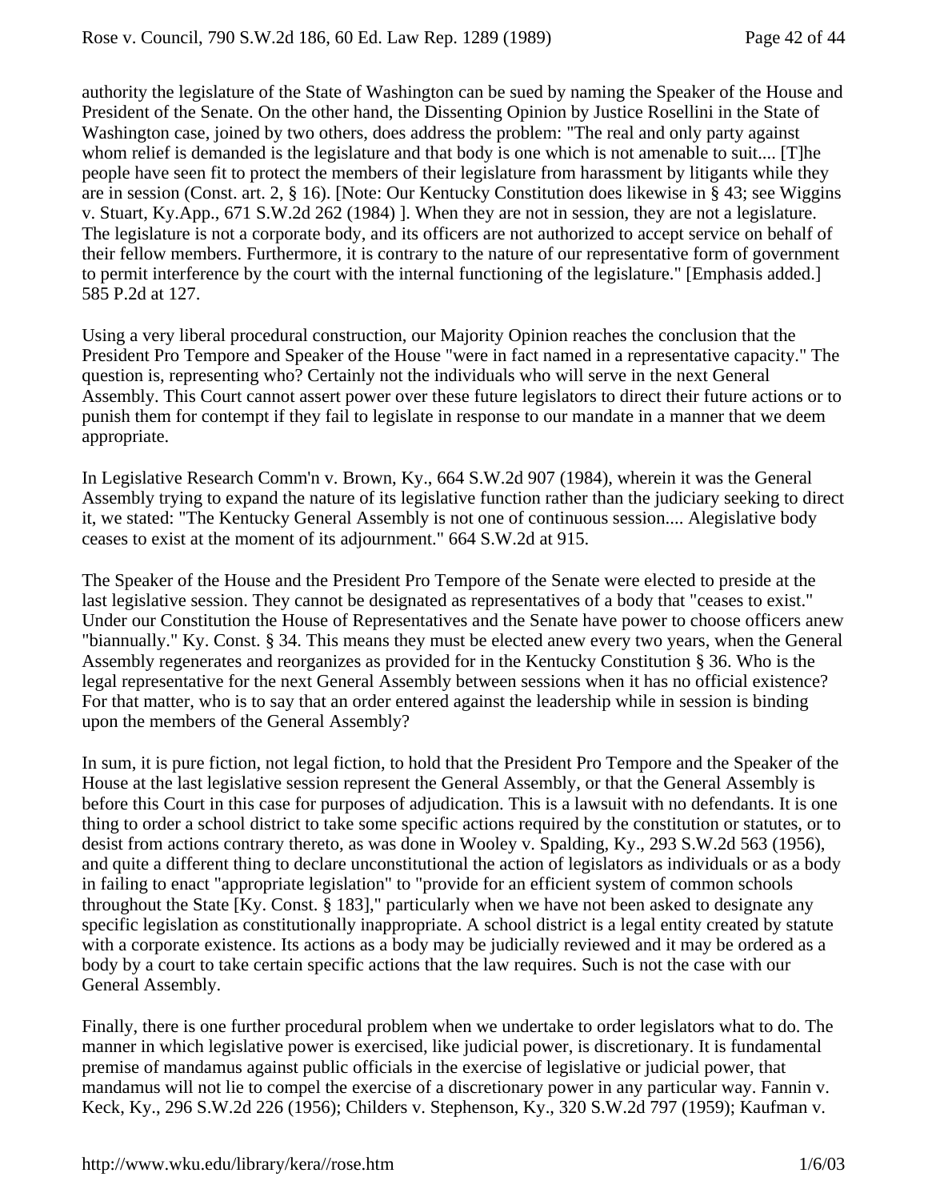authority the legislature of the State of Washington can be sued by naming the Speaker of the House and President of the Senate. On the other hand, the Dissenting Opinion by Justice Rosellini in the State of Washington case, joined by two others, does address the problem: "The real and only party against whom relief is demanded is the legislature and that body is one which is not amenable to suit.... [T]he people have seen fit to protect the members of their legislature from harassment by litigants while they are in session (Const. art. 2, § 16). [Note: Our Kentucky Constitution does likewise in § 43; see Wiggins v. Stuart, Ky.App., 671 S.W.2d 262 (1984) ]. When they are not in session, they are not a legislature. The legislature is not a corporate body, and its officers are not authorized to accept service on behalf of their fellow members. Furthermore, it is contrary to the nature of our representative form of government to permit interference by the court with the internal functioning of the legislature." [Emphasis added.] 585 P.2d at 127.

Using a very liberal procedural construction, our Majority Opinion reaches the conclusion that the President Pro Tempore and Speaker of the House "were in fact named in a representative capacity." The question is, representing who? Certainly not the individuals who will serve in the next General Assembly. This Court cannot assert power over these future legislators to direct their future actions or to punish them for contempt if they fail to legislate in response to our mandate in a manner that we deem appropriate.

In Legislative Research Comm'n v. Brown, Ky., 664 S.W.2d 907 (1984), wherein it was the General Assembly trying to expand the nature of its legislative function rather than the judiciary seeking to direct it, we stated: "The Kentucky General Assembly is not one of continuous session.... Alegislative body ceases to exist at the moment of its adjournment." 664 S.W.2d at 915.

The Speaker of the House and the President Pro Tempore of the Senate were elected to preside at the last legislative session. They cannot be designated as representatives of a body that "ceases to exist." Under our Constitution the House of Representatives and the Senate have power to choose officers anew "biannually." Ky. Const. § 34. This means they must be elected anew every two years, when the General Assembly regenerates and reorganizes as provided for in the Kentucky Constitution § 36. Who is the legal representative for the next General Assembly between sessions when it has no official existence? For that matter, who is to say that an order entered against the leadership while in session is binding upon the members of the General Assembly?

In sum, it is pure fiction, not legal fiction, to hold that the President Pro Tempore and the Speaker of the House at the last legislative session represent the General Assembly, or that the General Assembly is before this Court in this case for purposes of adjudication. This is a lawsuit with no defendants. It is one thing to order a school district to take some specific actions required by the constitution or statutes, or to desist from actions contrary thereto, as was done in Wooley v. Spalding, Ky., 293 S.W.2d 563 (1956), and quite a different thing to declare unconstitutional the action of legislators as individuals or as a body in failing to enact "appropriate legislation" to "provide for an efficient system of common schools throughout the State [Ky. Const. § 183]," particularly when we have not been asked to designate any specific legislation as constitutionally inappropriate. A school district is a legal entity created by statute with a corporate existence. Its actions as a body may be judicially reviewed and it may be ordered as a body by a court to take certain specific actions that the law requires. Such is not the case with our General Assembly.

Finally, there is one further procedural problem when we undertake to order legislators what to do. The manner in which legislative power is exercised, like judicial power, is discretionary. It is fundamental premise of mandamus against public officials in the exercise of legislative or judicial power, that mandamus will not lie to compel the exercise of a discretionary power in any particular way. Fannin v. Keck, Ky., 296 S.W.2d 226 (1956); Childers v. Stephenson, Ky., 320 S.W.2d 797 (1959); Kaufman v.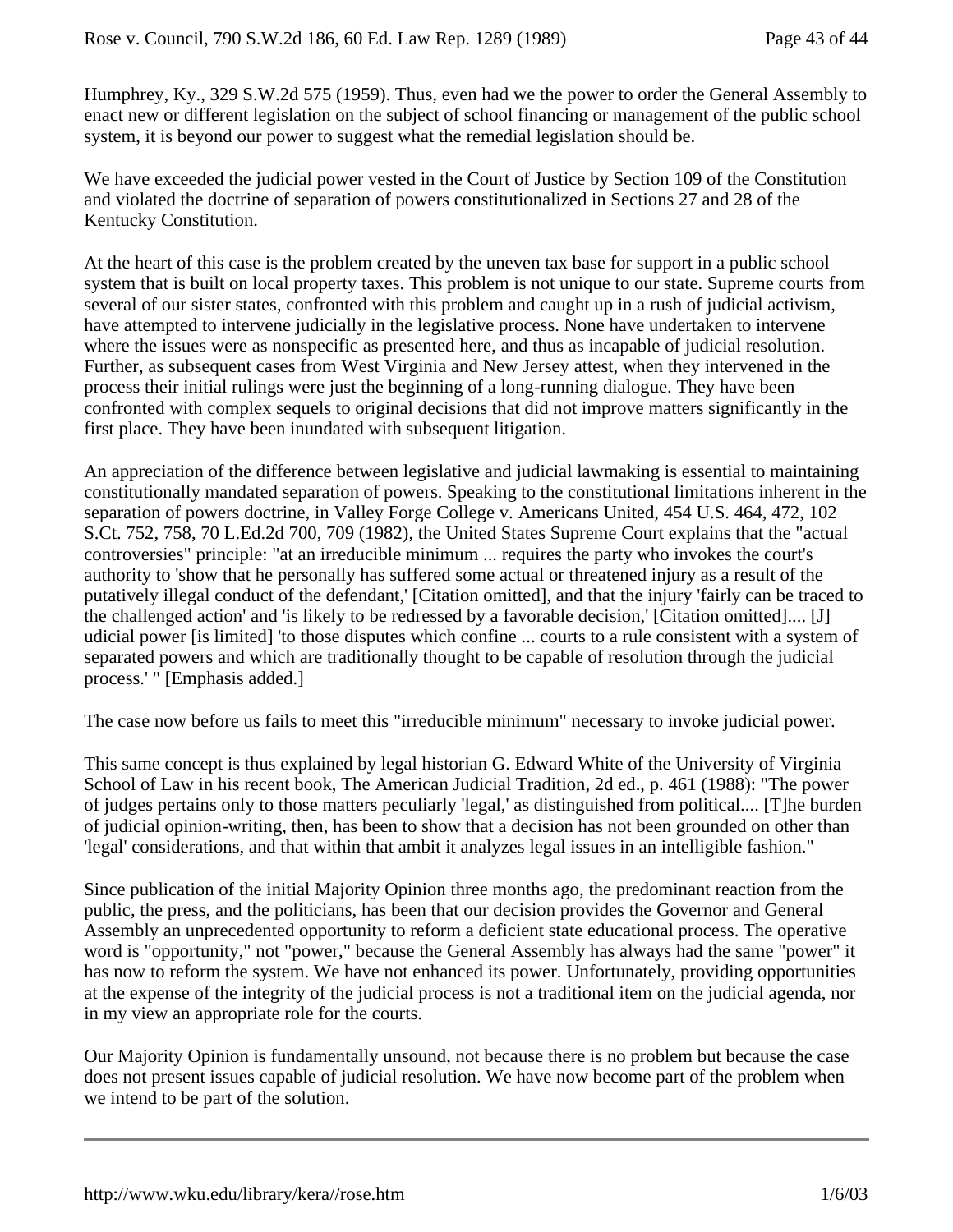Humphrey, Ky., 329 S.W.2d 575 (1959). Thus, even had we the power to order the General Assembly to enact new or different legislation on the subject of school financing or management of the public school system, it is beyond our power to suggest what the remedial legislation should be.

We have exceeded the judicial power vested in the Court of Justice by Section 109 of the Constitution and violated the doctrine of separation of powers constitutionalized in Sections 27 and 28 of the Kentucky Constitution.

At the heart of this case is the problem created by the uneven tax base for support in a public school system that is built on local property taxes. This problem is not unique to our state. Supreme courts from several of our sister states, confronted with this problem and caught up in a rush of judicial activism, have attempted to intervene judicially in the legislative process. None have undertaken to intervene where the issues were as nonspecific as presented here, and thus as incapable of judicial resolution. Further, as subsequent cases from West Virginia and New Jersey attest, when they intervened in the process their initial rulings were just the beginning of a long-running dialogue. They have been confronted with complex sequels to original decisions that did not improve matters significantly in the first place. They have been inundated with subsequent litigation.

An appreciation of the difference between legislative and judicial lawmaking is essential to maintaining constitutionally mandated separation of powers. Speaking to the constitutional limitations inherent in the separation of powers doctrine, in Valley Forge College v. Americans United, 454 U.S. 464, 472, 102 S.Ct. 752, 758, 70 L.Ed.2d 700, 709 (1982), the United States Supreme Court explains that the "actual controversies" principle: "at an irreducible minimum ... requires the party who invokes the court's authority to 'show that he personally has suffered some actual or threatened injury as a result of the putatively illegal conduct of the defendant,' [Citation omitted], and that the injury 'fairly can be traced to the challenged action' and 'is likely to be redressed by a favorable decision,' [Citation omitted].... [J] udicial power [is limited] 'to those disputes which confine ... courts to a rule consistent with a system of separated powers and which are traditionally thought to be capable of resolution through the judicial process.' " [Emphasis added.]

The case now before us fails to meet this "irreducible minimum" necessary to invoke judicial power.

This same concept is thus explained by legal historian G. Edward White of the University of Virginia School of Law in his recent book, The American Judicial Tradition, 2d ed., p. 461 (1988): "The power of judges pertains only to those matters peculiarly 'legal,' as distinguished from political.... [T]he burden of judicial opinion-writing, then, has been to show that a decision has not been grounded on other than 'legal' considerations, and that within that ambit it analyzes legal issues in an intelligible fashion."

Since publication of the initial Majority Opinion three months ago, the predominant reaction from the public, the press, and the politicians, has been that our decision provides the Governor and General Assembly an unprecedented opportunity to reform a deficient state educational process. The operative word is "opportunity," not "power," because the General Assembly has always had the same "power" it has now to reform the system. We have not enhanced its power. Unfortunately, providing opportunities at the expense of the integrity of the judicial process is not a traditional item on the judicial agenda, nor in my view an appropriate role for the courts.

Our Majority Opinion is fundamentally unsound, not because there is no problem but because the case does not present issues capable of judicial resolution. We have now become part of the problem when we intend to be part of the solution.

---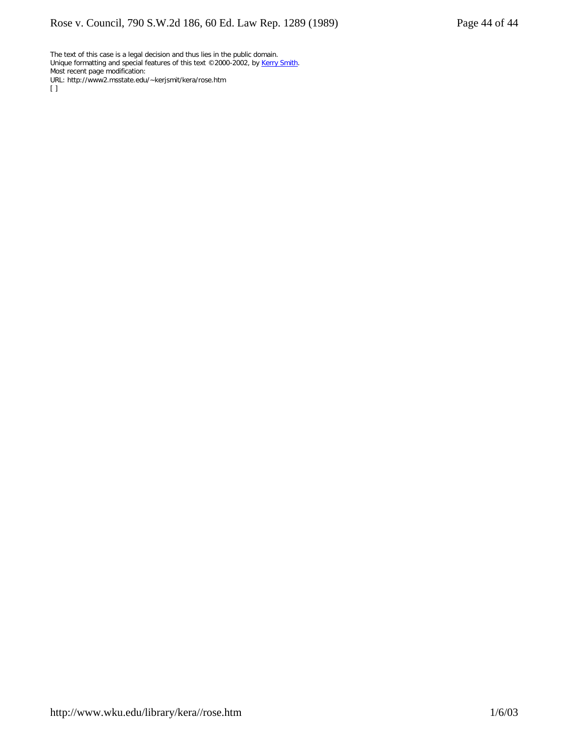The text of this case is a legal decision and thus lies in the public domain.
Unique formatting and special features of this text ©2000-2002, by Kerry Smith.
Most recent page modification:
URL: http://www2.msstate.edu/~kerjsmit/kera/rose.htm
[ ]